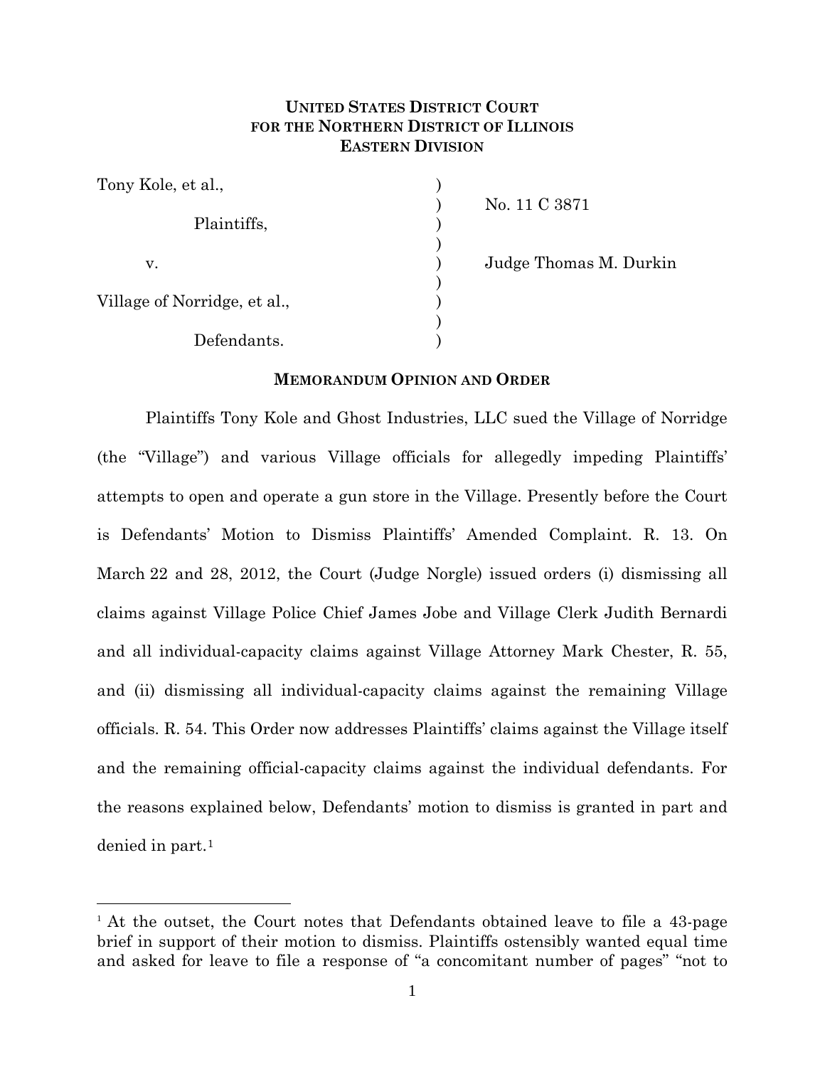**UNITED STATES DISTRICT COURT**
**FOR THE NORTHERN DISTRICT OF ILLINOIS**
**EASTERN DIVISION**

| | | |
|---|---|---|
| Tony Kole, et al., | ) | |
| | ) | No. 11 C 3871 |
| Plaintiffs, | ) | |
| | ) | |
| v. | ) | Judge Thomas M. Durkin |
| | ) | |
| Village of Norridge, et al., | ) | |
| | ) | |
| Defendants. | ) | |

**MEMORANDUM OPINION AND ORDER**

Plaintiffs Tony Kole and Ghost Industries, LLC sued the Village of Norridge (the "Village") and various Village officials for allegedly impeding Plaintiffs' attempts to open and operate a gun store in the Village. Presently before the Court is Defendants' Motion to Dismiss Plaintiffs' Amended Complaint. R. 13. On March 22 and 28, 2012, the Court (Judge Norgle) issued orders (i) dismissing all claims against Village Police Chief James Jobe and Village Clerk Judith Bernardi and all individual-capacity claims against Village Attorney Mark Chester, R. 55, and (ii) dismissing all individual-capacity claims against the remaining Village officials. R. 54. This Order now addresses Plaintiffs' claims against the Village itself and the remaining official-capacity claims against the individual defendants. For the reasons explained below, Defendants' motion to dismiss is granted in part and denied in part.[1]

[1] At the outset, the Court notes that Defendants obtained leave to file a 43-page brief in support of their motion to dismiss. Plaintiffs ostensibly wanted equal time and asked for leave to file a response of "a concomitant number of pages" "not to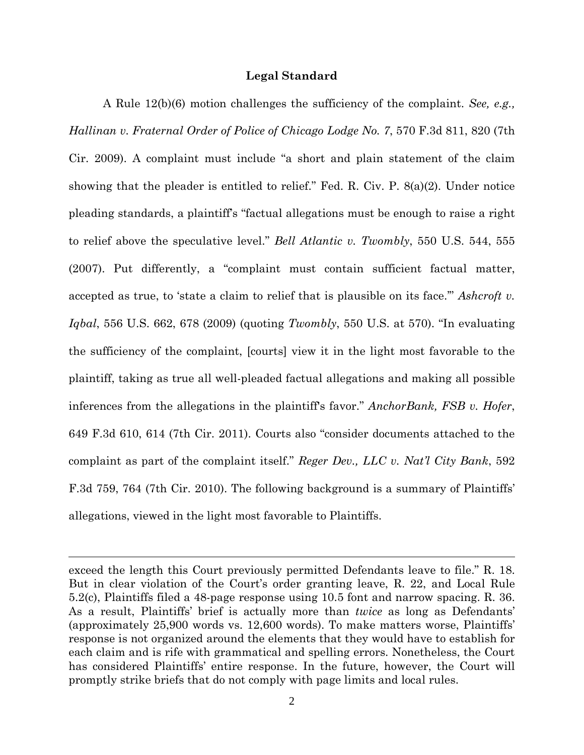## Legal Standard

A Rule 12(b)(6) motion challenges the sufficiency of the complaint. *See, e.g., Hallinan v. Fraternal Order of Police of Chicago Lodge No. 7*, 570 F.3d 811, 820 (7th Cir. 2009). A complaint must include "a short and plain statement of the claim showing that the pleader is entitled to relief." Fed. R. Civ. P. 8(a)(2). Under notice pleading standards, a plaintiff's "factual allegations must be enough to raise a right to relief above the speculative level." *Bell Atlantic v. Twombly*, 550 U.S. 544, 555 (2007). Put differently, a "complaint must contain sufficient factual matter, accepted as true, to 'state a claim to relief that is plausible on its face.'" *Ashcroft v. Iqbal*, 556 U.S. 662, 678 (2009) (quoting *Twombly*, 550 U.S. at 570). "In evaluating the sufficiency of the complaint, [courts] view it in the light most favorable to the plaintiff, taking as true all well-pleaded factual allegations and making all possible inferences from the allegations in the plaintiff's favor." *AnchorBank, FSB v. Hofer*, 649 F.3d 610, 614 (7th Cir. 2011). Courts also "consider documents attached to the complaint as part of the complaint itself." *Reger Dev., LLC v. Nat'l City Bank*, 592 F.3d 759, 764 (7th Cir. 2010). The following background is a summary of Plaintiffs' allegations, viewed in the light most favorable to Plaintiffs.

---

exceed the length this Court previously permitted Defendants leave to file." R. 18. But in clear violation of the Court's order granting leave, R. 22, and Local Rule 5.2(c), Plaintiffs filed a 48-page response using 10.5 font and narrow spacing. R. 36. As a result, Plaintiffs' brief is actually more than *twice* as long as Defendants' (approximately 25,900 words vs. 12,600 words). To make matters worse, Plaintiffs' response is not organized around the elements that they would have to establish for each claim and is rife with grammatical and spelling errors. Nonetheless, the Court has considered Plaintiffs' entire response. In the future, however, the Court will promptly strike briefs that do not comply with page limits and local rules.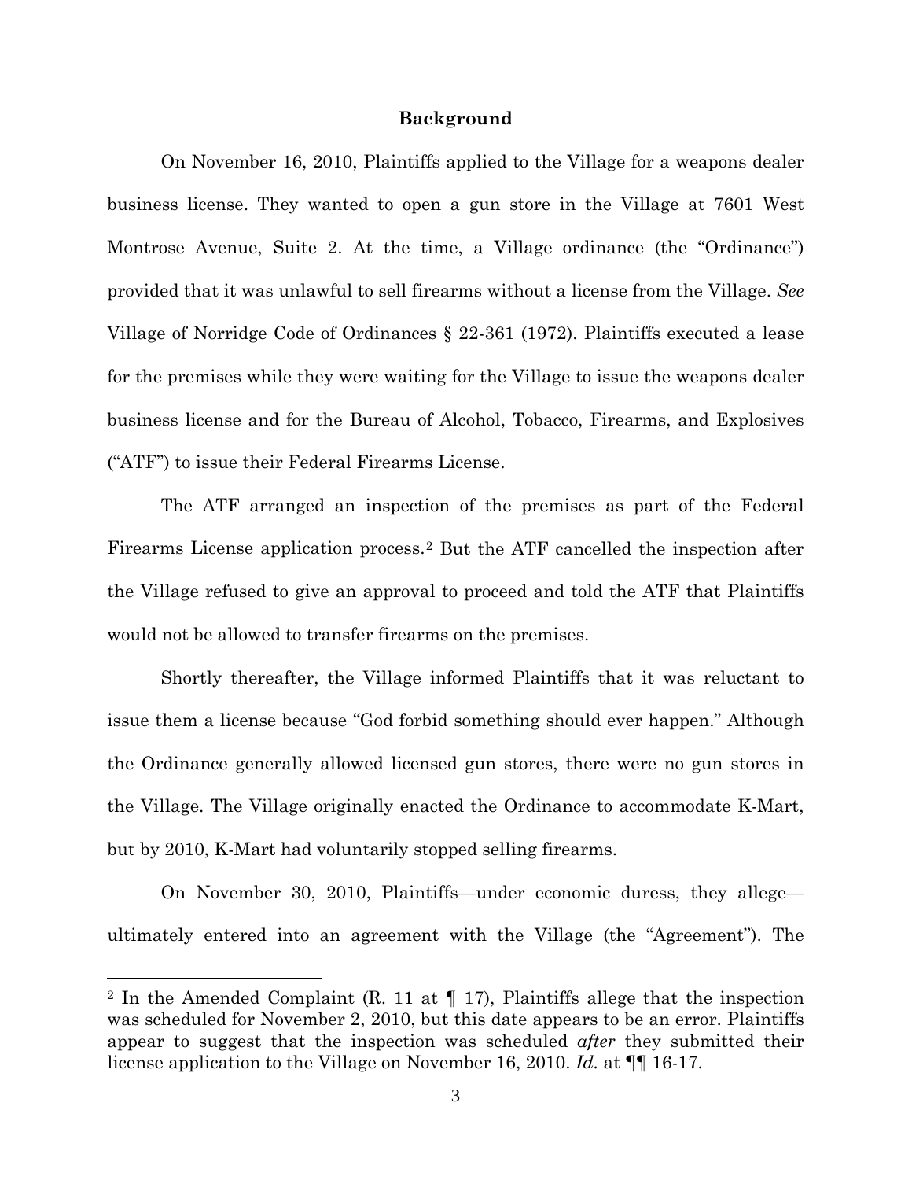## Background

On November 16, 2010, Plaintiffs applied to the Village for a weapons dealer business license. They wanted to open a gun store in the Village at 7601 West Montrose Avenue, Suite 2. At the time, a Village ordinance (the "Ordinance") provided that it was unlawful to sell firearms without a license from the Village. *See* Village of Norridge Code of Ordinances § 22-361 (1972). Plaintiffs executed a lease for the premises while they were waiting for the Village to issue the weapons dealer business license and for the Bureau of Alcohol, Tobacco, Firearms, and Explosives ("ATF") to issue their Federal Firearms License.

The ATF arranged an inspection of the premises as part of the Federal Firearms License application process.[2] But the ATF cancelled the inspection after the Village refused to give an approval to proceed and told the ATF that Plaintiffs would not be allowed to transfer firearms on the premises.

Shortly thereafter, the Village informed Plaintiffs that it was reluctant to issue them a license because "God forbid something should ever happen." Although the Ordinance generally allowed licensed gun stores, there were no gun stores in the Village. The Village originally enacted the Ordinance to accommodate K-Mart, but by 2010, K-Mart had voluntarily stopped selling firearms.

On November 30, 2010, Plaintiffs—under economic duress, they allege—ultimately entered into an agreement with the Village (the "Agreement"). The

---

[2] In the Amended Complaint (R. 11 at ¶ 17), Plaintiffs allege that the inspection was scheduled for November 2, 2010, but this date appears to be an error. Plaintiffs appear to suggest that the inspection was scheduled *after* they submitted their license application to the Village on November 16, 2010. *Id.* at ¶¶ 16-17.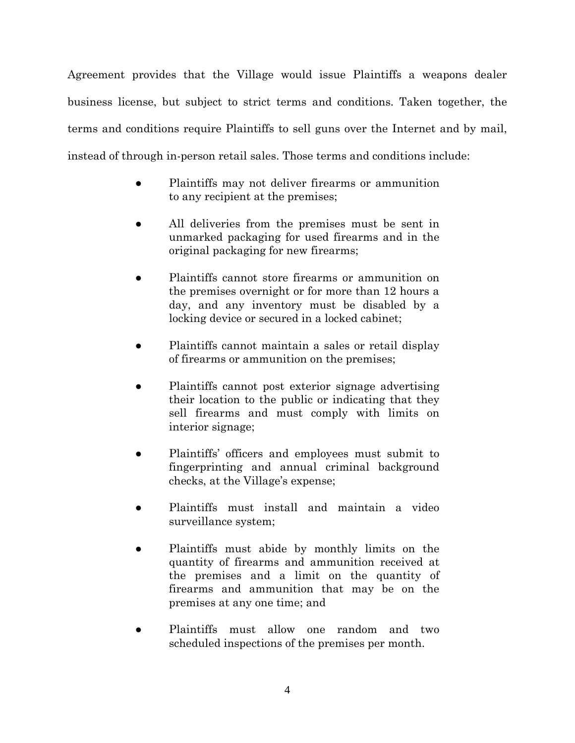Agreement provides that the Village would issue Plaintiffs a weapons dealer business license, but subject to strict terms and conditions. Taken together, the terms and conditions require Plaintiffs to sell guns over the Internet and by mail, instead of through in-person retail sales. Those terms and conditions include:

- Plaintiffs may not deliver firearms or ammunition to any recipient at the premises;
- All deliveries from the premises must be sent in unmarked packaging for used firearms and in the original packaging for new firearms;
- Plaintiffs cannot store firearms or ammunition on the premises overnight or for more than 12 hours a day, and any inventory must be disabled by a locking device or secured in a locked cabinet;
- Plaintiffs cannot maintain a sales or retail display of firearms or ammunition on the premises;
- Plaintiffs cannot post exterior signage advertising their location to the public or indicating that they sell firearms and must comply with limits on interior signage;
- Plaintiffs' officers and employees must submit to fingerprinting and annual criminal background checks, at the Village's expense;
- Plaintiffs must install and maintain a video surveillance system;
- Plaintiffs must abide by monthly limits on the quantity of firearms and ammunition received at the premises and a limit on the quantity of firearms and ammunition that may be on the premises at any one time; and
- Plaintiffs must allow one random and two scheduled inspections of the premises per month.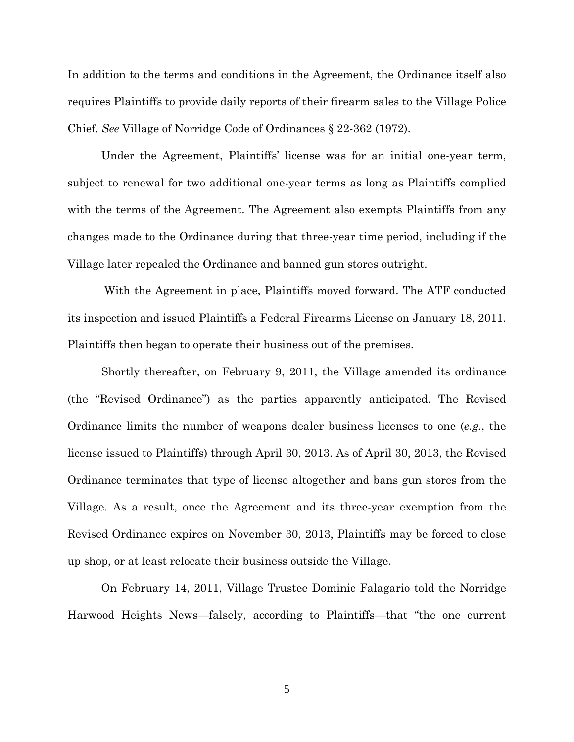In addition to the terms and conditions in the Agreement, the Ordinance itself also requires Plaintiffs to provide daily reports of their firearm sales to the Village Police Chief. *See* Village of Norridge Code of Ordinances § 22-362 (1972).

Under the Agreement, Plaintiffs' license was for an initial one-year term, subject to renewal for two additional one-year terms as long as Plaintiffs complied with the terms of the Agreement. The Agreement also exempts Plaintiffs from any changes made to the Ordinance during that three-year time period, including if the Village later repealed the Ordinance and banned gun stores outright.

With the Agreement in place, Plaintiffs moved forward. The ATF conducted its inspection and issued Plaintiffs a Federal Firearms License on January 18, 2011. Plaintiffs then began to operate their business out of the premises.

Shortly thereafter, on February 9, 2011, the Village amended its ordinance (the "Revised Ordinance") as the parties apparently anticipated. The Revised Ordinance limits the number of weapons dealer business licenses to one (*e.g.*, the license issued to Plaintiffs) through April 30, 2013. As of April 30, 2013, the Revised Ordinance terminates that type of license altogether and bans gun stores from the Village. As a result, once the Agreement and its three-year exemption from the Revised Ordinance expires on November 30, 2013, Plaintiffs may be forced to close up shop, or at least relocate their business outside the Village.

On February 14, 2011, Village Trustee Dominic Falagario told the Norridge Harwood Heights News—falsely, according to Plaintiffs—that "the one current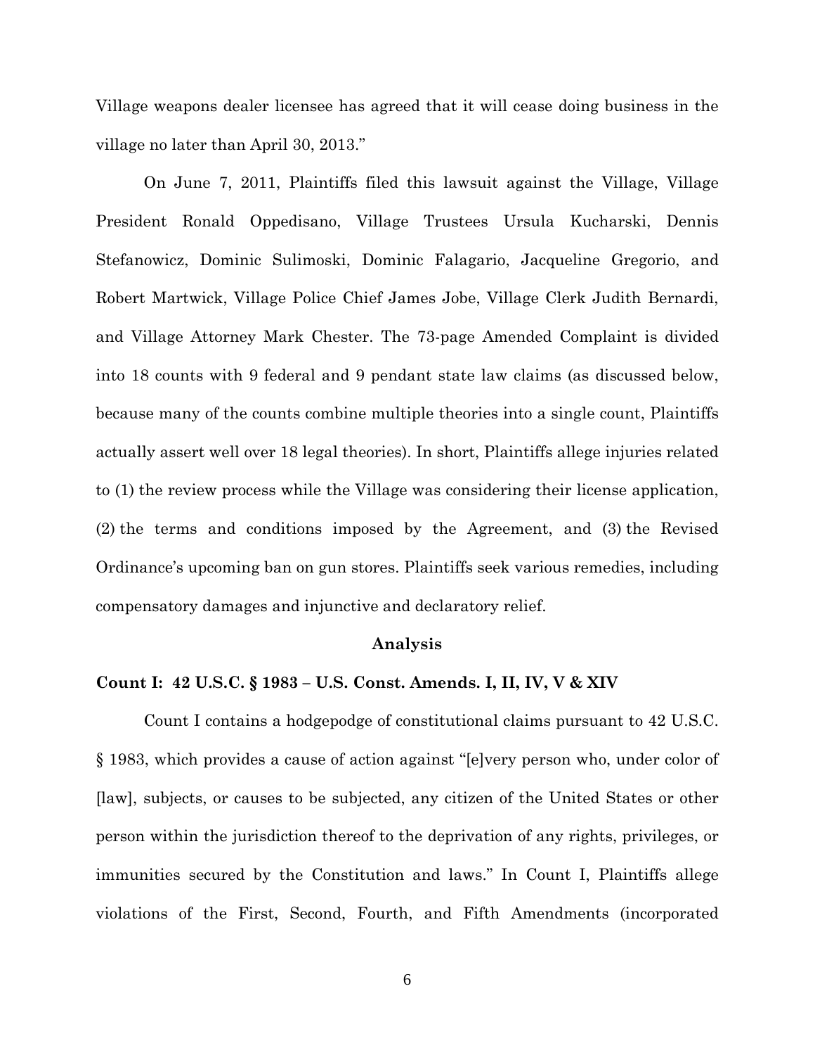Village weapons dealer licensee has agreed that it will cease doing business in the village no later than April 30, 2013."

On June 7, 2011, Plaintiffs filed this lawsuit against the Village, Village President Ronald Oppedisano, Village Trustees Ursula Kucharski, Dennis Stefanowicz, Dominic Sulimoski, Dominic Falagario, Jacqueline Gregorio, and Robert Martwick, Village Police Chief James Jobe, Village Clerk Judith Bernardi, and Village Attorney Mark Chester. The 73-page Amended Complaint is divided into 18 counts with 9 federal and 9 pendant state law claims (as discussed below, because many of the counts combine multiple theories into a single count, Plaintiffs actually assert well over 18 legal theories). In short, Plaintiffs allege injuries related to (1) the review process while the Village was considering their license application, (2) the terms and conditions imposed by the Agreement, and (3) the Revised Ordinance's upcoming ban on gun stores. Plaintiffs seek various remedies, including compensatory damages and injunctive and declaratory relief.

## Analysis

### Count I: 42 U.S.C. § 1983 – U.S. Const. Amends. I, II, IV, V & XIV

Count I contains a hodgepodge of constitutional claims pursuant to 42 U.S.C. § 1983, which provides a cause of action against "[e]very person who, under color of [law], subjects, or causes to be subjected, any citizen of the United States or other person within the jurisdiction thereof to the deprivation of any rights, privileges, or immunities secured by the Constitution and laws." In Count I, Plaintiffs allege violations of the First, Second, Fourth, and Fifth Amendments (incorporated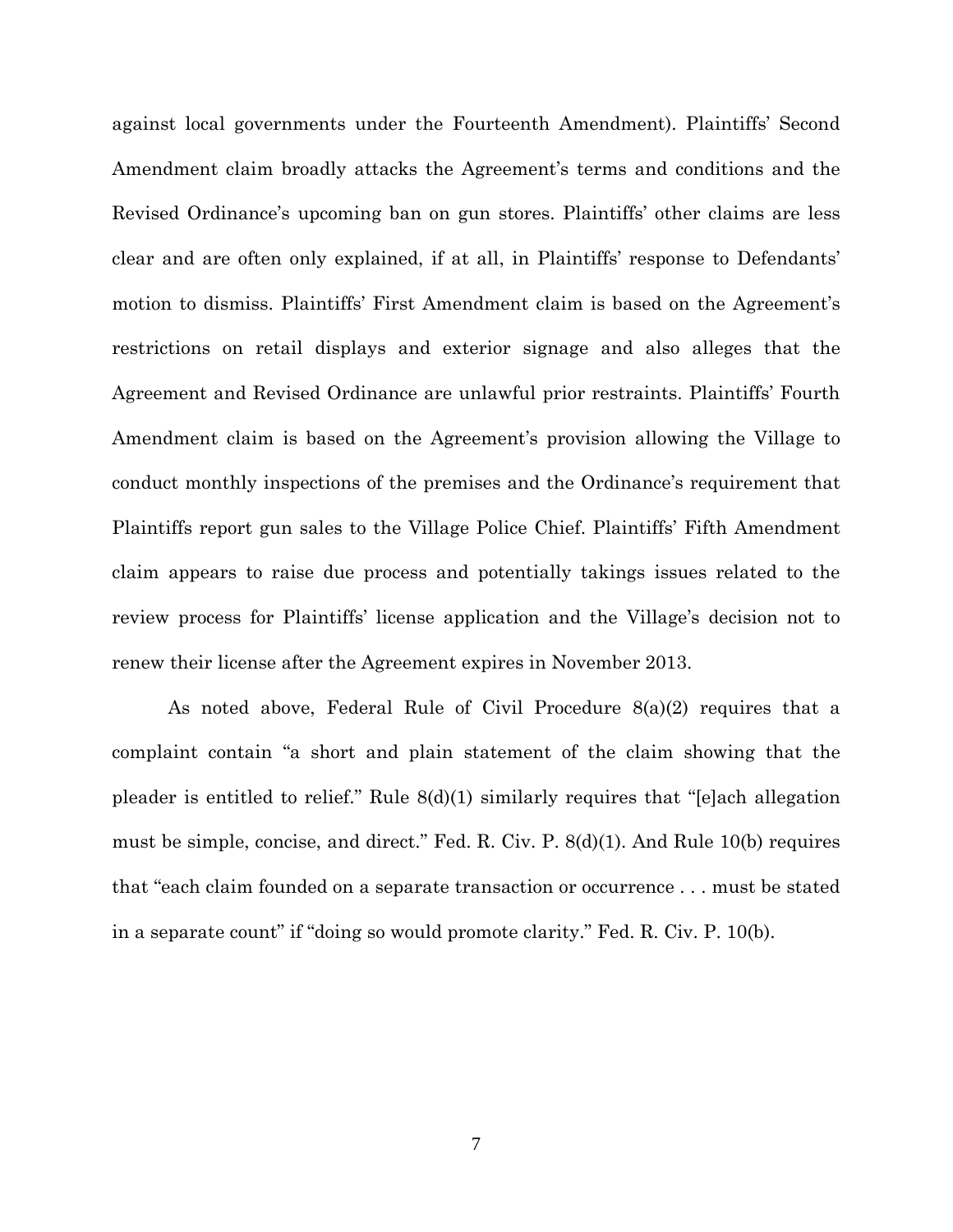against local governments under the Fourteenth Amendment). Plaintiffs' Second Amendment claim broadly attacks the Agreement's terms and conditions and the Revised Ordinance's upcoming ban on gun stores. Plaintiffs' other claims are less clear and are often only explained, if at all, in Plaintiffs' response to Defendants' motion to dismiss. Plaintiffs' First Amendment claim is based on the Agreement's restrictions on retail displays and exterior signage and also alleges that the Agreement and Revised Ordinance are unlawful prior restraints. Plaintiffs' Fourth Amendment claim is based on the Agreement's provision allowing the Village to conduct monthly inspections of the premises and the Ordinance's requirement that Plaintiffs report gun sales to the Village Police Chief. Plaintiffs' Fifth Amendment claim appears to raise due process and potentially takings issues related to the review process for Plaintiffs' license application and the Village's decision not to renew their license after the Agreement expires in November 2013.

As noted above, Federal Rule of Civil Procedure 8(a)(2) requires that a complaint contain "a short and plain statement of the claim showing that the pleader is entitled to relief." Rule 8(d)(1) similarly requires that "[e]ach allegation must be simple, concise, and direct." Fed. R. Civ. P. 8(d)(1). And Rule 10(b) requires that "each claim founded on a separate transaction or occurrence . . . must be stated in a separate count" if "doing so would promote clarity." Fed. R. Civ. P. 10(b).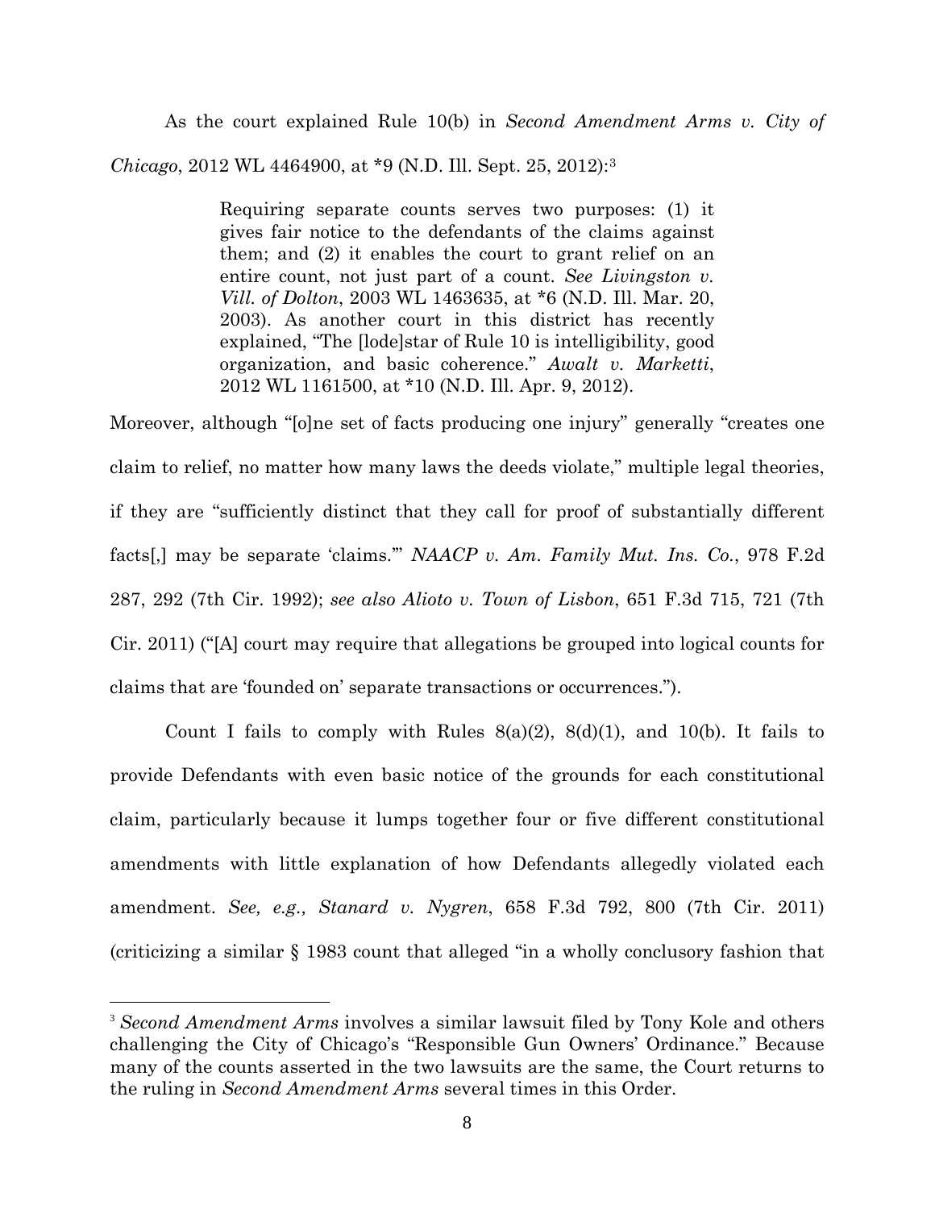As the court explained Rule 10(b) in *Second Amendment Arms v. City of Chicago*, 2012 WL 4464900, at *9 (N.D. Ill. Sept. 25, 2012):[3]

> Requiring separate counts serves two purposes: (1) it gives fair notice to the defendants of the claims against them; and (2) it enables the court to grant relief on an entire count, not just part of a count. *See Livingston v. Vill. of Dolton*, 2003 WL 1463635, at *6 (N.D. Ill. Mar. 20, 2003). As another court in this district has recently explained, "The [lode]star of Rule 10 is intelligibility, good organization, and basic coherence." *Awalt v. Marketti*, 2012 WL 1161500, at *10 (N.D. Ill. Apr. 9, 2012).

Moreover, although "[o]ne set of facts producing one injury" generally "creates one claim to relief, no matter how many laws the deeds violate," multiple legal theories, if they are "sufficiently distinct that they call for proof of substantially different facts[,] may be separate 'claims.'" *NAACP v. Am. Family Mut. Ins. Co.*, 978 F.2d 287, 292 (7th Cir. 1992); *see also Alioto v. Town of Lisbon*, 651 F.3d 715, 721 (7th Cir. 2011) ("[A] court may require that allegations be grouped into logical counts for claims that are 'founded on' separate transactions or occurrences.").

Count I fails to comply with Rules 8(a)(2), 8(d)(1), and 10(b). It fails to provide Defendants with even basic notice of the grounds for each constitutional claim, particularly because it lumps together four or five different constitutional amendments with little explanation of how Defendants allegedly violated each amendment. *See, e.g., Stanard v. Nygren*, 658 F.3d 792, 800 (7th Cir. 2011) (criticizing a similar § 1983 count that alleged "in a wholly conclusory fashion that

[3] *Second Amendment Arms* involves a similar lawsuit filed by Tony Kole and others challenging the City of Chicago's "Responsible Gun Owners' Ordinance." Because many of the counts asserted in the two lawsuits are the same, the Court returns to the ruling in *Second Amendment Arms* several times in this Order.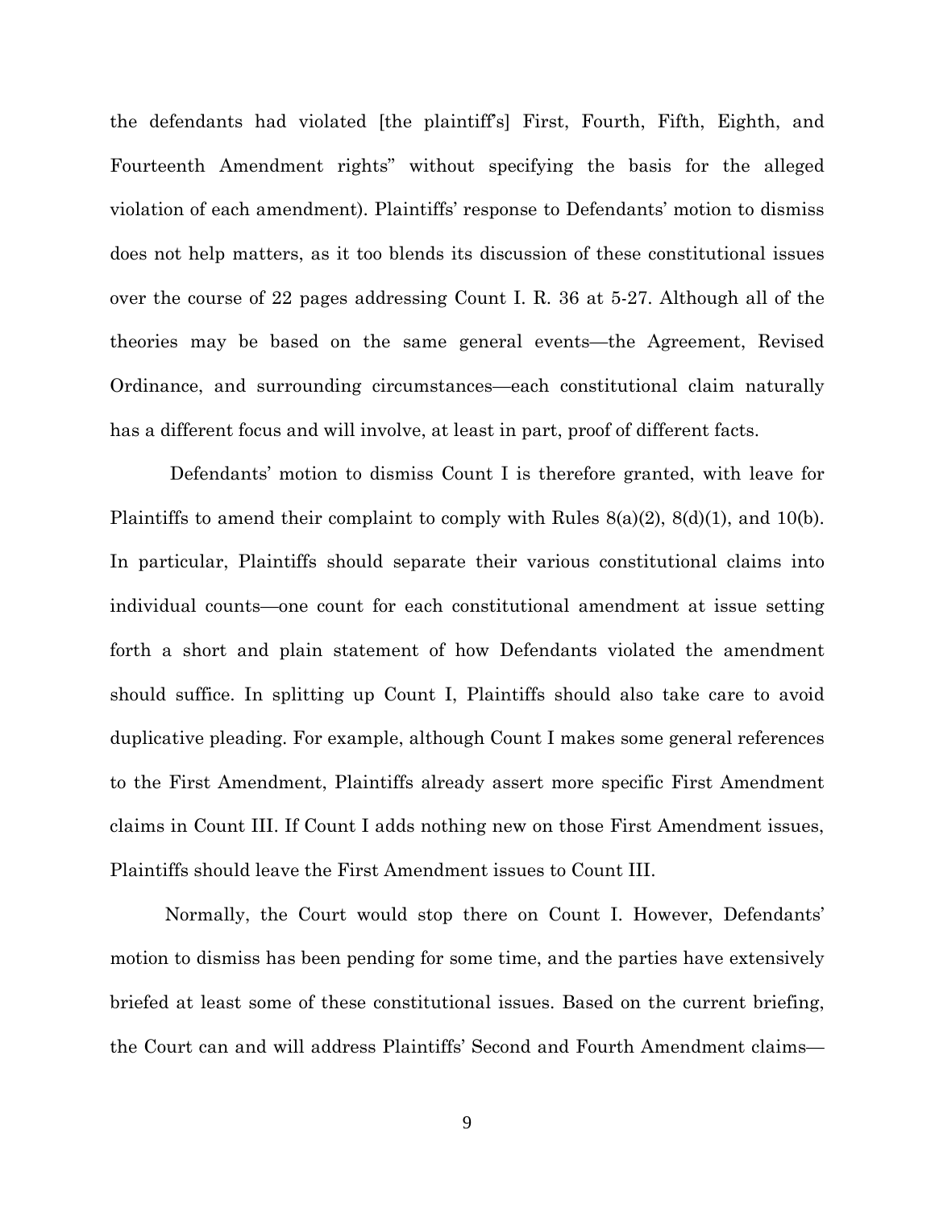the defendants had violated [the plaintiff's] First, Fourth, Fifth, Eighth, and Fourteenth Amendment rights" without specifying the basis for the alleged violation of each amendment). Plaintiffs' response to Defendants' motion to dismiss does not help matters, as it too blends its discussion of these constitutional issues over the course of 22 pages addressing Count I. R. 36 at 5-27. Although all of the theories may be based on the same general events—the Agreement, Revised Ordinance, and surrounding circumstances—each constitutional claim naturally has a different focus and will involve, at least in part, proof of different facts.

Defendants' motion to dismiss Count I is therefore granted, with leave for Plaintiffs to amend their complaint to comply with Rules 8(a)(2), 8(d)(1), and 10(b). In particular, Plaintiffs should separate their various constitutional claims into individual counts—one count for each constitutional amendment at issue setting forth a short and plain statement of how Defendants violated the amendment should suffice. In splitting up Count I, Plaintiffs should also take care to avoid duplicative pleading. For example, although Count I makes some general references to the First Amendment, Plaintiffs already assert more specific First Amendment claims in Count III. If Count I adds nothing new on those First Amendment issues, Plaintiffs should leave the First Amendment issues to Count III.

Normally, the Court would stop there on Count I. However, Defendants' motion to dismiss has been pending for some time, and the parties have extensively briefed at least some of these constitutional issues. Based on the current briefing, the Court can and will address Plaintiffs' Second and Fourth Amendment claims—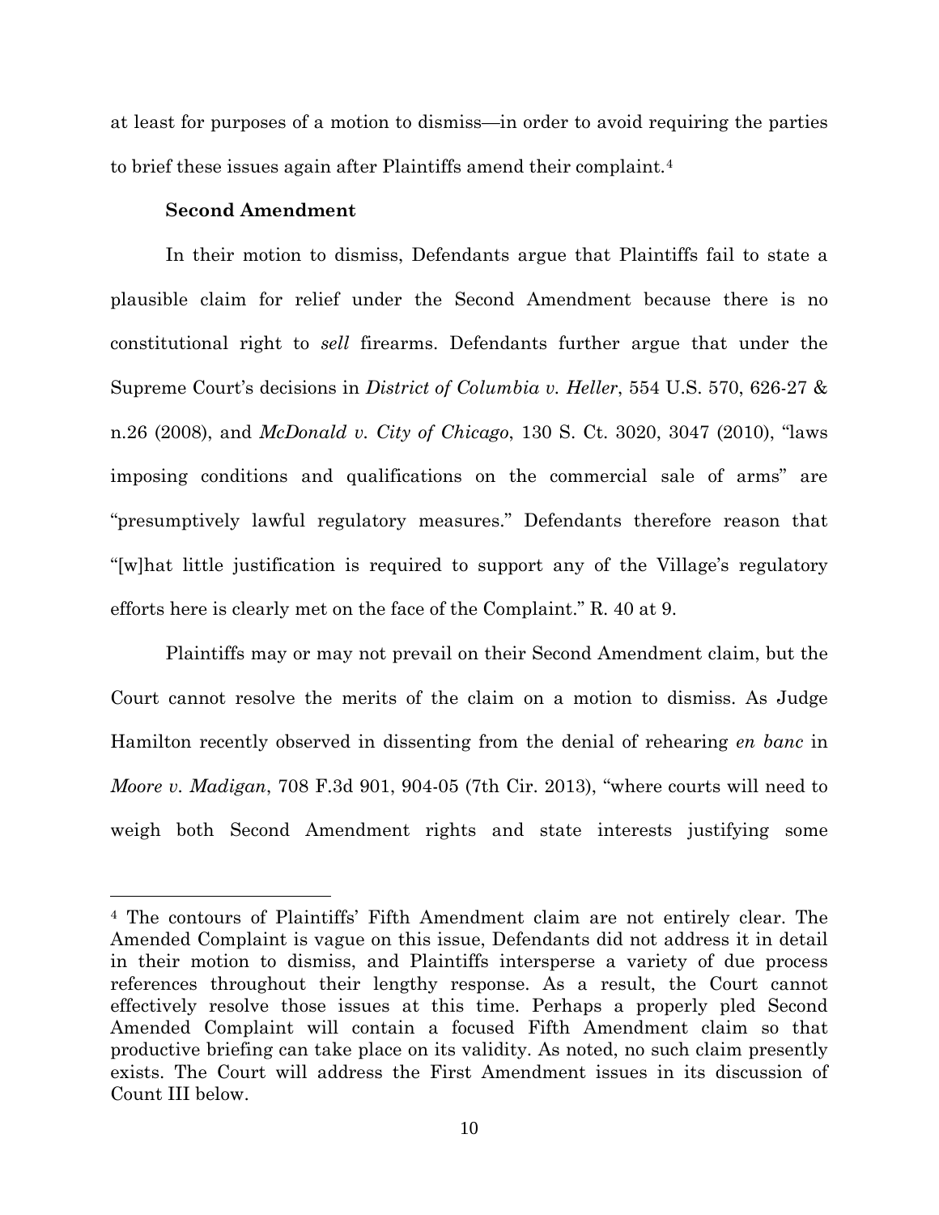at least for purposes of a motion to dismiss—in order to avoid requiring the parties to brief these issues again after Plaintiffs amend their complaint.[4]

**Second Amendment**

In their motion to dismiss, Defendants argue that Plaintiffs fail to state a plausible claim for relief under the Second Amendment because there is no constitutional right to *sell* firearms. Defendants further argue that under the Supreme Court's decisions in *District of Columbia v. Heller*, 554 U.S. 570, 626-27 & n.26 (2008), and *McDonald v. City of Chicago*, 130 S. Ct. 3020, 3047 (2010), "laws imposing conditions and qualifications on the commercial sale of arms" are "presumptively lawful regulatory measures." Defendants therefore reason that "[w]hat little justification is required to support any of the Village's regulatory efforts here is clearly met on the face of the Complaint." R. 40 at 9.

Plaintiffs may or may not prevail on their Second Amendment claim, but the Court cannot resolve the merits of the claim on a motion to dismiss. As Judge Hamilton recently observed in dissenting from the denial of rehearing *en banc* in *Moore v. Madigan*, 708 F.3d 901, 904-05 (7th Cir. 2013), "where courts will need to weigh both Second Amendment rights and state interests justifying some

[4] The contours of Plaintiffs' Fifth Amendment claim are not entirely clear. The Amended Complaint is vague on this issue, Defendants did not address it in detail in their motion to dismiss, and Plaintiffs intersperse a variety of due process references throughout their lengthy response. As a result, the Court cannot effectively resolve those issues at this time. Perhaps a properly pled Second Amended Complaint will contain a focused Fifth Amendment claim so that productive briefing can take place on its validity. As noted, no such claim presently exists. The Court will address the First Amendment issues in its discussion of Count III below.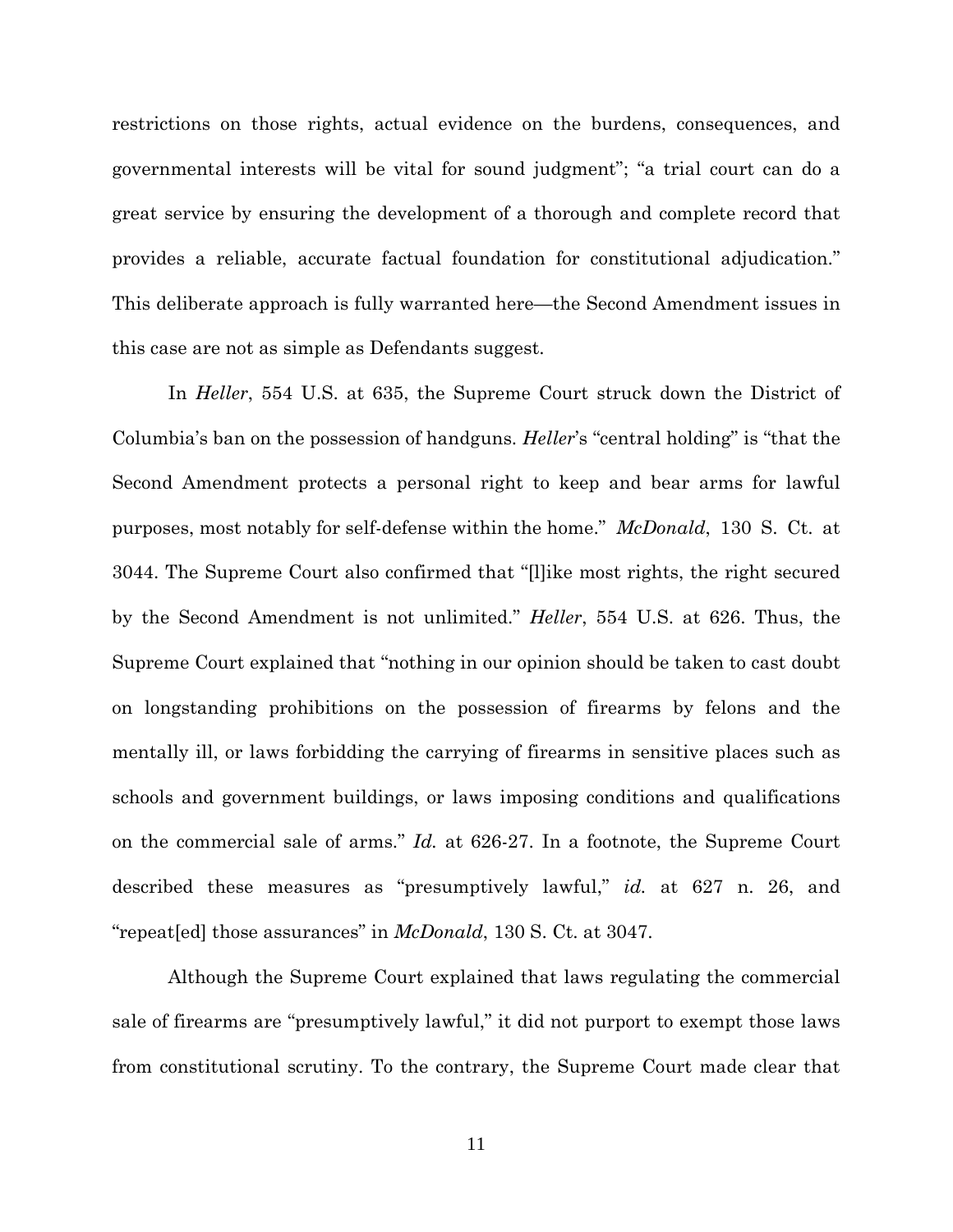restrictions on those rights, actual evidence on the burdens, consequences, and governmental interests will be vital for sound judgment"; "a trial court can do a great service by ensuring the development of a thorough and complete record that provides a reliable, accurate factual foundation for constitutional adjudication." This deliberate approach is fully warranted here—the Second Amendment issues in this case are not as simple as Defendants suggest.

In *Heller*, 554 U.S. at 635, the Supreme Court struck down the District of Columbia's ban on the possession of handguns. *Heller*'s "central holding" is "that the Second Amendment protects a personal right to keep and bear arms for lawful purposes, most notably for self-defense within the home." *McDonald*, 130 S. Ct. at 3044. The Supreme Court also confirmed that "[l]ike most rights, the right secured by the Second Amendment is not unlimited." *Heller*, 554 U.S. at 626. Thus, the Supreme Court explained that "nothing in our opinion should be taken to cast doubt on longstanding prohibitions on the possession of firearms by felons and the mentally ill, or laws forbidding the carrying of firearms in sensitive places such as schools and government buildings, or laws imposing conditions and qualifications on the commercial sale of arms." *Id.* at 626-27. In a footnote, the Supreme Court described these measures as "presumptively lawful," *id.* at 627 n. 26, and "repeat[ed] those assurances" in *McDonald*, 130 S. Ct. at 3047.

Although the Supreme Court explained that laws regulating the commercial sale of firearms are "presumptively lawful," it did not purport to exempt those laws from constitutional scrutiny. To the contrary, the Supreme Court made clear that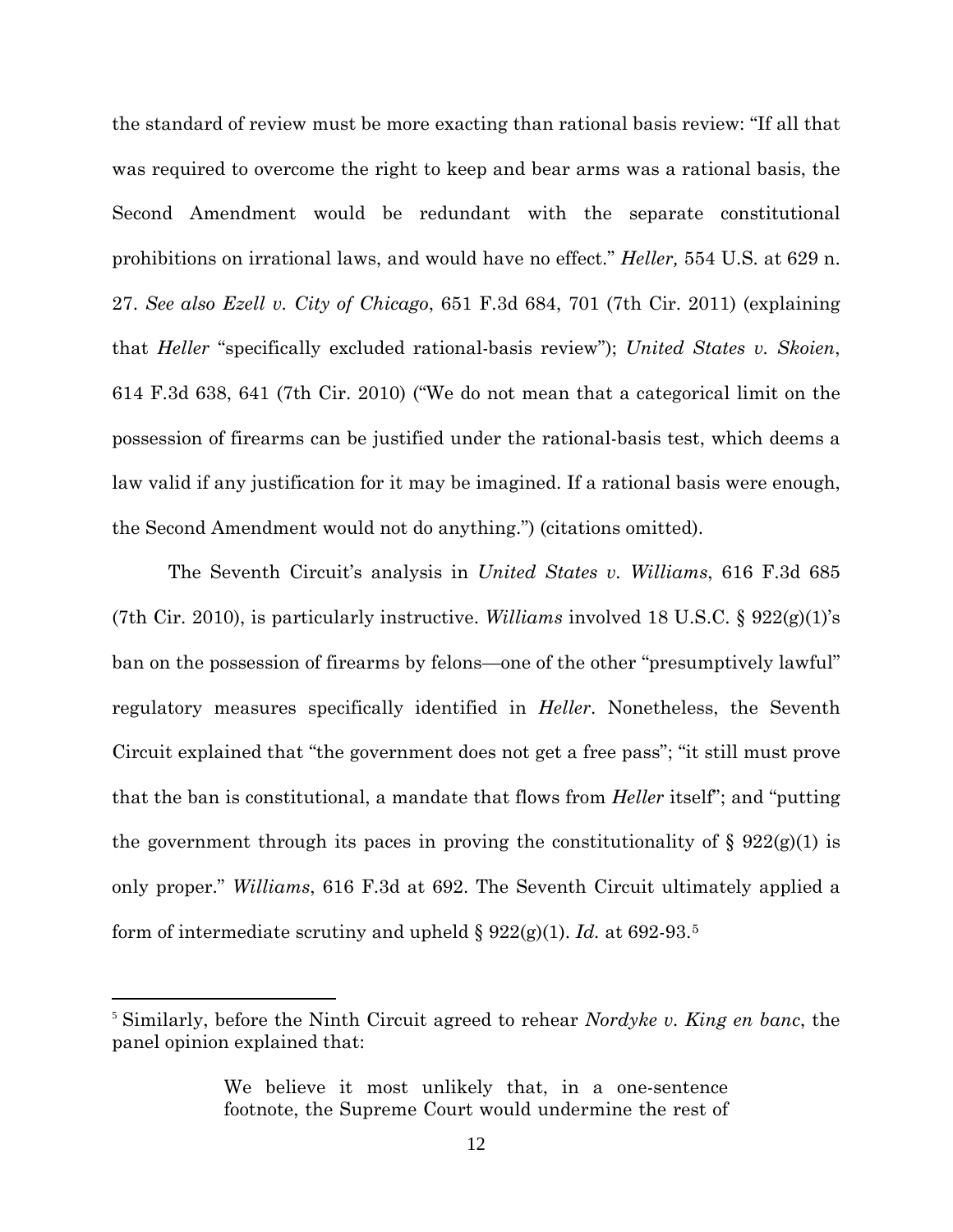the standard of review must be more exacting than rational basis review: "If all that was required to overcome the right to keep and bear arms was a rational basis, the Second Amendment would be redundant with the separate constitutional prohibitions on irrational laws, and would have no effect." *Heller,* 554 U.S. at 629 n. 27. *See also Ezell v. City of Chicago*, 651 F.3d 684, 701 (7th Cir. 2011) (explaining that *Heller* "specifically excluded rational-basis review"); *United States v. Skoien*, 614 F.3d 638, 641 (7th Cir. 2010) ("We do not mean that a categorical limit on the possession of firearms can be justified under the rational-basis test, which deems a law valid if any justification for it may be imagined. If a rational basis were enough, the Second Amendment would not do anything.") (citations omitted).

The Seventh Circuit's analysis in *United States v. Williams*, 616 F.3d 685 (7th Cir. 2010), is particularly instructive. *Williams* involved 18 U.S.C. § 922(g)(1)'s ban on the possession of firearms by felons—one of the other "presumptively lawful" regulatory measures specifically identified in *Heller*. Nonetheless, the Seventh Circuit explained that "the government does not get a free pass"; "it still must prove that the ban is constitutional, a mandate that flows from *Heller* itself"; and "putting the government through its paces in proving the constitutionality of § 922(g)(1) is only proper." *Williams*, 616 F.3d at 692. The Seventh Circuit ultimately applied a form of intermediate scrutiny and upheld § 922(g)(1). *Id.* at 692-93.[5]

---

[5] Similarly, before the Ninth Circuit agreed to rehear *Nordyke v. King en banc*, the panel opinion explained that:

> We believe it most unlikely that, in a one-sentence footnote, the Supreme Court would undermine the rest of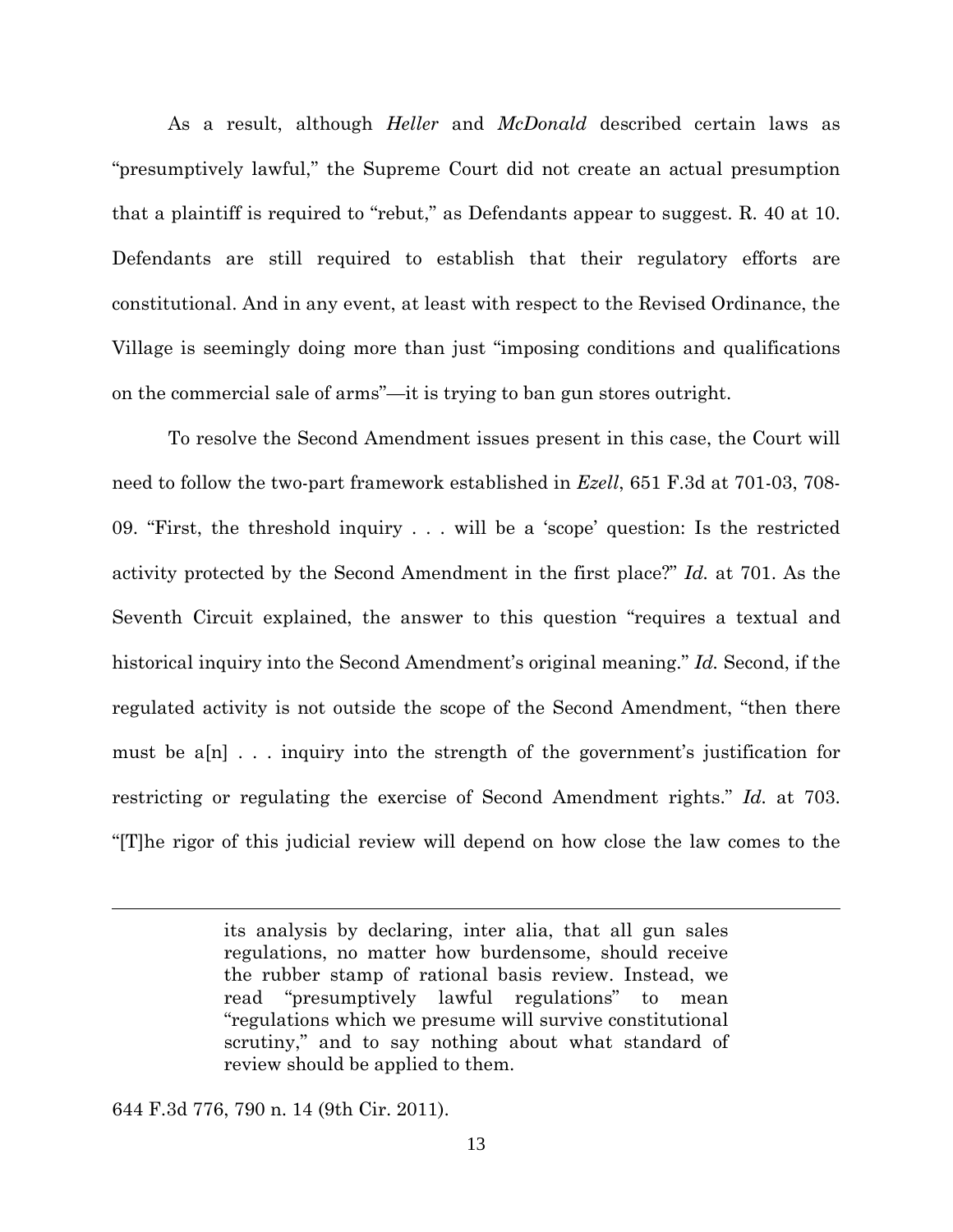As a result, although *Heller* and *McDonald* described certain laws as "presumptively lawful," the Supreme Court did not create an actual presumption that a plaintiff is required to "rebut," as Defendants appear to suggest. R. 40 at 10. Defendants are still required to establish that their regulatory efforts are constitutional. And in any event, at least with respect to the Revised Ordinance, the Village is seemingly doing more than just "imposing conditions and qualifications on the commercial sale of arms"—it is trying to ban gun stores outright.

To resolve the Second Amendment issues present in this case, the Court will need to follow the two-part framework established in *Ezell*, 651 F.3d at 701-03, 708-09. "First, the threshold inquiry . . . will be a 'scope' question: Is the restricted activity protected by the Second Amendment in the first place?" *Id.* at 701. As the Seventh Circuit explained, the answer to this question "requires a textual and historical inquiry into the Second Amendment's original meaning." *Id.* Second, if the regulated activity is not outside the scope of the Second Amendment, "then there must be a[n] . . . inquiry into the strength of the government's justification for restricting or regulating the exercise of Second Amendment rights." *Id.* at 703. "[T]he rigor of this judicial review will depend on how close the law comes to the

---

> its analysis by declaring, inter alia, that all gun sales regulations, no matter how burdensome, should receive the rubber stamp of rational basis review. Instead, we read "presumptively lawful regulations" to mean "regulations which we presume will survive constitutional scrutiny," and to say nothing about what standard of review should be applied to them.

644 F.3d 776, 790 n. 14 (9th Cir. 2011).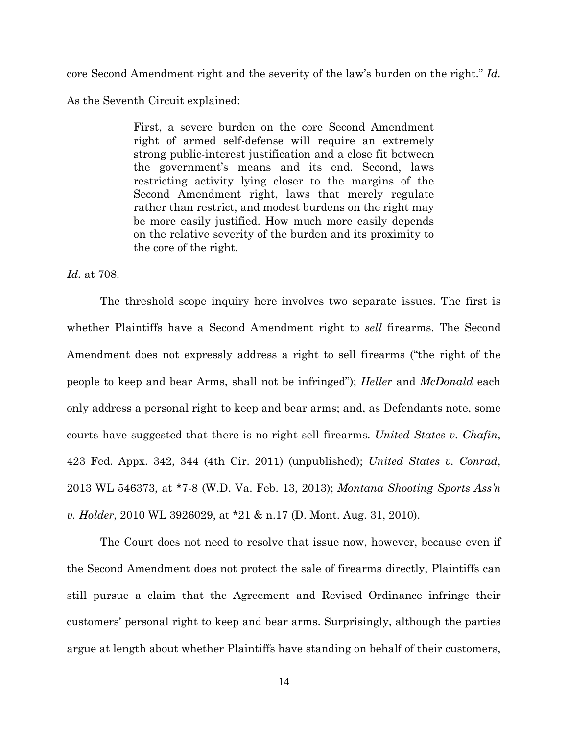core Second Amendment right and the severity of the law's burden on the right." *Id.* As the Seventh Circuit explained:

> First, a severe burden on the core Second Amendment right of armed self-defense will require an extremely strong public-interest justification and a close fit between the government's means and its end. Second, laws restricting activity lying closer to the margins of the Second Amendment right, laws that merely regulate rather than restrict, and modest burdens on the right may be more easily justified. How much more easily depends on the relative severity of the burden and its proximity to the core of the right.

*Id.* at 708.

The threshold scope inquiry here involves two separate issues. The first is whether Plaintiffs have a Second Amendment right to *sell* firearms. The Second Amendment does not expressly address a right to sell firearms ("the right of the people to keep and bear Arms, shall not be infringed"); *Heller* and *McDonald* each only address a personal right to keep and bear arms; and, as Defendants note, some courts have suggested that there is no right sell firearms. *United States v. Chafin*, 423 Fed. Appx. 342, 344 (4th Cir. 2011) (unpublished); *United States v. Conrad*, 2013 WL 546373, at *7-8 (W.D. Va. Feb. 13, 2013); *Montana Shooting Sports Ass'n v. Holder*, 2010 WL 3926029, at *21 & n.17 (D. Mont. Aug. 31, 2010).

The Court does not need to resolve that issue now, however, because even if the Second Amendment does not protect the sale of firearms directly, Plaintiffs can still pursue a claim that the Agreement and Revised Ordinance infringe their customers' personal right to keep and bear arms. Surprisingly, although the parties argue at length about whether Plaintiffs have standing on behalf of their customers,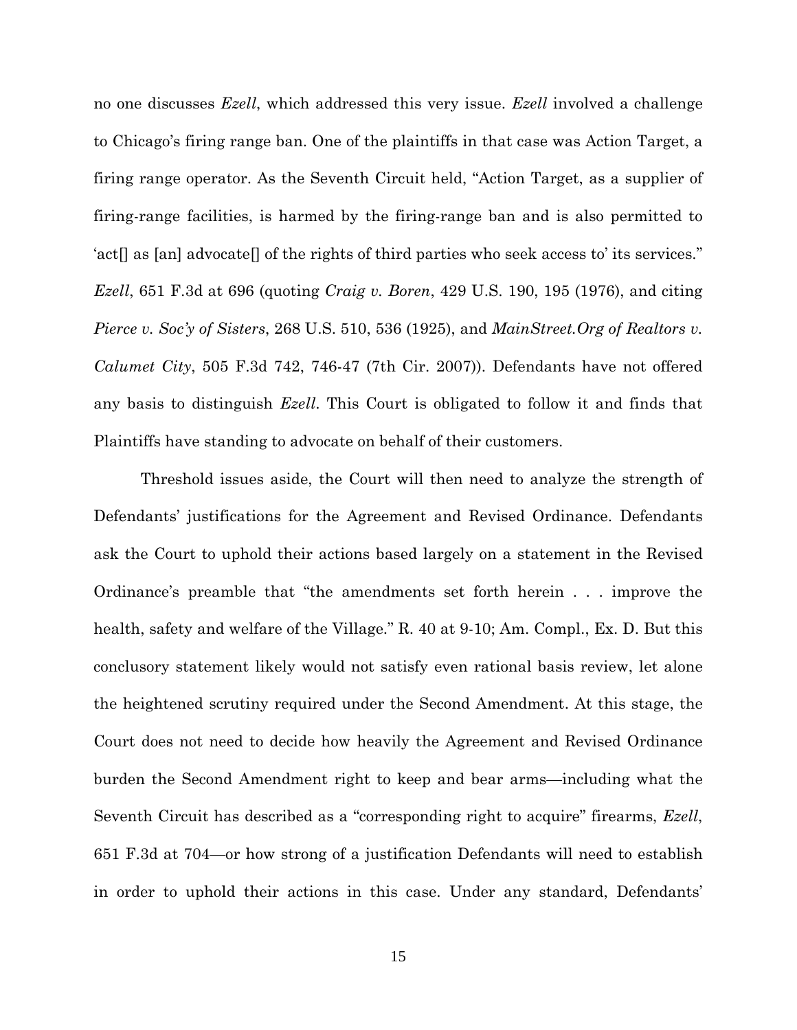no one discusses *Ezell*, which addressed this very issue. *Ezell* involved a challenge to Chicago's firing range ban. One of the plaintiffs in that case was Action Target, a firing range operator. As the Seventh Circuit held, "Action Target, as a supplier of firing-range facilities, is harmed by the firing-range ban and is also permitted to 'act[] as [an] advocate[] of the rights of third parties who seek access to' its services." *Ezell*, 651 F.3d at 696 (quoting *Craig v. Boren*, 429 U.S. 190, 195 (1976), and citing *Pierce v. Soc'y of Sisters*, 268 U.S. 510, 536 (1925), and *MainStreet.Org of Realtors v. Calumet City*, 505 F.3d 742, 746-47 (7th Cir. 2007)). Defendants have not offered any basis to distinguish *Ezell*. This Court is obligated to follow it and finds that Plaintiffs have standing to advocate on behalf of their customers.

Threshold issues aside, the Court will then need to analyze the strength of Defendants' justifications for the Agreement and Revised Ordinance. Defendants ask the Court to uphold their actions based largely on a statement in the Revised Ordinance's preamble that "the amendments set forth herein . . . improve the health, safety and welfare of the Village." R. 40 at 9-10; Am. Compl., Ex. D. But this conclusory statement likely would not satisfy even rational basis review, let alone the heightened scrutiny required under the Second Amendment. At this stage, the Court does not need to decide how heavily the Agreement and Revised Ordinance burden the Second Amendment right to keep and bear arms—including what the Seventh Circuit has described as a "corresponding right to acquire" firearms, *Ezell*, 651 F.3d at 704—or how strong of a justification Defendants will need to establish in order to uphold their actions in this case. Under any standard, Defendants'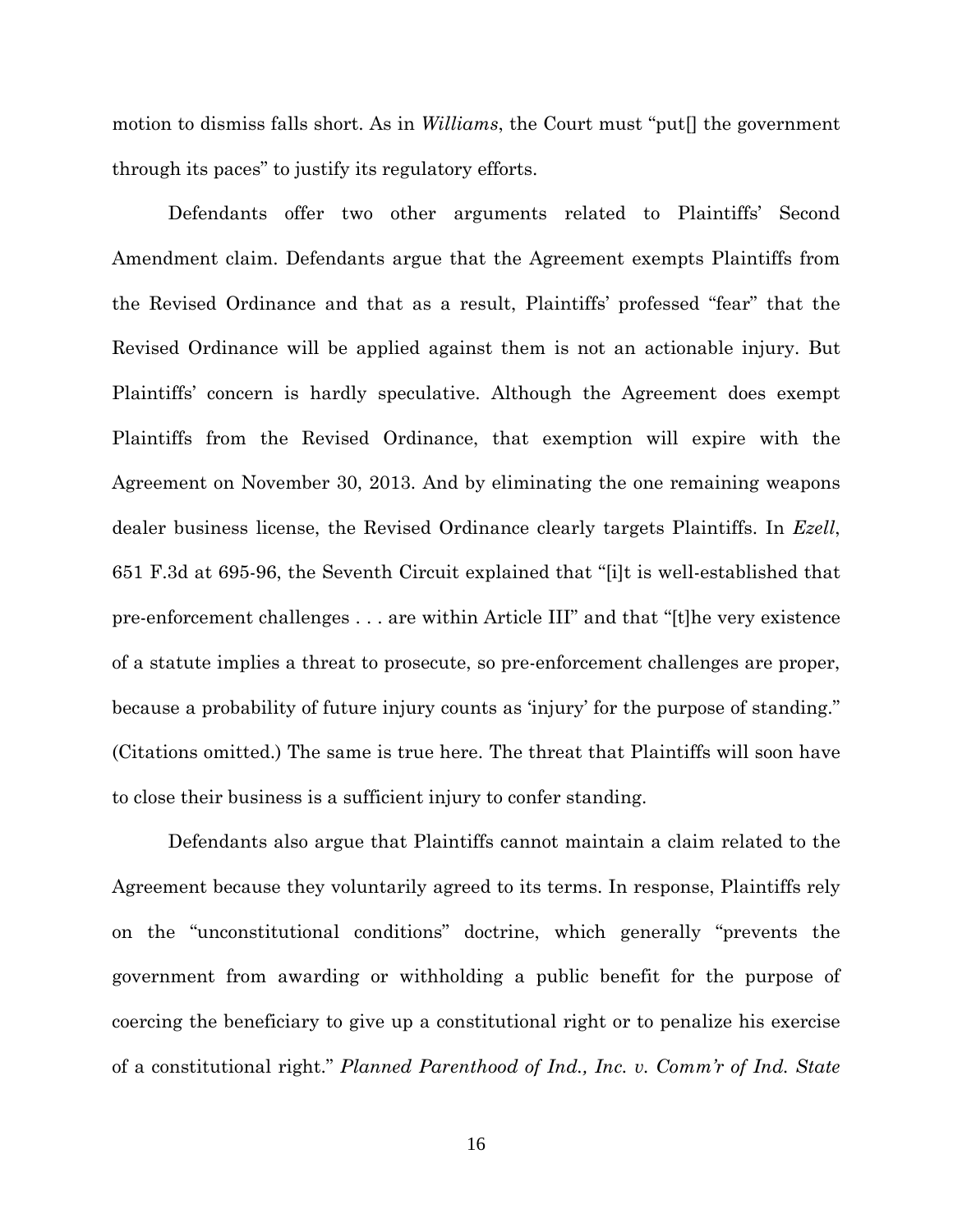motion to dismiss falls short. As in *Williams*, the Court must "put[] the government through its paces" to justify its regulatory efforts.

Defendants offer two other arguments related to Plaintiffs' Second Amendment claim. Defendants argue that the Agreement exempts Plaintiffs from the Revised Ordinance and that as a result, Plaintiffs' professed "fear" that the Revised Ordinance will be applied against them is not an actionable injury. But Plaintiffs' concern is hardly speculative. Although the Agreement does exempt Plaintiffs from the Revised Ordinance, that exemption will expire with the Agreement on November 30, 2013. And by eliminating the one remaining weapons dealer business license, the Revised Ordinance clearly targets Plaintiffs. In *Ezell*, 651 F.3d at 695-96, the Seventh Circuit explained that "[i]t is well-established that pre-enforcement challenges . . . are within Article III" and that "[t]he very existence of a statute implies a threat to prosecute, so pre-enforcement challenges are proper, because a probability of future injury counts as 'injury' for the purpose of standing." (Citations omitted.) The same is true here. The threat that Plaintiffs will soon have to close their business is a sufficient injury to confer standing.

Defendants also argue that Plaintiffs cannot maintain a claim related to the Agreement because they voluntarily agreed to its terms. In response, Plaintiffs rely on the "unconstitutional conditions" doctrine, which generally "prevents the government from awarding or withholding a public benefit for the purpose of coercing the beneficiary to give up a constitutional right or to penalize his exercise of a constitutional right." *Planned Parenthood of Ind., Inc. v. Comm'r of Ind. State*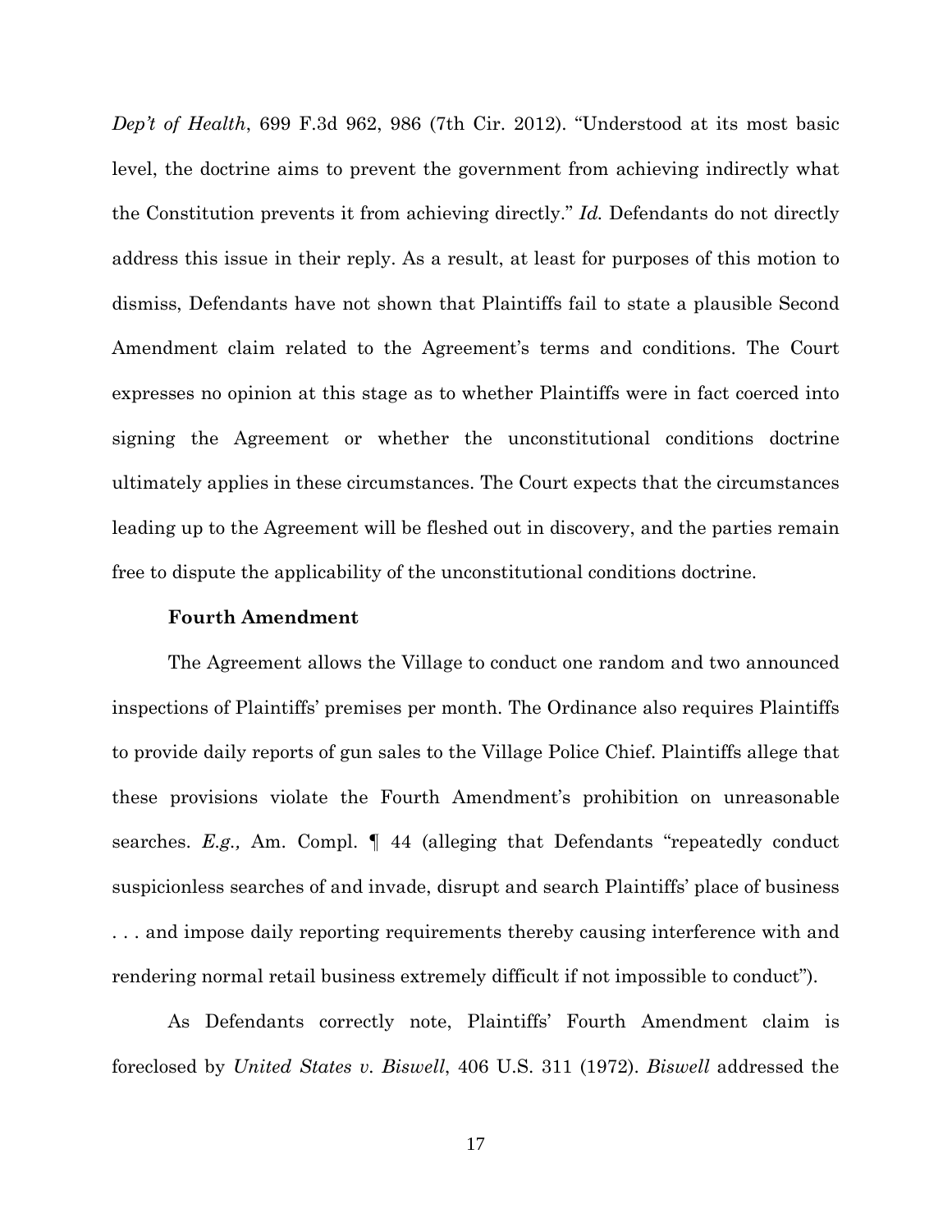*Dep't of Health*, 699 F.3d 962, 986 (7th Cir. 2012). "Understood at its most basic level, the doctrine aims to prevent the government from achieving indirectly what the Constitution prevents it from achieving directly." *Id.* Defendants do not directly address this issue in their reply. As a result, at least for purposes of this motion to dismiss, Defendants have not shown that Plaintiffs fail to state a plausible Second Amendment claim related to the Agreement's terms and conditions. The Court expresses no opinion at this stage as to whether Plaintiffs were in fact coerced into signing the Agreement or whether the unconstitutional conditions doctrine ultimately applies in these circumstances. The Court expects that the circumstances leading up to the Agreement will be fleshed out in discovery, and the parties remain free to dispute the applicability of the unconstitutional conditions doctrine.

**Fourth Amendment**

The Agreement allows the Village to conduct one random and two announced inspections of Plaintiffs' premises per month. The Ordinance also requires Plaintiffs to provide daily reports of gun sales to the Village Police Chief. Plaintiffs allege that these provisions violate the Fourth Amendment's prohibition on unreasonable searches. *E.g.,* Am. Compl. ¶ 44 (alleging that Defendants "repeatedly conduct suspicionless searches of and invade, disrupt and search Plaintiffs' place of business . . . and impose daily reporting requirements thereby causing interference with and rendering normal retail business extremely difficult if not impossible to conduct").

As Defendants correctly note, Plaintiffs' Fourth Amendment claim is foreclosed by *United States v. Biswell*, 406 U.S. 311 (1972). *Biswell* addressed the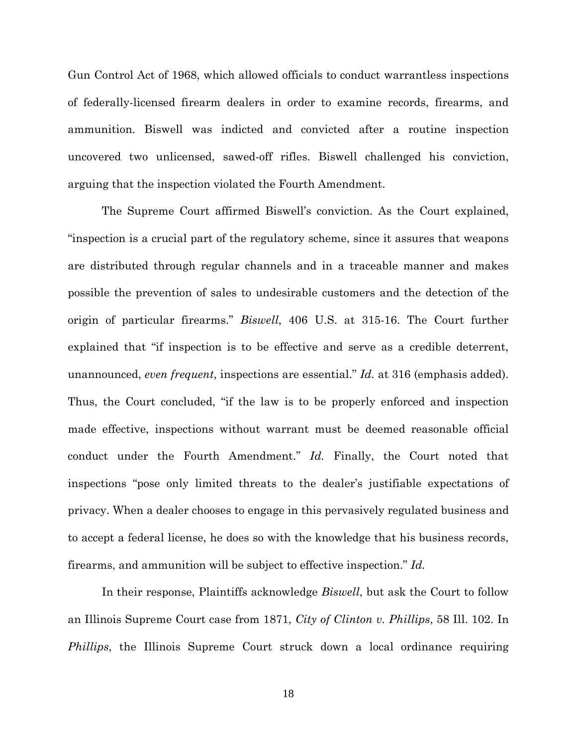Gun Control Act of 1968, which allowed officials to conduct warrantless inspections of federally-licensed firearm dealers in order to examine records, firearms, and ammunition. Biswell was indicted and convicted after a routine inspection uncovered two unlicensed, sawed-off rifles. Biswell challenged his conviction, arguing that the inspection violated the Fourth Amendment.

The Supreme Court affirmed Biswell's conviction. As the Court explained, "inspection is a crucial part of the regulatory scheme, since it assures that weapons are distributed through regular channels and in a traceable manner and makes possible the prevention of sales to undesirable customers and the detection of the origin of particular firearms." *Biswell*, 406 U.S. at 315-16. The Court further explained that "if inspection is to be effective and serve as a credible deterrent, unannounced, *even frequent*, inspections are essential." *Id.* at 316 (emphasis added). Thus, the Court concluded, "if the law is to be properly enforced and inspection made effective, inspections without warrant must be deemed reasonable official conduct under the Fourth Amendment." *Id.* Finally, the Court noted that inspections "pose only limited threats to the dealer's justifiable expectations of privacy. When a dealer chooses to engage in this pervasively regulated business and to accept a federal license, he does so with the knowledge that his business records, firearms, and ammunition will be subject to effective inspection." *Id.*

In their response, Plaintiffs acknowledge *Biswell*, but ask the Court to follow an Illinois Supreme Court case from 1871, *City of Clinton v. Phillips*, 58 Ill. 102. In *Phillips*, the Illinois Supreme Court struck down a local ordinance requiring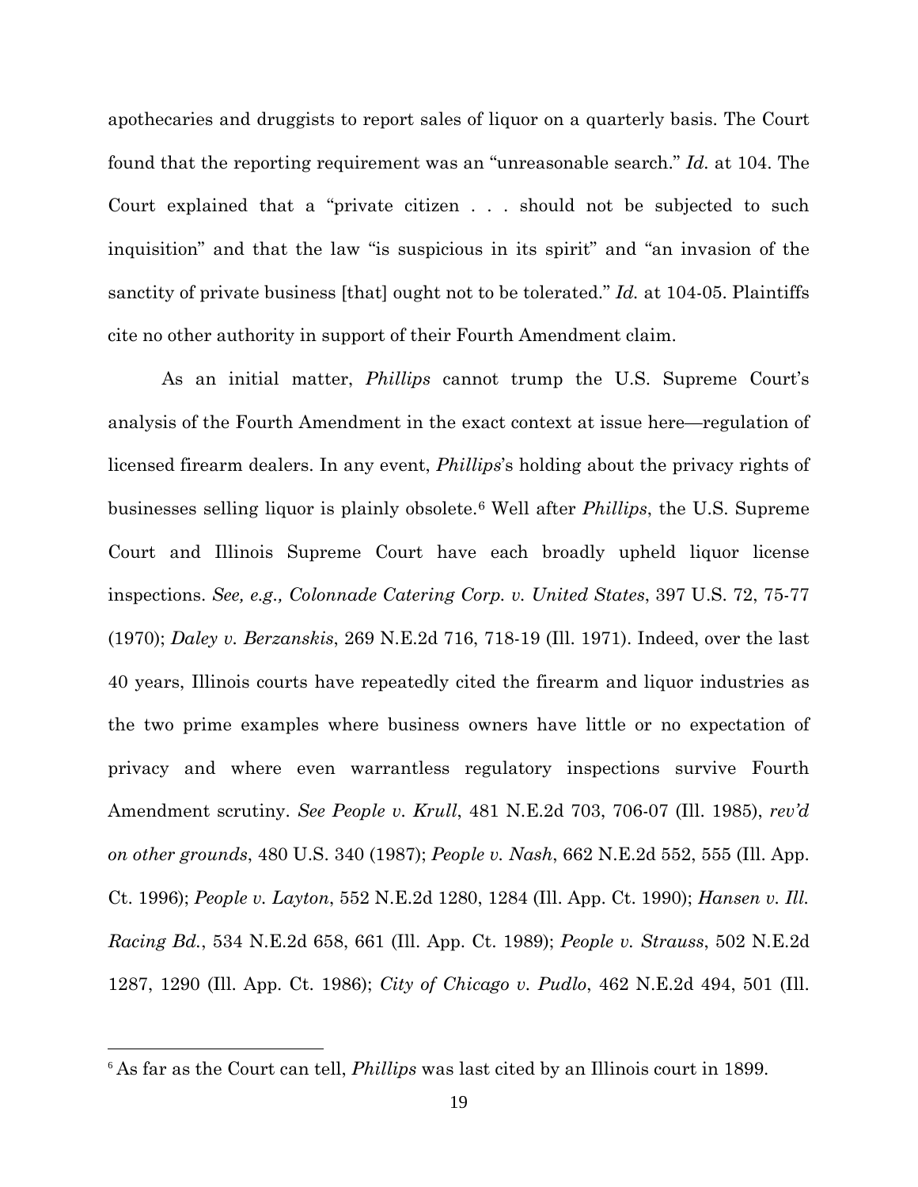apothecaries and druggists to report sales of liquor on a quarterly basis. The Court found that the reporting requirement was an "unreasonable search." *Id.* at 104. The Court explained that a "private citizen . . . should not be subjected to such inquisition" and that the law "is suspicious in its spirit" and "an invasion of the sanctity of private business [that] ought not to be tolerated." *Id.* at 104-05. Plaintiffs cite no other authority in support of their Fourth Amendment claim.

As an initial matter, *Phillips* cannot trump the U.S. Supreme Court's analysis of the Fourth Amendment in the exact context at issue here—regulation of licensed firearm dealers. In any event, *Phillips*'s holding about the privacy rights of businesses selling liquor is plainly obsolete.[6] Well after *Phillips*, the U.S. Supreme Court and Illinois Supreme Court have each broadly upheld liquor license inspections. *See, e.g., Colonnade Catering Corp. v. United States*, 397 U.S. 72, 75-77 (1970); *Daley v. Berzanskis*, 269 N.E.2d 716, 718-19 (Ill. 1971). Indeed, over the last 40 years, Illinois courts have repeatedly cited the firearm and liquor industries as the two prime examples where business owners have little or no expectation of privacy and where even warrantless regulatory inspections survive Fourth Amendment scrutiny. *See People v. Krull*, 481 N.E.2d 703, 706-07 (Ill. 1985), *rev'd on other grounds*, 480 U.S. 340 (1987); *People v. Nash*, 662 N.E.2d 552, 555 (Ill. App. Ct. 1996); *People v. Layton*, 552 N.E.2d 1280, 1284 (Ill. App. Ct. 1990); *Hansen v. Ill. Racing Bd.*, 534 N.E.2d 658, 661 (Ill. App. Ct. 1989); *People v. Strauss*, 502 N.E.2d 1287, 1290 (Ill. App. Ct. 1986); *City of Chicago v. Pudlo*, 462 N.E.2d 494, 501 (Ill.

---

[6] As far as the Court can tell, *Phillips* was last cited by an Illinois court in 1899.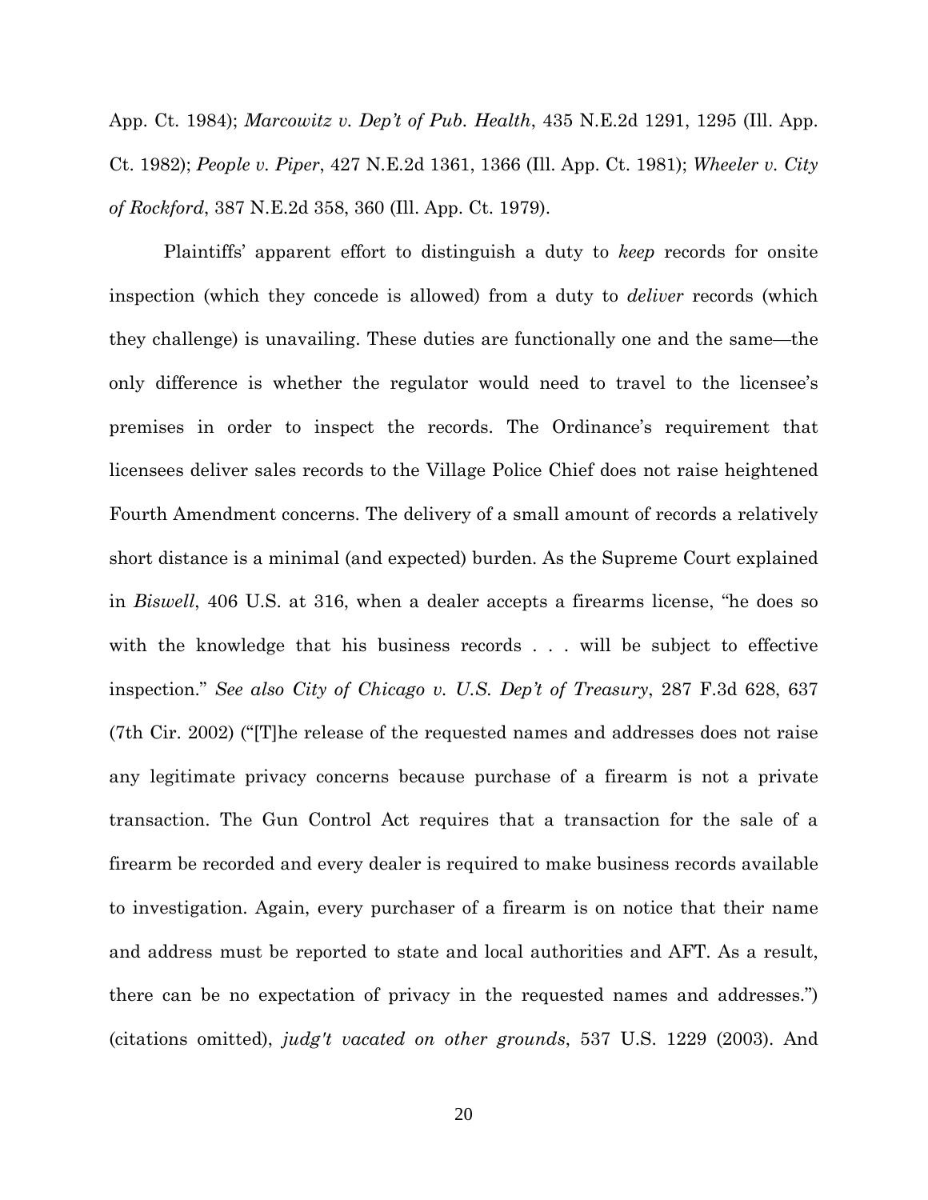App. Ct. 1984); *Marcowitz v. Dep't of Pub. Health*, 435 N.E.2d 1291, 1295 (Ill. App. Ct. 1982); *People v. Piper*, 427 N.E.2d 1361, 1366 (Ill. App. Ct. 1981); *Wheeler v. City of Rockford*, 387 N.E.2d 358, 360 (Ill. App. Ct. 1979).

Plaintiffs' apparent effort to distinguish a duty to *keep* records for onsite inspection (which they concede is allowed) from a duty to *deliver* records (which they challenge) is unavailing. These duties are functionally one and the same—the only difference is whether the regulator would need to travel to the licensee's premises in order to inspect the records. The Ordinance's requirement that licensees deliver sales records to the Village Police Chief does not raise heightened Fourth Amendment concerns. The delivery of a small amount of records a relatively short distance is a minimal (and expected) burden. As the Supreme Court explained in *Biswell*, 406 U.S. at 316, when a dealer accepts a firearms license, "he does so with the knowledge that his business records . . . will be subject to effective inspection." *See also City of Chicago v. U.S. Dep't of Treasury*, 287 F.3d 628, 637 (7th Cir. 2002) ("[T]he release of the requested names and addresses does not raise any legitimate privacy concerns because purchase of a firearm is not a private transaction. The Gun Control Act requires that a transaction for the sale of a firearm be recorded and every dealer is required to make business records available to investigation. Again, every purchaser of a firearm is on notice that their name and address must be reported to state and local authorities and AFT. As a result, there can be no expectation of privacy in the requested names and addresses.") (citations omitted), *judg't vacated on other grounds*, 537 U.S. 1229 (2003). And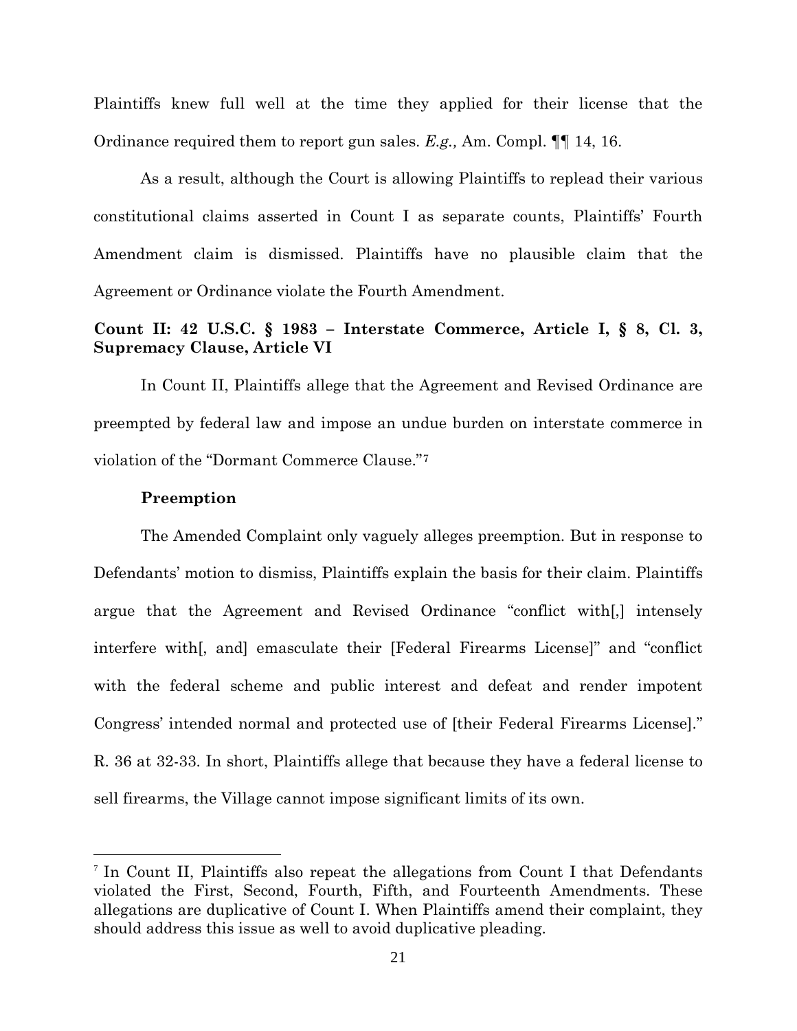Plaintiffs knew full well at the time they applied for their license that the Ordinance required them to report gun sales. *E.g.,* Am. Compl. ¶¶ 14, 16.

As a result, although the Court is allowing Plaintiffs to replead their various constitutional claims asserted in Count I as separate counts, Plaintiffs' Fourth Amendment claim is dismissed. Plaintiffs have no plausible claim that the Agreement or Ordinance violate the Fourth Amendment.

**Count II: 42 U.S.C. § 1983 – Interstate Commerce, Article I, § 8, Cl. 3, Supremacy Clause, Article VI**

In Count II, Plaintiffs allege that the Agreement and Revised Ordinance are preempted by federal law and impose an undue burden on interstate commerce in violation of the "Dormant Commerce Clause."[7]

**Preemption**

The Amended Complaint only vaguely alleges preemption. But in response to Defendants' motion to dismiss, Plaintiffs explain the basis for their claim. Plaintiffs argue that the Agreement and Revised Ordinance "conflict with[,] intensely interfere with[, and] emasculate their [Federal Firearms License]" and "conflict with the federal scheme and public interest and defeat and render impotent Congress' intended normal and protected use of [their Federal Firearms License]." R. 36 at 32-33. In short, Plaintiffs allege that because they have a federal license to sell firearms, the Village cannot impose significant limits of its own.

---

[7] In Count II, Plaintiffs also repeat the allegations from Count I that Defendants violated the First, Second, Fourth, Fifth, and Fourteenth Amendments. These allegations are duplicative of Count I. When Plaintiffs amend their complaint, they should address this issue as well to avoid duplicative pleading.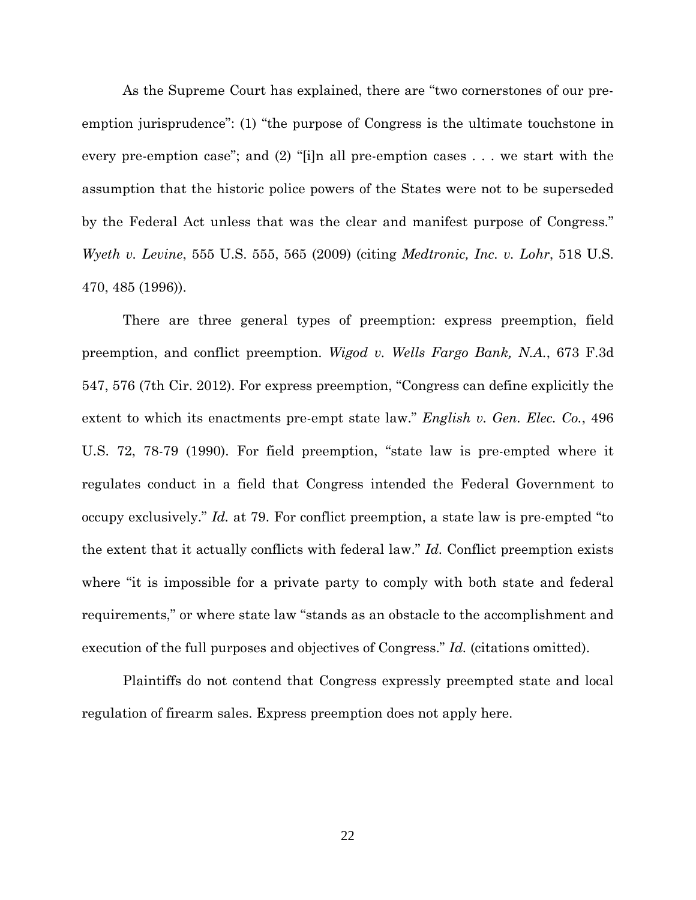As the Supreme Court has explained, there are "two cornerstones of our pre-emption jurisprudence": (1) "the purpose of Congress is the ultimate touchstone in every pre-emption case"; and (2) "[i]n all pre-emption cases . . . we start with the assumption that the historic police powers of the States were not to be superseded by the Federal Act unless that was the clear and manifest purpose of Congress." *Wyeth v. Levine*, 555 U.S. 555, 565 (2009) (citing *Medtronic, Inc. v. Lohr*, 518 U.S. 470, 485 (1996)).

There are three general types of preemption: express preemption, field preemption, and conflict preemption. *Wigod v. Wells Fargo Bank, N.A.*, 673 F.3d 547, 576 (7th Cir. 2012). For express preemption, "Congress can define explicitly the extent to which its enactments pre-empt state law." *English v. Gen. Elec. Co.*, 496 U.S. 72, 78-79 (1990). For field preemption, "state law is pre-empted where it regulates conduct in a field that Congress intended the Federal Government to occupy exclusively." *Id.* at 79. For conflict preemption, a state law is pre-empted "to the extent that it actually conflicts with federal law." *Id.* Conflict preemption exists where "it is impossible for a private party to comply with both state and federal requirements," or where state law "stands as an obstacle to the accomplishment and execution of the full purposes and objectives of Congress." *Id.* (citations omitted).

Plaintiffs do not contend that Congress expressly preempted state and local regulation of firearm sales. Express preemption does not apply here.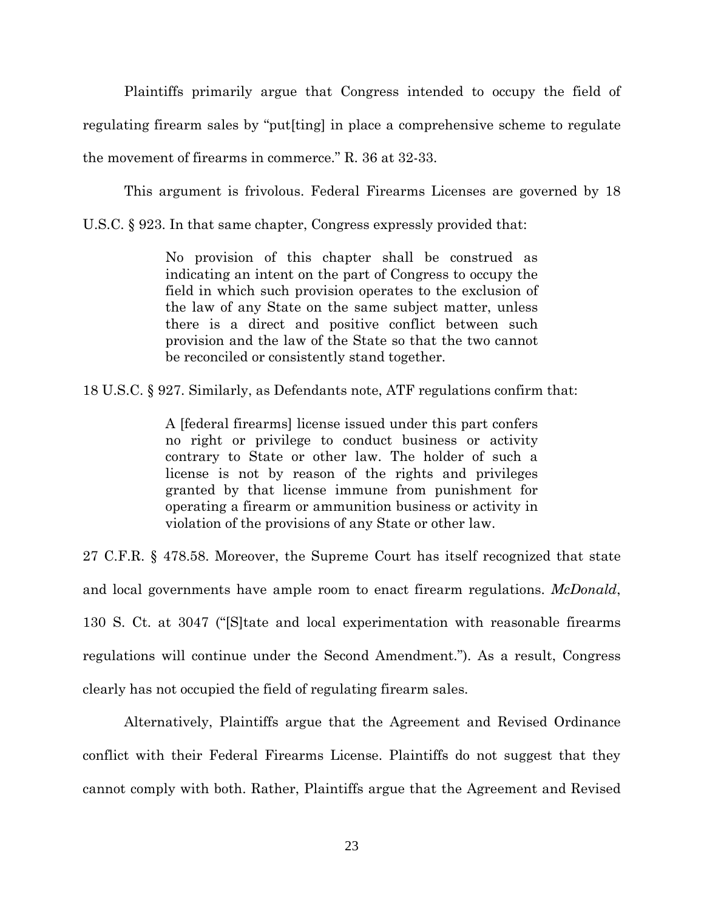Plaintiffs primarily argue that Congress intended to occupy the field of regulating firearm sales by "put[ting] in place a comprehensive scheme to regulate the movement of firearms in commerce." R. 36 at 32-33.

This argument is frivolous. Federal Firearms Licenses are governed by 18 U.S.C. § 923. In that same chapter, Congress expressly provided that:

> No provision of this chapter shall be construed as indicating an intent on the part of Congress to occupy the field in which such provision operates to the exclusion of the law of any State on the same subject matter, unless there is a direct and positive conflict between such provision and the law of the State so that the two cannot be reconciled or consistently stand together.

18 U.S.C. § 927. Similarly, as Defendants note, ATF regulations confirm that:

> A [federal firearms] license issued under this part confers no right or privilege to conduct business or activity contrary to State or other law. The holder of such a license is not by reason of the rights and privileges granted by that license immune from punishment for operating a firearm or ammunition business or activity in violation of the provisions of any State or other law.

27 C.F.R. § 478.58. Moreover, the Supreme Court has itself recognized that state and local governments have ample room to enact firearm regulations. *McDonald*, 130 S. Ct. at 3047 ("[S]tate and local experimentation with reasonable firearms regulations will continue under the Second Amendment."). As a result, Congress clearly has not occupied the field of regulating firearm sales.

Alternatively, Plaintiffs argue that the Agreement and Revised Ordinance conflict with their Federal Firearms License. Plaintiffs do not suggest that they cannot comply with both. Rather, Plaintiffs argue that the Agreement and Revised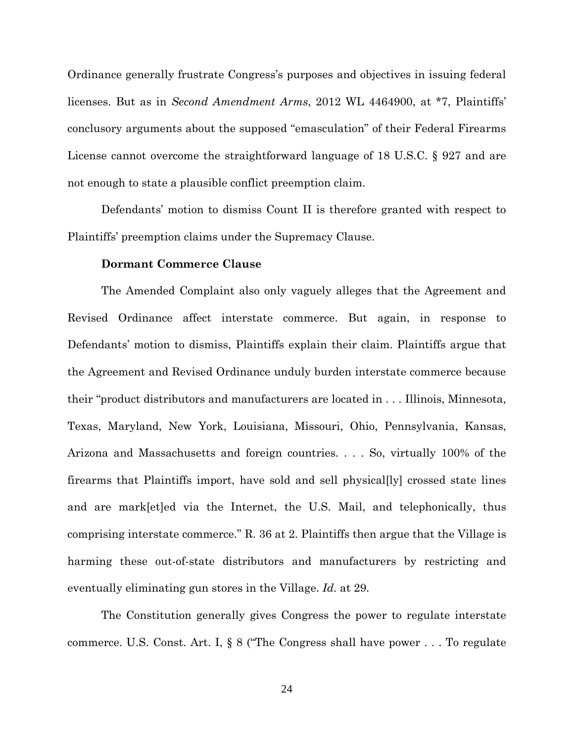Ordinance generally frustrate Congress's purposes and objectives in issuing federal licenses. But as in *Second Amendment Arms*, 2012 WL 4464900, at *7, Plaintiffs' conclusory arguments about the supposed "emasculation" of their Federal Firearms License cannot overcome the straightforward language of 18 U.S.C. § 927 and are not enough to state a plausible conflict preemption claim.

Defendants' motion to dismiss Count II is therefore granted with respect to Plaintiffs' preemption claims under the Supremacy Clause.

**Dormant Commerce Clause**

The Amended Complaint also only vaguely alleges that the Agreement and Revised Ordinance affect interstate commerce. But again, in response to Defendants' motion to dismiss, Plaintiffs explain their claim. Plaintiffs argue that the Agreement and Revised Ordinance unduly burden interstate commerce because their "product distributors and manufacturers are located in . . . Illinois, Minnesota, Texas, Maryland, New York, Louisiana, Missouri, Ohio, Pennsylvania, Kansas, Arizona and Massachusetts and foreign countries. . . . So, virtually 100% of the firearms that Plaintiffs import, have sold and sell physical[ly] crossed state lines and are mark[et]ed via the Internet, the U.S. Mail, and telephonically, thus comprising interstate commerce." R. 36 at 2. Plaintiffs then argue that the Village is harming these out-of-state distributors and manufacturers by restricting and eventually eliminating gun stores in the Village. *Id.* at 29.

The Constitution generally gives Congress the power to regulate interstate commerce. U.S. Const. Art. I, § 8 ("The Congress shall have power . . . To regulate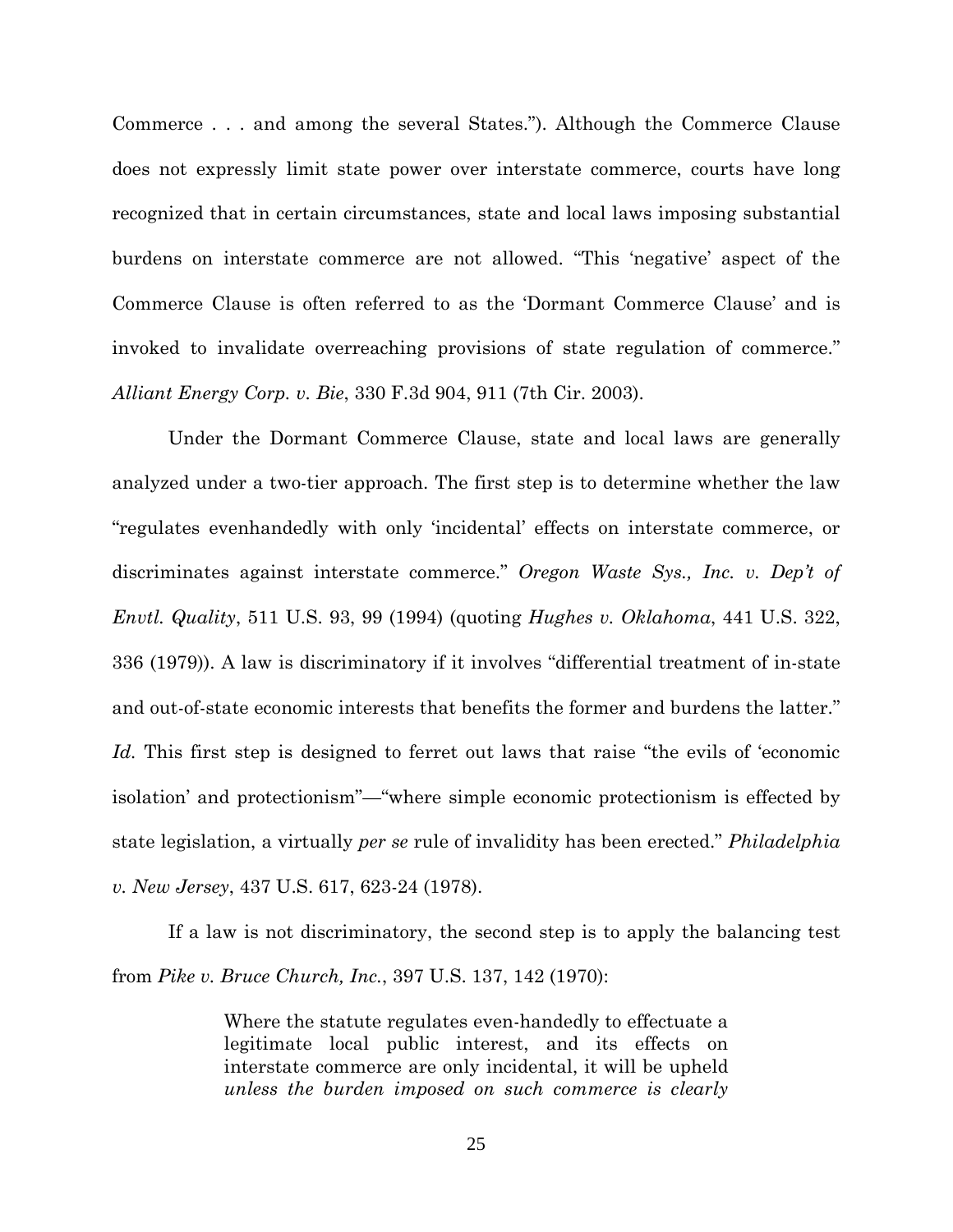Commerce . . . and among the several States."). Although the Commerce Clause does not expressly limit state power over interstate commerce, courts have long recognized that in certain circumstances, state and local laws imposing substantial burdens on interstate commerce are not allowed. "This 'negative' aspect of the Commerce Clause is often referred to as the 'Dormant Commerce Clause' and is invoked to invalidate overreaching provisions of state regulation of commerce." *Alliant Energy Corp. v. Bie*, 330 F.3d 904, 911 (7th Cir. 2003).

Under the Dormant Commerce Clause, state and local laws are generally analyzed under a two-tier approach. The first step is to determine whether the law "regulates evenhandedly with only 'incidental' effects on interstate commerce, or discriminates against interstate commerce." *Oregon Waste Sys., Inc. v. Dep't of Envtl. Quality*, 511 U.S. 93, 99 (1994) (quoting *Hughes v. Oklahoma*, 441 U.S. 322, 336 (1979)). A law is discriminatory if it involves "differential treatment of in-state and out-of-state economic interests that benefits the former and burdens the latter." *Id.* This first step is designed to ferret out laws that raise "the evils of 'economic isolation' and protectionism"—"where simple economic protectionism is effected by state legislation, a virtually *per se* rule of invalidity has been erected." *Philadelphia v. New Jersey*, 437 U.S. 617, 623-24 (1978).

If a law is not discriminatory, the second step is to apply the balancing test from *Pike v. Bruce Church, Inc.*, 397 U.S. 137, 142 (1970):

> Where the statute regulates even-handedly to effectuate a legitimate local public interest, and its effects on interstate commerce are only incidental, it will be upheld *unless the burden imposed on such commerce is clearly*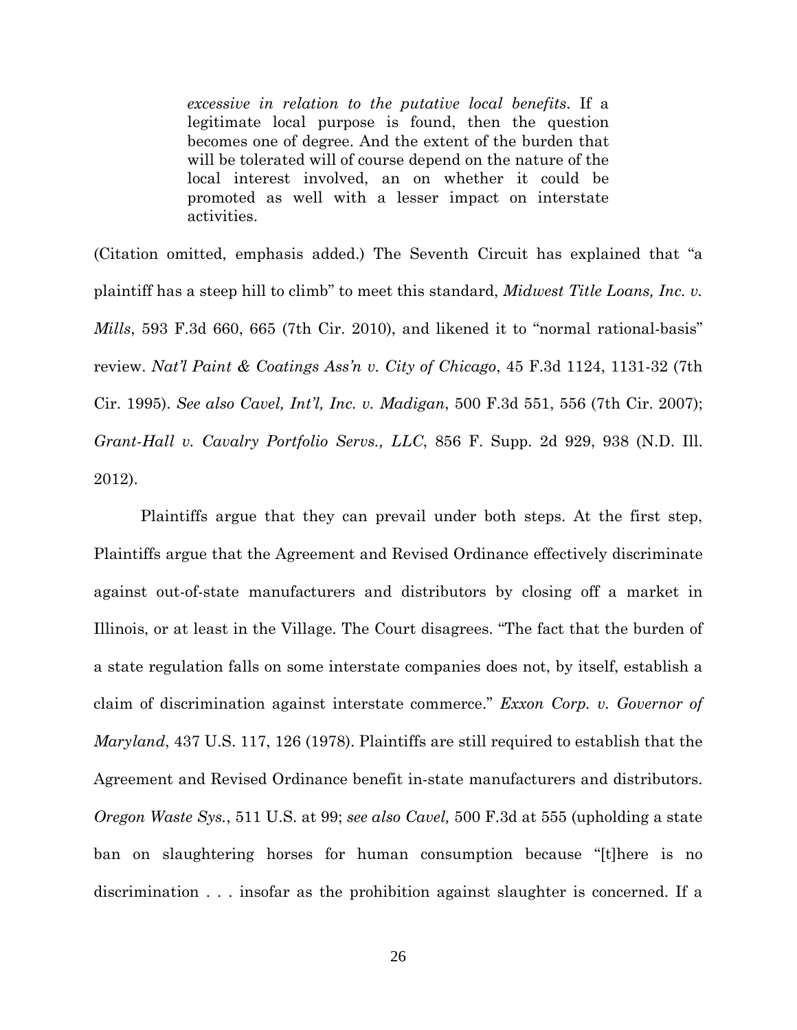> *excessive in relation to the putative local benefits*. If a legitimate local purpose is found, then the question becomes one of degree. And the extent of the burden that will be tolerated will of course depend on the nature of the local interest involved, an on whether it could be promoted as well with a lesser impact on interstate activities.

(Citation omitted, emphasis added.) The Seventh Circuit has explained that "a plaintiff has a steep hill to climb" to meet this standard, *Midwest Title Loans, Inc. v. Mills*, 593 F.3d 660, 665 (7th Cir. 2010), and likened it to "normal rational-basis" review. *Nat'l Paint & Coatings Ass'n v. City of Chicago*, 45 F.3d 1124, 1131-32 (7th Cir. 1995). *See also Cavel, Int'l, Inc. v. Madigan*, 500 F.3d 551, 556 (7th Cir. 2007); *Grant-Hall v. Cavalry Portfolio Servs., LLC*, 856 F. Supp. 2d 929, 938 (N.D. Ill. 2012).

Plaintiffs argue that they can prevail under both steps. At the first step, Plaintiffs argue that the Agreement and Revised Ordinance effectively discriminate against out-of-state manufacturers and distributors by closing off a market in Illinois, or at least in the Village. The Court disagrees. "The fact that the burden of a state regulation falls on some interstate companies does not, by itself, establish a claim of discrimination against interstate commerce." *Exxon Corp. v. Governor of Maryland*, 437 U.S. 117, 126 (1978). Plaintiffs are still required to establish that the Agreement and Revised Ordinance benefit in-state manufacturers and distributors. *Oregon Waste Sys.*, 511 U.S. at 99; *see also Cavel,* 500 F.3d at 555 (upholding a state ban on slaughtering horses for human consumption because "[t]here is no discrimination . . . insofar as the prohibition against slaughter is concerned. If a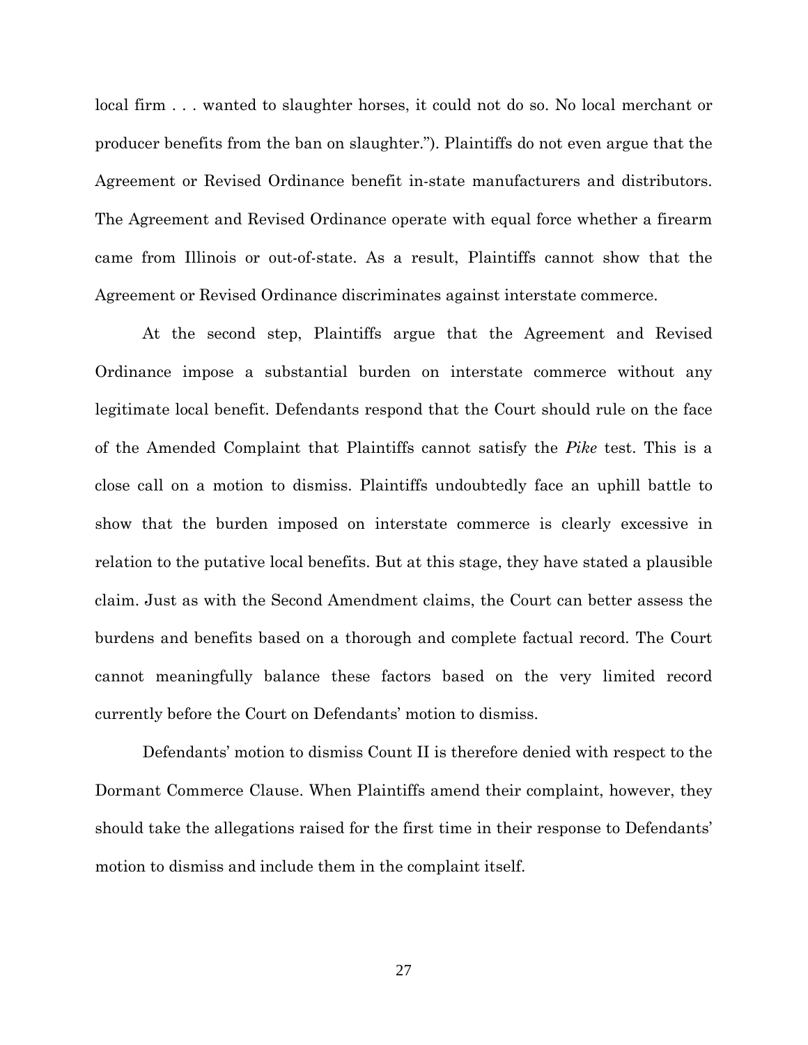local firm . . . wanted to slaughter horses, it could not do so. No local merchant or producer benefits from the ban on slaughter."). Plaintiffs do not even argue that the Agreement or Revised Ordinance benefit in-state manufacturers and distributors. The Agreement and Revised Ordinance operate with equal force whether a firearm came from Illinois or out-of-state. As a result, Plaintiffs cannot show that the Agreement or Revised Ordinance discriminates against interstate commerce.

At the second step, Plaintiffs argue that the Agreement and Revised Ordinance impose a substantial burden on interstate commerce without any legitimate local benefit. Defendants respond that the Court should rule on the face of the Amended Complaint that Plaintiffs cannot satisfy the *Pike* test. This is a close call on a motion to dismiss. Plaintiffs undoubtedly face an uphill battle to show that the burden imposed on interstate commerce is clearly excessive in relation to the putative local benefits. But at this stage, they have stated a plausible claim. Just as with the Second Amendment claims, the Court can better assess the burdens and benefits based on a thorough and complete factual record. The Court cannot meaningfully balance these factors based on the very limited record currently before the Court on Defendants' motion to dismiss.

Defendants' motion to dismiss Count II is therefore denied with respect to the Dormant Commerce Clause. When Plaintiffs amend their complaint, however, they should take the allegations raised for the first time in their response to Defendants' motion to dismiss and include them in the complaint itself.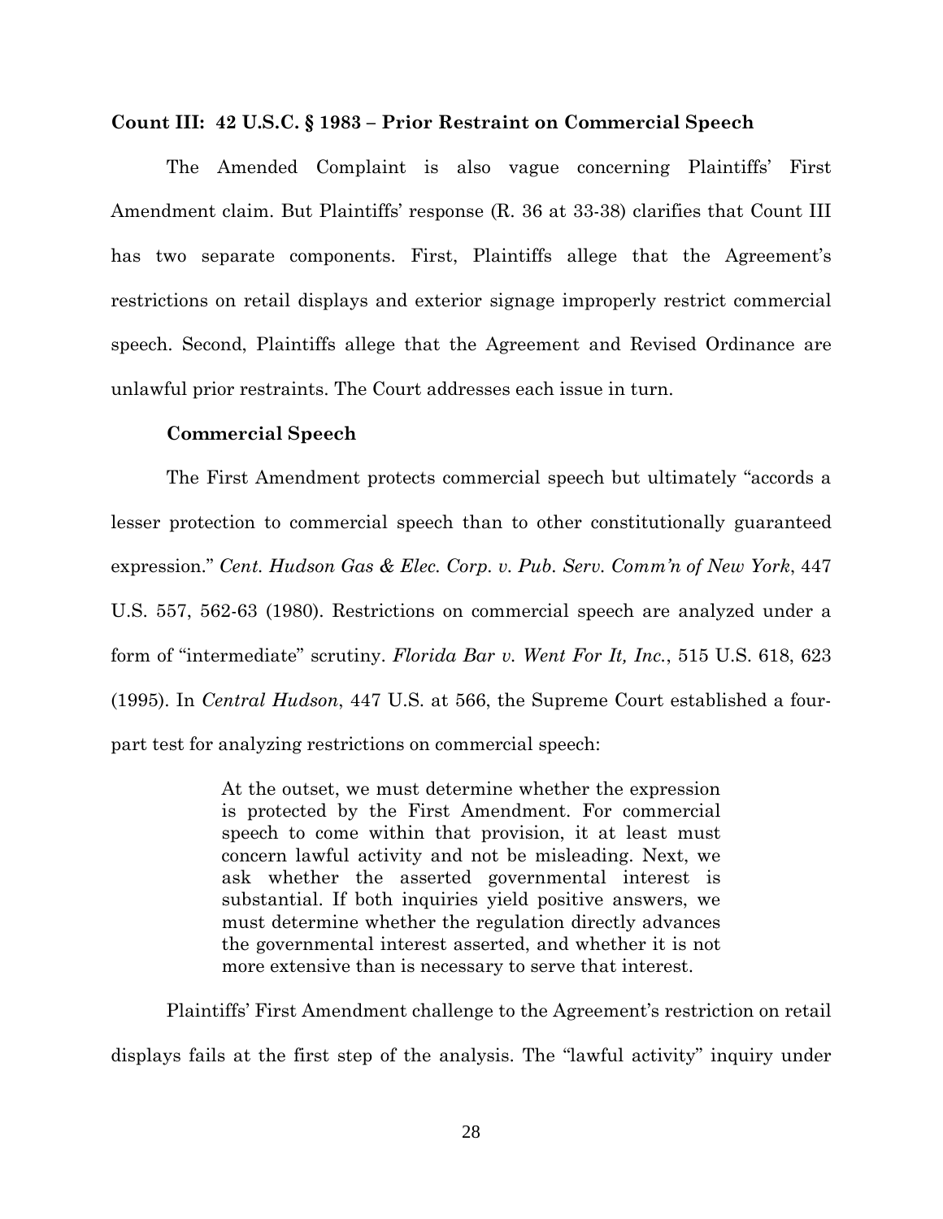**Count III: 42 U.S.C. § 1983 – Prior Restraint on Commercial Speech**

The Amended Complaint is also vague concerning Plaintiffs' First Amendment claim. But Plaintiffs' response (R. 36 at 33-38) clarifies that Count III has two separate components. First, Plaintiffs allege that the Agreement's restrictions on retail displays and exterior signage improperly restrict commercial speech. Second, Plaintiffs allege that the Agreement and Revised Ordinance are unlawful prior restraints. The Court addresses each issue in turn.

**Commercial Speech**

The First Amendment protects commercial speech but ultimately "accords a lesser protection to commercial speech than to other constitutionally guaranteed expression." *Cent. Hudson Gas & Elec. Corp. v. Pub. Serv. Comm'n of New York*, 447 U.S. 557, 562-63 (1980). Restrictions on commercial speech are analyzed under a form of "intermediate" scrutiny. *Florida Bar v. Went For It, Inc.*, 515 U.S. 618, 623 (1995). In *Central Hudson*, 447 U.S. at 566, the Supreme Court established a four-part test for analyzing restrictions on commercial speech:

> At the outset, we must determine whether the expression is protected by the First Amendment. For commercial speech to come within that provision, it at least must concern lawful activity and not be misleading. Next, we ask whether the asserted governmental interest is substantial. If both inquiries yield positive answers, we must determine whether the regulation directly advances the governmental interest asserted, and whether it is not more extensive than is necessary to serve that interest.

Plaintiffs' First Amendment challenge to the Agreement's restriction on retail displays fails at the first step of the analysis. The "lawful activity" inquiry under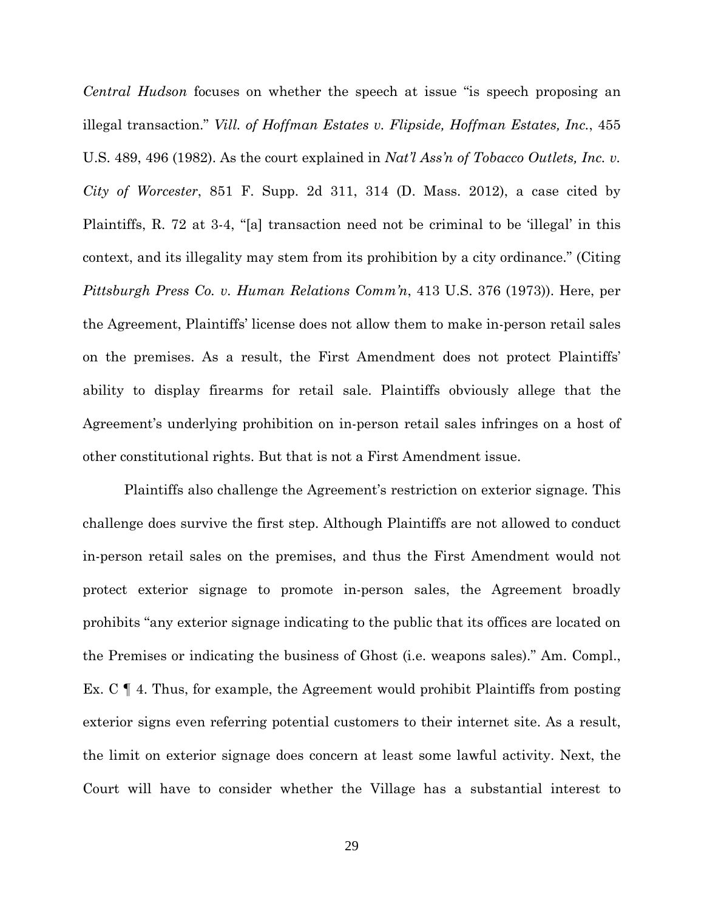*Central Hudson* focuses on whether the speech at issue "is speech proposing an illegal transaction." *Vill. of Hoffman Estates v. Flipside, Hoffman Estates, Inc.*, 455 U.S. 489, 496 (1982). As the court explained in *Nat'l Ass'n of Tobacco Outlets, Inc. v. City of Worcester*, 851 F. Supp. 2d 311, 314 (D. Mass. 2012), a case cited by Plaintiffs, R. 72 at 3-4, "[a] transaction need not be criminal to be 'illegal' in this context, and its illegality may stem from its prohibition by a city ordinance." (Citing *Pittsburgh Press Co. v. Human Relations Comm'n*, 413 U.S. 376 (1973)). Here, per the Agreement, Plaintiffs' license does not allow them to make in-person retail sales on the premises. As a result, the First Amendment does not protect Plaintiffs' ability to display firearms for retail sale. Plaintiffs obviously allege that the Agreement's underlying prohibition on in-person retail sales infringes on a host of other constitutional rights. But that is not a First Amendment issue.

Plaintiffs also challenge the Agreement's restriction on exterior signage. This challenge does survive the first step. Although Plaintiffs are not allowed to conduct in-person retail sales on the premises, and thus the First Amendment would not protect exterior signage to promote in-person sales, the Agreement broadly prohibits "any exterior signage indicating to the public that its offices are located on the Premises or indicating the business of Ghost (i.e. weapons sales)." Am. Compl., Ex. C ¶ 4. Thus, for example, the Agreement would prohibit Plaintiffs from posting exterior signs even referring potential customers to their internet site. As a result, the limit on exterior signage does concern at least some lawful activity. Next, the Court will have to consider whether the Village has a substantial interest to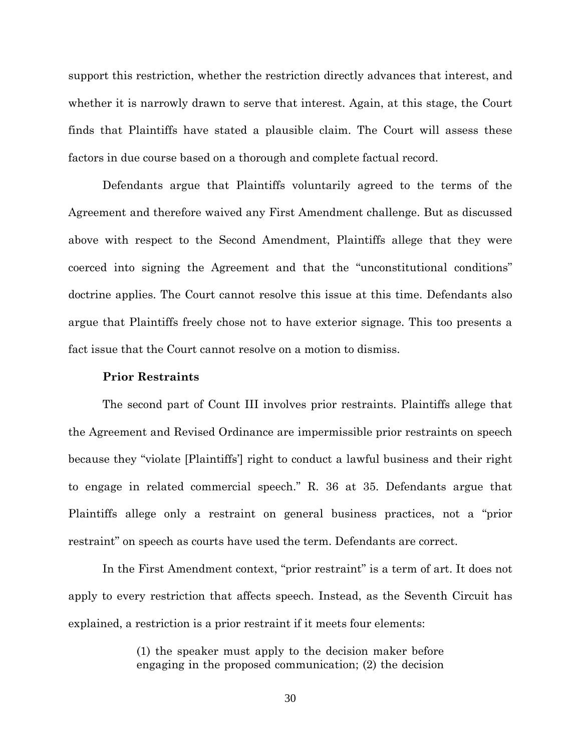support this restriction, whether the restriction directly advances that interest, and whether it is narrowly drawn to serve that interest. Again, at this stage, the Court finds that Plaintiffs have stated a plausible claim. The Court will assess these factors in due course based on a thorough and complete factual record.

Defendants argue that Plaintiffs voluntarily agreed to the terms of the Agreement and therefore waived any First Amendment challenge. But as discussed above with respect to the Second Amendment, Plaintiffs allege that they were coerced into signing the Agreement and that the "unconstitutional conditions" doctrine applies. The Court cannot resolve this issue at this time. Defendants also argue that Plaintiffs freely chose not to have exterior signage. This too presents a fact issue that the Court cannot resolve on a motion to dismiss.

**Prior Restraints**

The second part of Count III involves prior restraints. Plaintiffs allege that the Agreement and Revised Ordinance are impermissible prior restraints on speech because they "violate [Plaintiffs'] right to conduct a lawful business and their right to engage in related commercial speech." R. 36 at 35. Defendants argue that Plaintiffs allege only a restraint on general business practices, not a "prior restraint" on speech as courts have used the term. Defendants are correct.

In the First Amendment context, "prior restraint" is a term of art. It does not apply to every restriction that affects speech. Instead, as the Seventh Circuit has explained, a restriction is a prior restraint if it meets four elements:

> (1) the speaker must apply to the decision maker before engaging in the proposed communication; (2) the decision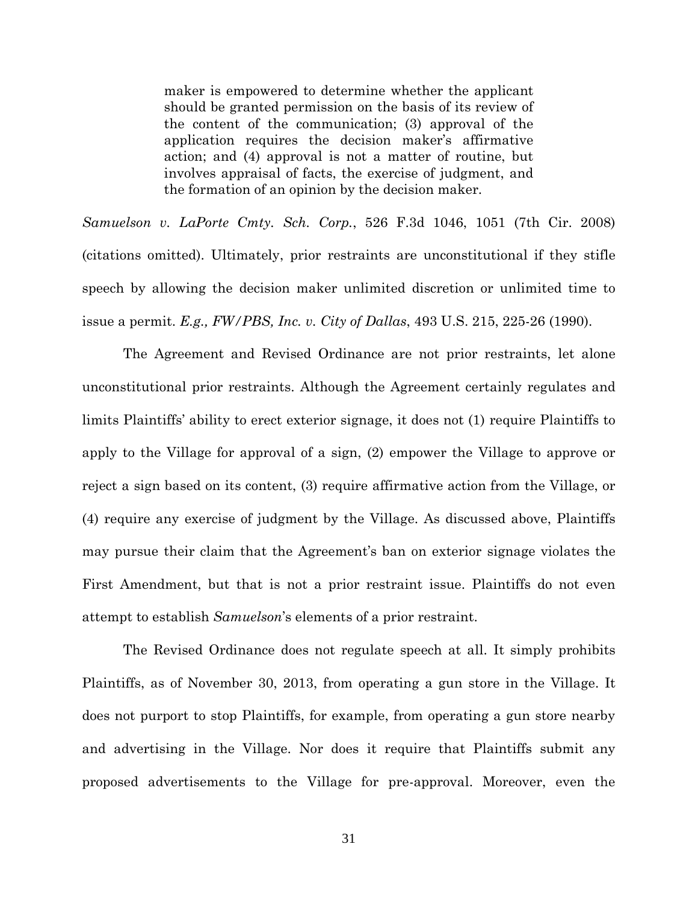> maker is empowered to determine whether the applicant should be granted permission on the basis of its review of the content of the communication; (3) approval of the application requires the decision maker's affirmative action; and (4) approval is not a matter of routine, but involves appraisal of facts, the exercise of judgment, and the formation of an opinion by the decision maker.

*Samuelson v. LaPorte Cmty. Sch. Corp.*, 526 F.3d 1046, 1051 (7th Cir. 2008) (citations omitted). Ultimately, prior restraints are unconstitutional if they stifle speech by allowing the decision maker unlimited discretion or unlimited time to issue a permit. *E.g., FW/PBS, Inc. v. City of Dallas*, 493 U.S. 215, 225-26 (1990).

The Agreement and Revised Ordinance are not prior restraints, let alone unconstitutional prior restraints. Although the Agreement certainly regulates and limits Plaintiffs' ability to erect exterior signage, it does not (1) require Plaintiffs to apply to the Village for approval of a sign, (2) empower the Village to approve or reject a sign based on its content, (3) require affirmative action from the Village, or (4) require any exercise of judgment by the Village. As discussed above, Plaintiffs may pursue their claim that the Agreement's ban on exterior signage violates the First Amendment, but that is not a prior restraint issue. Plaintiffs do not even attempt to establish *Samuelson*'s elements of a prior restraint.

The Revised Ordinance does not regulate speech at all. It simply prohibits Plaintiffs, as of November 30, 2013, from operating a gun store in the Village. It does not purport to stop Plaintiffs, for example, from operating a gun store nearby and advertising in the Village. Nor does it require that Plaintiffs submit any proposed advertisements to the Village for pre-approval. Moreover, even the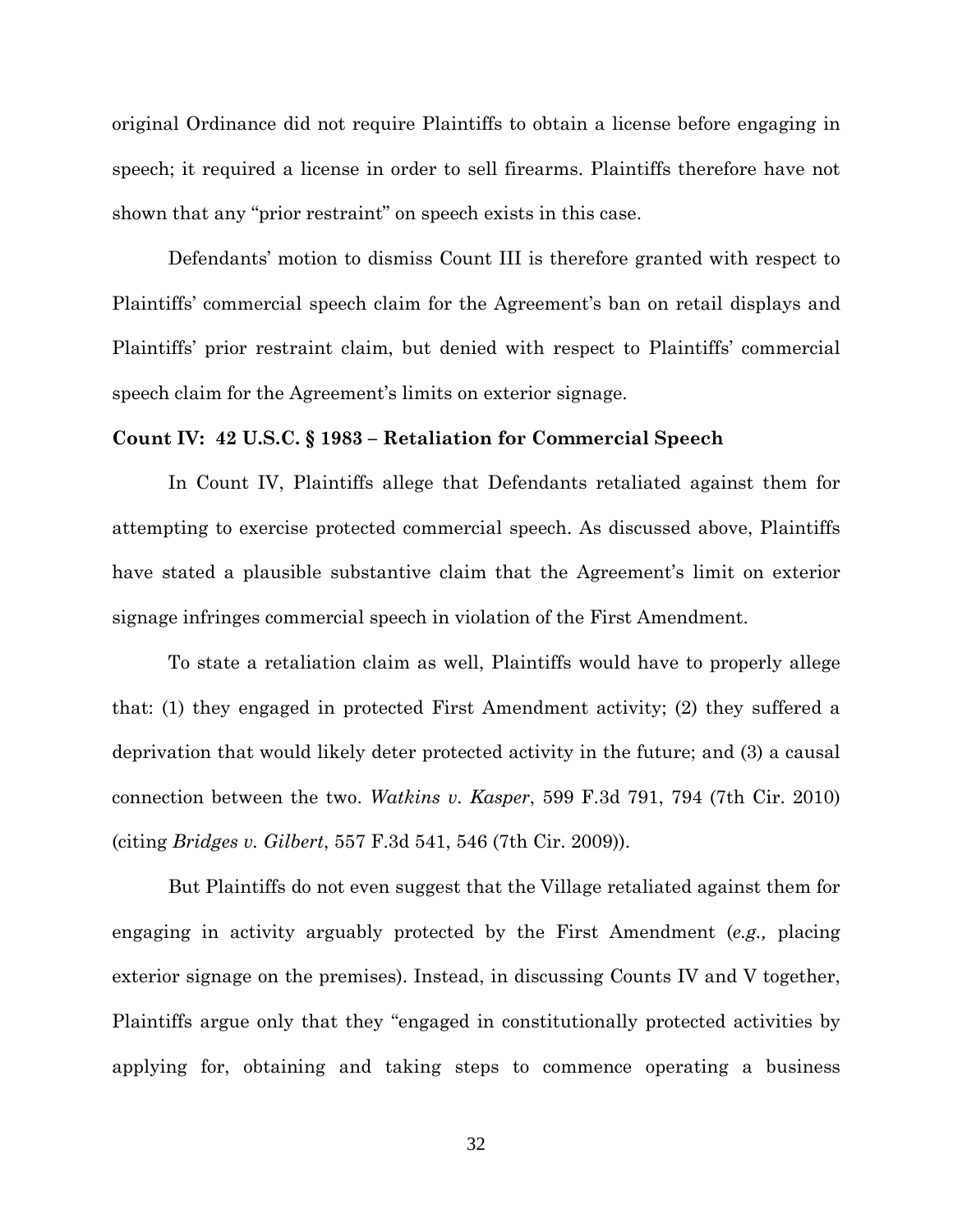original Ordinance did not require Plaintiffs to obtain a license before engaging in speech; it required a license in order to sell firearms. Plaintiffs therefore have not shown that any "prior restraint" on speech exists in this case.

Defendants' motion to dismiss Count III is therefore granted with respect to Plaintiffs' commercial speech claim for the Agreement's ban on retail displays and Plaintiffs' prior restraint claim, but denied with respect to Plaintiffs' commercial speech claim for the Agreement's limits on exterior signage.

**Count IV: 42 U.S.C. § 1983 – Retaliation for Commercial Speech**

In Count IV, Plaintiffs allege that Defendants retaliated against them for attempting to exercise protected commercial speech. As discussed above, Plaintiffs have stated a plausible substantive claim that the Agreement's limit on exterior signage infringes commercial speech in violation of the First Amendment.

To state a retaliation claim as well, Plaintiffs would have to properly allege that: (1) they engaged in protected First Amendment activity; (2) they suffered a deprivation that would likely deter protected activity in the future; and (3) a causal connection between the two. *Watkins v. Kasper*, 599 F.3d 791, 794 (7th Cir. 2010) (citing *Bridges v. Gilbert*, 557 F.3d 541, 546 (7th Cir. 2009)).

But Plaintiffs do not even suggest that the Village retaliated against them for engaging in activity arguably protected by the First Amendment (*e.g.,* placing exterior signage on the premises). Instead, in discussing Counts IV and V together, Plaintiffs argue only that they "engaged in constitutionally protected activities by applying for, obtaining and taking steps to commence operating a business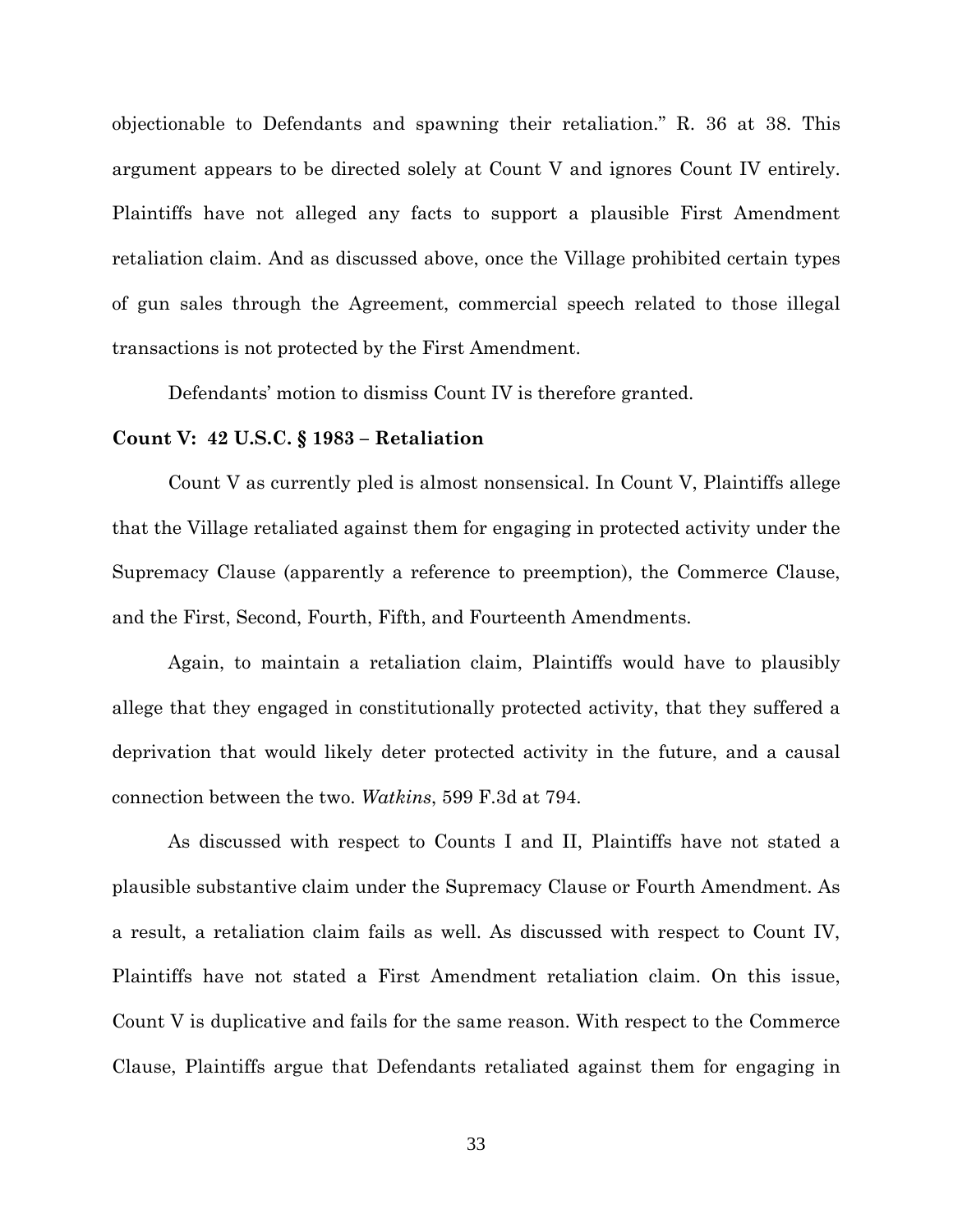objectionable to Defendants and spawning their retaliation." R. 36 at 38. This argument appears to be directed solely at Count V and ignores Count IV entirely. Plaintiffs have not alleged any facts to support a plausible First Amendment retaliation claim. And as discussed above, once the Village prohibited certain types of gun sales through the Agreement, commercial speech related to those illegal transactions is not protected by the First Amendment.

Defendants' motion to dismiss Count IV is therefore granted.

**Count V: 42 U.S.C. § 1983 – Retaliation**

Count V as currently pled is almost nonsensical. In Count V, Plaintiffs allege that the Village retaliated against them for engaging in protected activity under the Supremacy Clause (apparently a reference to preemption), the Commerce Clause, and the First, Second, Fourth, Fifth, and Fourteenth Amendments.

Again, to maintain a retaliation claim, Plaintiffs would have to plausibly allege that they engaged in constitutionally protected activity, that they suffered a deprivation that would likely deter protected activity in the future, and a causal connection between the two. *Watkins*, 599 F.3d at 794.

As discussed with respect to Counts I and II, Plaintiffs have not stated a plausible substantive claim under the Supremacy Clause or Fourth Amendment. As a result, a retaliation claim fails as well. As discussed with respect to Count IV, Plaintiffs have not stated a First Amendment retaliation claim. On this issue, Count V is duplicative and fails for the same reason. With respect to the Commerce Clause, Plaintiffs argue that Defendants retaliated against them for engaging in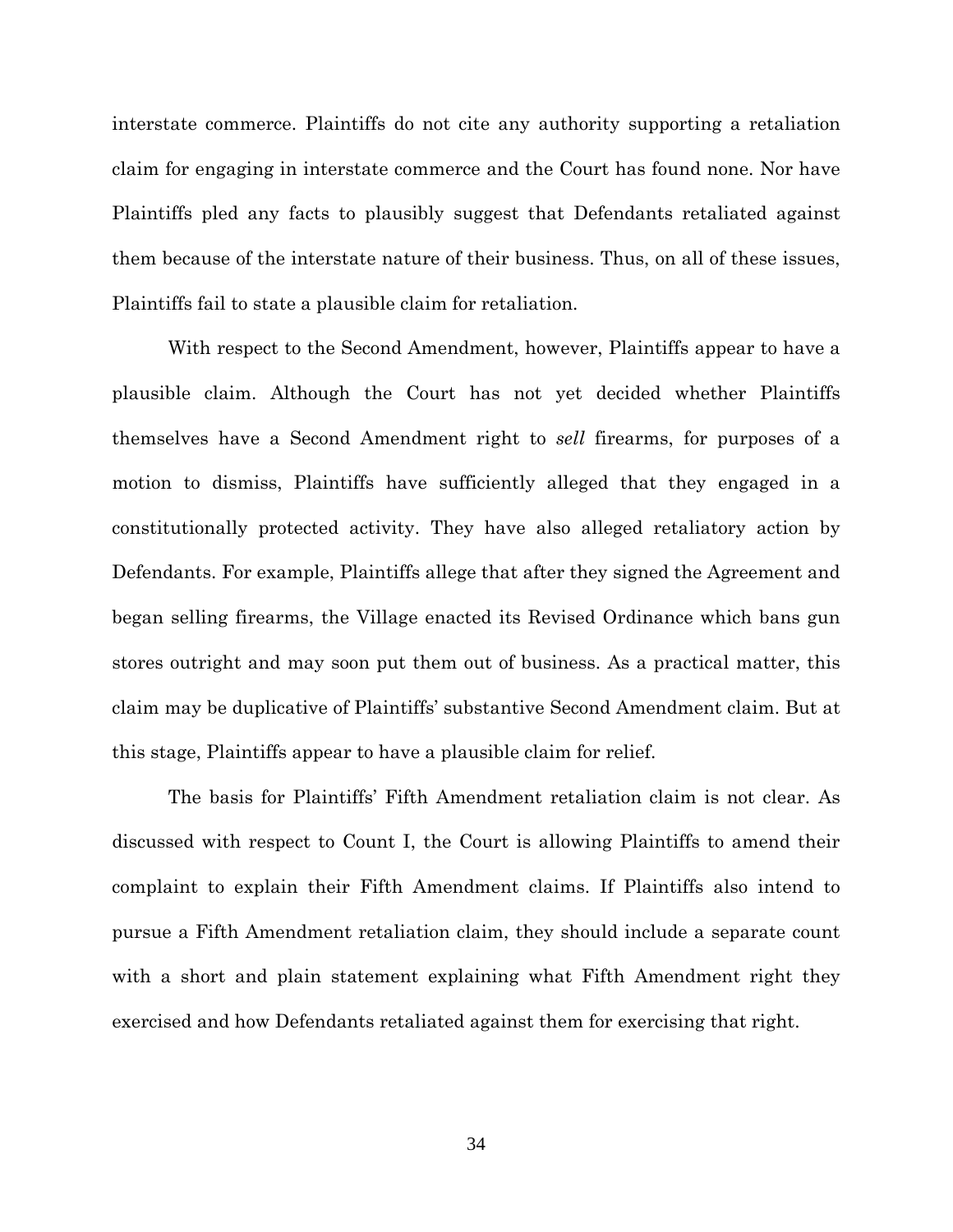interstate commerce. Plaintiffs do not cite any authority supporting a retaliation claim for engaging in interstate commerce and the Court has found none. Nor have Plaintiffs pled any facts to plausibly suggest that Defendants retaliated against them because of the interstate nature of their business. Thus, on all of these issues, Plaintiffs fail to state a plausible claim for retaliation.

With respect to the Second Amendment, however, Plaintiffs appear to have a plausible claim. Although the Court has not yet decided whether Plaintiffs themselves have a Second Amendment right to *sell* firearms, for purposes of a motion to dismiss, Plaintiffs have sufficiently alleged that they engaged in a constitutionally protected activity. They have also alleged retaliatory action by Defendants. For example, Plaintiffs allege that after they signed the Agreement and began selling firearms, the Village enacted its Revised Ordinance which bans gun stores outright and may soon put them out of business. As a practical matter, this claim may be duplicative of Plaintiffs' substantive Second Amendment claim. But at this stage, Plaintiffs appear to have a plausible claim for relief.

The basis for Plaintiffs' Fifth Amendment retaliation claim is not clear. As discussed with respect to Count I, the Court is allowing Plaintiffs to amend their complaint to explain their Fifth Amendment claims. If Plaintiffs also intend to pursue a Fifth Amendment retaliation claim, they should include a separate count with a short and plain statement explaining what Fifth Amendment right they exercised and how Defendants retaliated against them for exercising that right.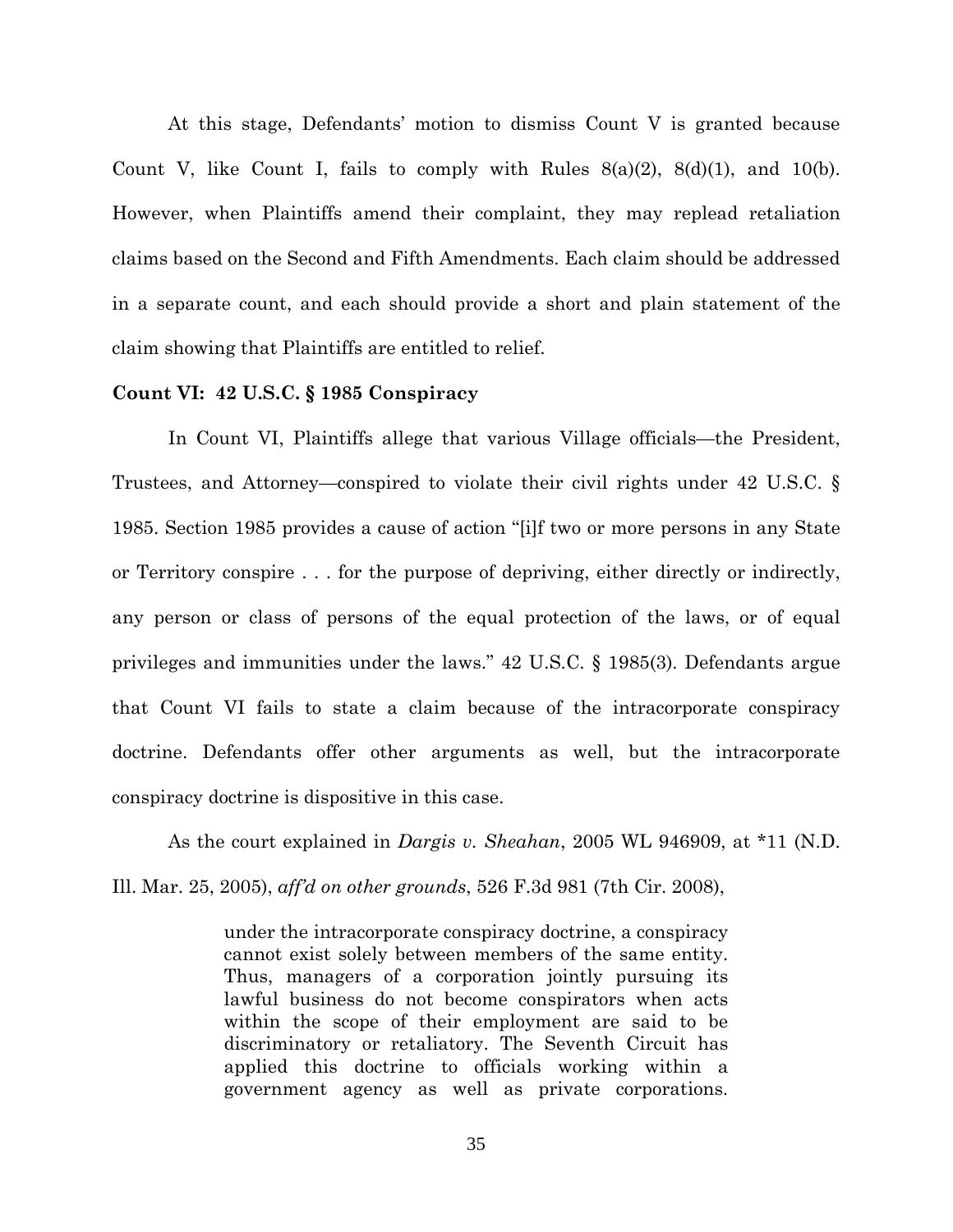At this stage, Defendants' motion to dismiss Count V is granted because Count V, like Count I, fails to comply with Rules 8(a)(2), 8(d)(1), and 10(b). However, when Plaintiffs amend their complaint, they may replead retaliation claims based on the Second and Fifth Amendments. Each claim should be addressed in a separate count, and each should provide a short and plain statement of the claim showing that Plaintiffs are entitled to relief.

**Count VI: 42 U.S.C. § 1985 Conspiracy**

In Count VI, Plaintiffs allege that various Village officials—the President, Trustees, and Attorney—conspired to violate their civil rights under 42 U.S.C. § 1985. Section 1985 provides a cause of action "[i]f two or more persons in any State or Territory conspire . . . for the purpose of depriving, either directly or indirectly, any person or class of persons of the equal protection of the laws, or of equal privileges and immunities under the laws." 42 U.S.C. § 1985(3). Defendants argue that Count VI fails to state a claim because of the intracorporate conspiracy doctrine. Defendants offer other arguments as well, but the intracorporate conspiracy doctrine is dispositive in this case.

As the court explained in *Dargis v. Sheahan*, 2005 WL 946909, at *11 (N.D. Ill. Mar. 25, 2005), *aff'd on other grounds*, 526 F.3d 981 (7th Cir. 2008),

> under the intracorporate conspiracy doctrine, a conspiracy cannot exist solely between members of the same entity. Thus, managers of a corporation jointly pursuing its lawful business do not become conspirators when acts within the scope of their employment are said to be discriminatory or retaliatory. The Seventh Circuit has applied this doctrine to officials working within a government agency as well as private corporations.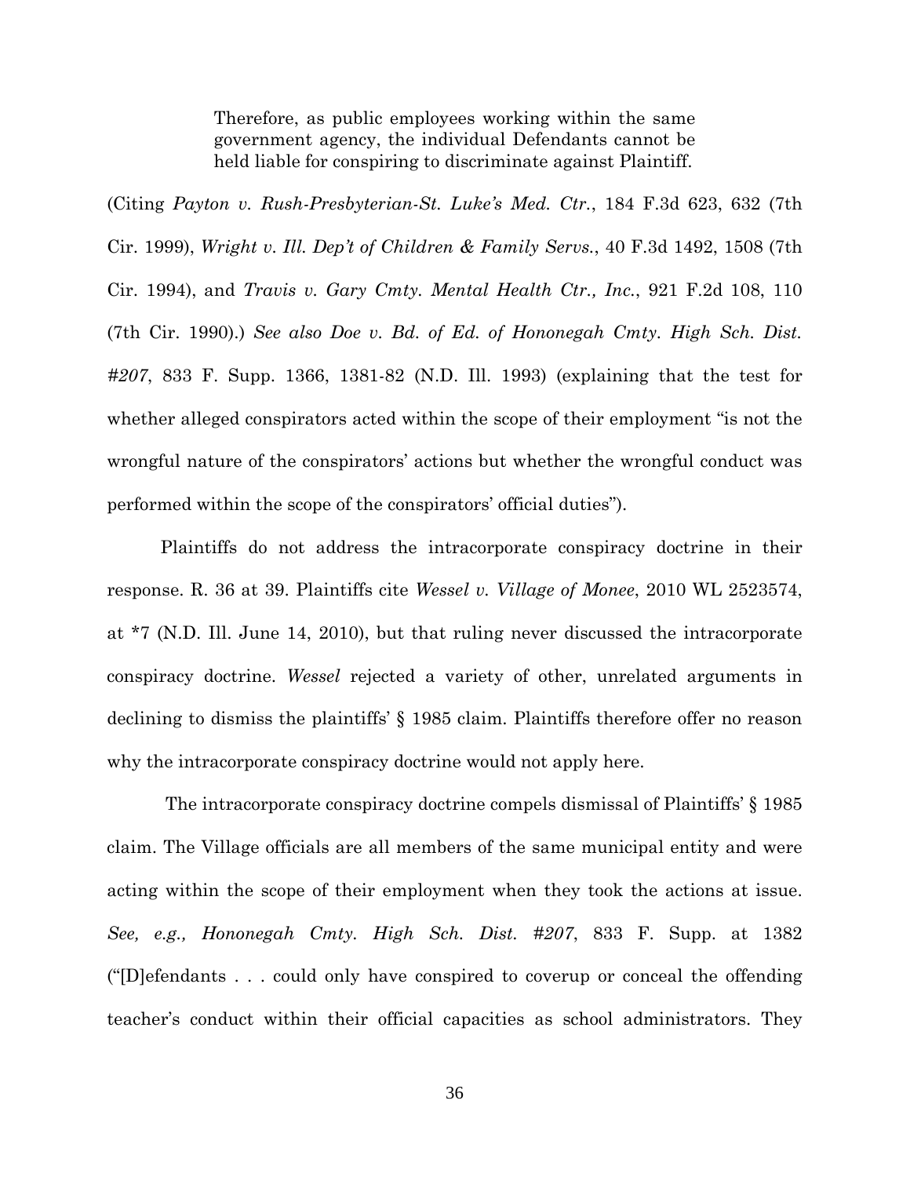> Therefore, as public employees working within the same government agency, the individual Defendants cannot be held liable for conspiring to discriminate against Plaintiff.

(Citing *Payton v. Rush-Presbyterian-St. Luke's Med. Ctr.*, 184 F.3d 623, 632 (7th Cir. 1999), *Wright v. Ill. Dep't of Children & Family Servs.*, 40 F.3d 1492, 1508 (7th Cir. 1994), and *Travis v. Gary Cmty. Mental Health Ctr., Inc.*, 921 F.2d 108, 110 (7th Cir. 1990).) *See also Doe v. Bd. of Ed. of Hononegah Cmty. High Sch. Dist. #207*, 833 F. Supp. 1366, 1381-82 (N.D. Ill. 1993) (explaining that the test for whether alleged conspirators acted within the scope of their employment "is not the wrongful nature of the conspirators' actions but whether the wrongful conduct was performed within the scope of the conspirators' official duties").

Plaintiffs do not address the intracorporate conspiracy doctrine in their response. R. 36 at 39. Plaintiffs cite *Wessel v. Village of Monee*, 2010 WL 2523574, at *7 (N.D. Ill. June 14, 2010), but that ruling never discussed the intracorporate conspiracy doctrine. *Wessel* rejected a variety of other, unrelated arguments in declining to dismiss the plaintiffs' § 1985 claim. Plaintiffs therefore offer no reason why the intracorporate conspiracy doctrine would not apply here.

The intracorporate conspiracy doctrine compels dismissal of Plaintiffs' § 1985 claim. The Village officials are all members of the same municipal entity and were acting within the scope of their employment when they took the actions at issue. *See, e.g., Hononegah Cmty. High Sch. Dist. #207*, 833 F. Supp. at 1382 ("[D]efendants . . . could only have conspired to coverup or conceal the offending teacher's conduct within their official capacities as school administrators. They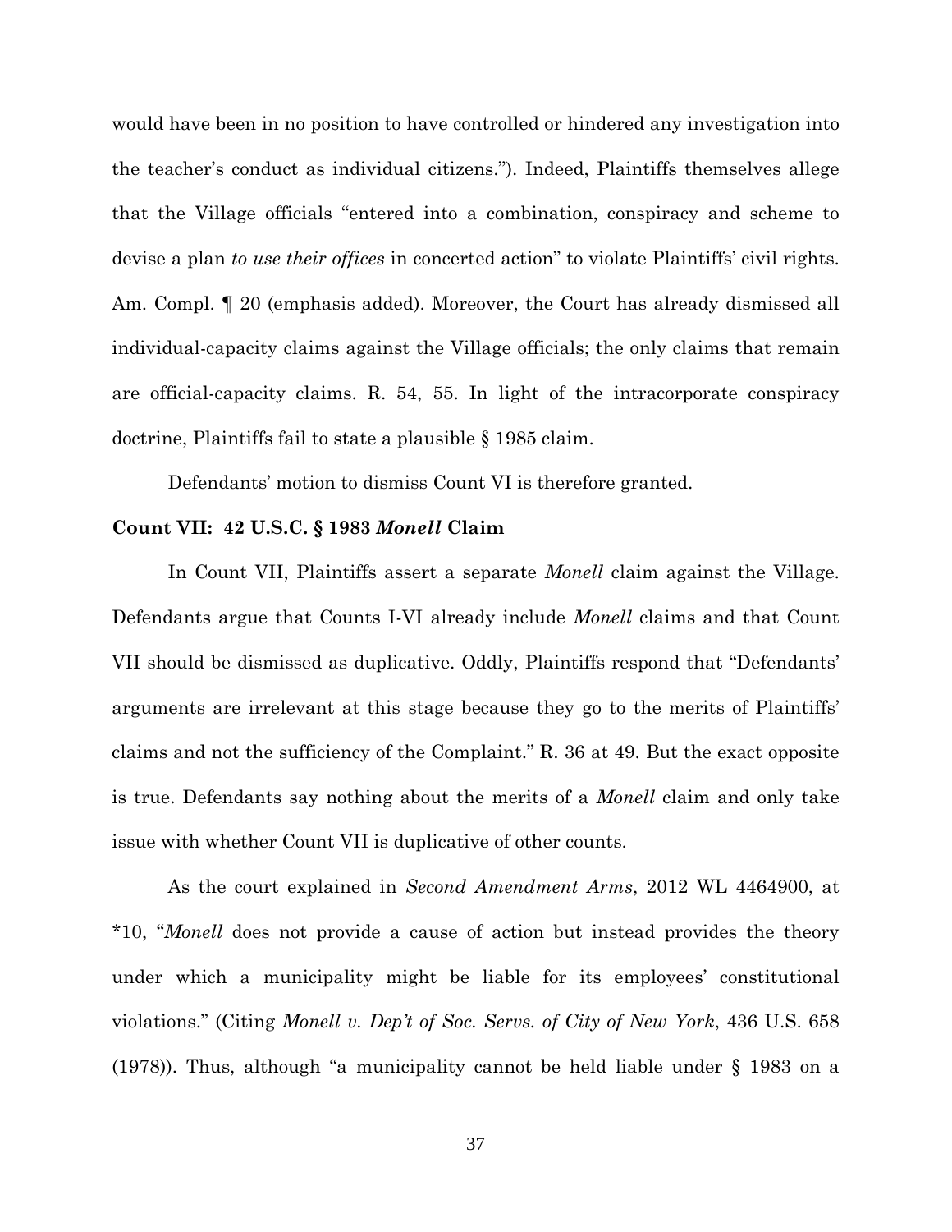would have been in no position to have controlled or hindered any investigation into the teacher's conduct as individual citizens."). Indeed, Plaintiffs themselves allege that the Village officials "entered into a combination, conspiracy and scheme to devise a plan *to use their offices* in concerted action" to violate Plaintiffs' civil rights. Am. Compl. ¶ 20 (emphasis added). Moreover, the Court has already dismissed all individual-capacity claims against the Village officials; the only claims that remain are official-capacity claims. R. 54, 55. In light of the intracorporate conspiracy doctrine, Plaintiffs fail to state a plausible § 1985 claim.

Defendants' motion to dismiss Count VI is therefore granted.

**Count VII: 42 U.S.C. § 1983 *Monell* Claim**

In Count VII, Plaintiffs assert a separate *Monell* claim against the Village. Defendants argue that Counts I-VI already include *Monell* claims and that Count VII should be dismissed as duplicative. Oddly, Plaintiffs respond that "Defendants' arguments are irrelevant at this stage because they go to the merits of Plaintiffs' claims and not the sufficiency of the Complaint." R. 36 at 49. But the exact opposite is true. Defendants say nothing about the merits of a *Monell* claim and only take issue with whether Count VII is duplicative of other counts.

As the court explained in *Second Amendment Arms*, 2012 WL 4464900, at *10, "*Monell* does not provide a cause of action but instead provides the theory under which a municipality might be liable for its employees' constitutional violations." (Citing *Monell v. Dep't of Soc. Servs. of City of New York*, 436 U.S. 658 (1978)). Thus, although "a municipality cannot be held liable under § 1983 on a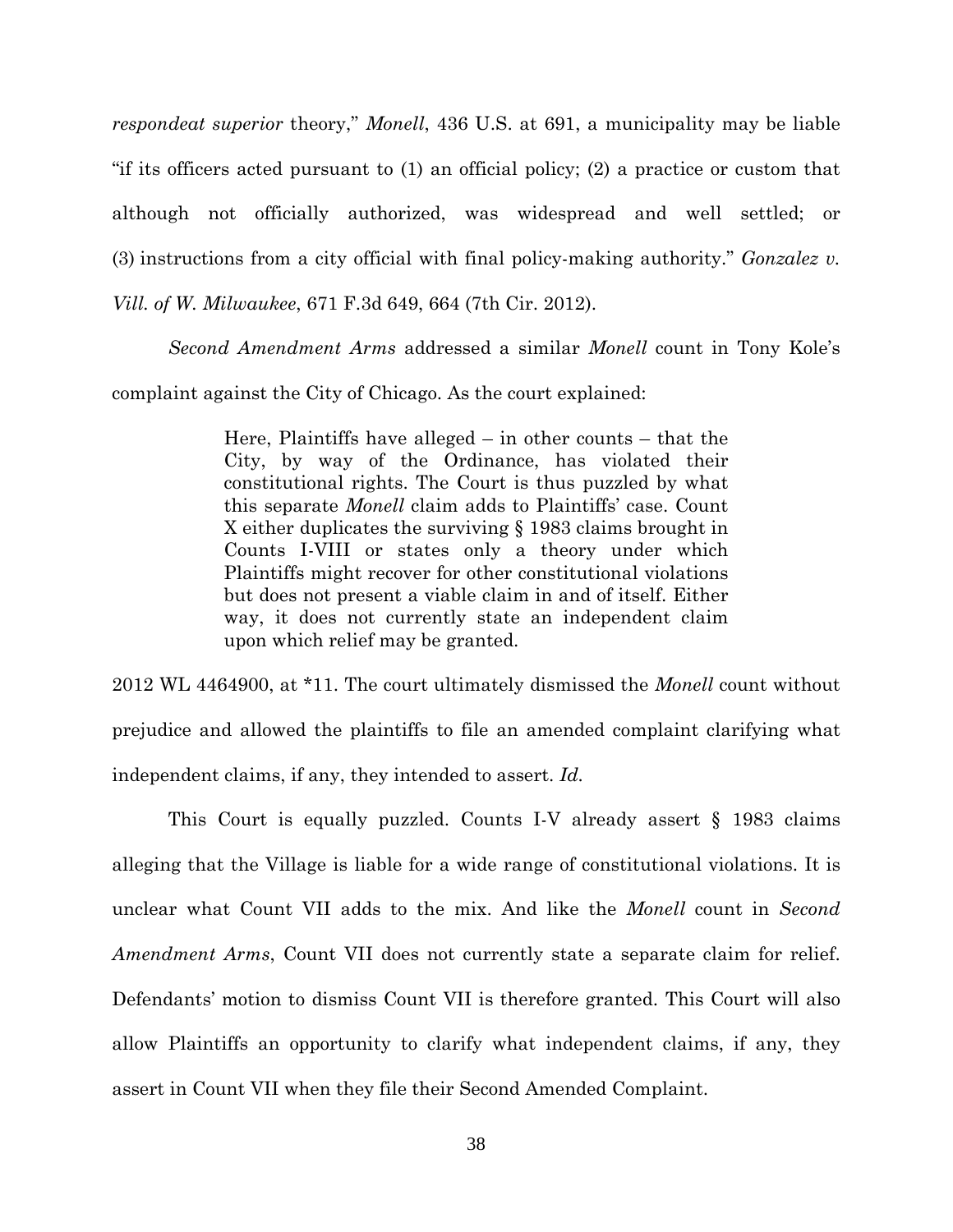*respondeat superior* theory," *Monell*, 436 U.S. at 691, a municipality may be liable "if its officers acted pursuant to (1) an official policy; (2) a practice or custom that although not officially authorized, was widespread and well settled; or (3) instructions from a city official with final policy-making authority." *Gonzalez v. Vill. of W. Milwaukee*, 671 F.3d 649, 664 (7th Cir. 2012).

*Second Amendment Arms* addressed a similar *Monell* count in Tony Kole's complaint against the City of Chicago. As the court explained:

> Here, Plaintiffs have alleged – in other counts – that the City, by way of the Ordinance, has violated their constitutional rights. The Court is thus puzzled by what this separate *Monell* claim adds to Plaintiffs' case. Count X either duplicates the surviving § 1983 claims brought in Counts I-VIII or states only a theory under which Plaintiffs might recover for other constitutional violations but does not present a viable claim in and of itself. Either way, it does not currently state an independent claim upon which relief may be granted.

2012 WL 4464900, at *11. The court ultimately dismissed the *Monell* count without prejudice and allowed the plaintiffs to file an amended complaint clarifying what independent claims, if any, they intended to assert. *Id.*

This Court is equally puzzled. Counts I-V already assert § 1983 claims alleging that the Village is liable for a wide range of constitutional violations. It is unclear what Count VII adds to the mix. And like the *Monell* count in *Second Amendment Arms*, Count VII does not currently state a separate claim for relief. Defendants' motion to dismiss Count VII is therefore granted. This Court will also allow Plaintiffs an opportunity to clarify what independent claims, if any, they assert in Count VII when they file their Second Amended Complaint.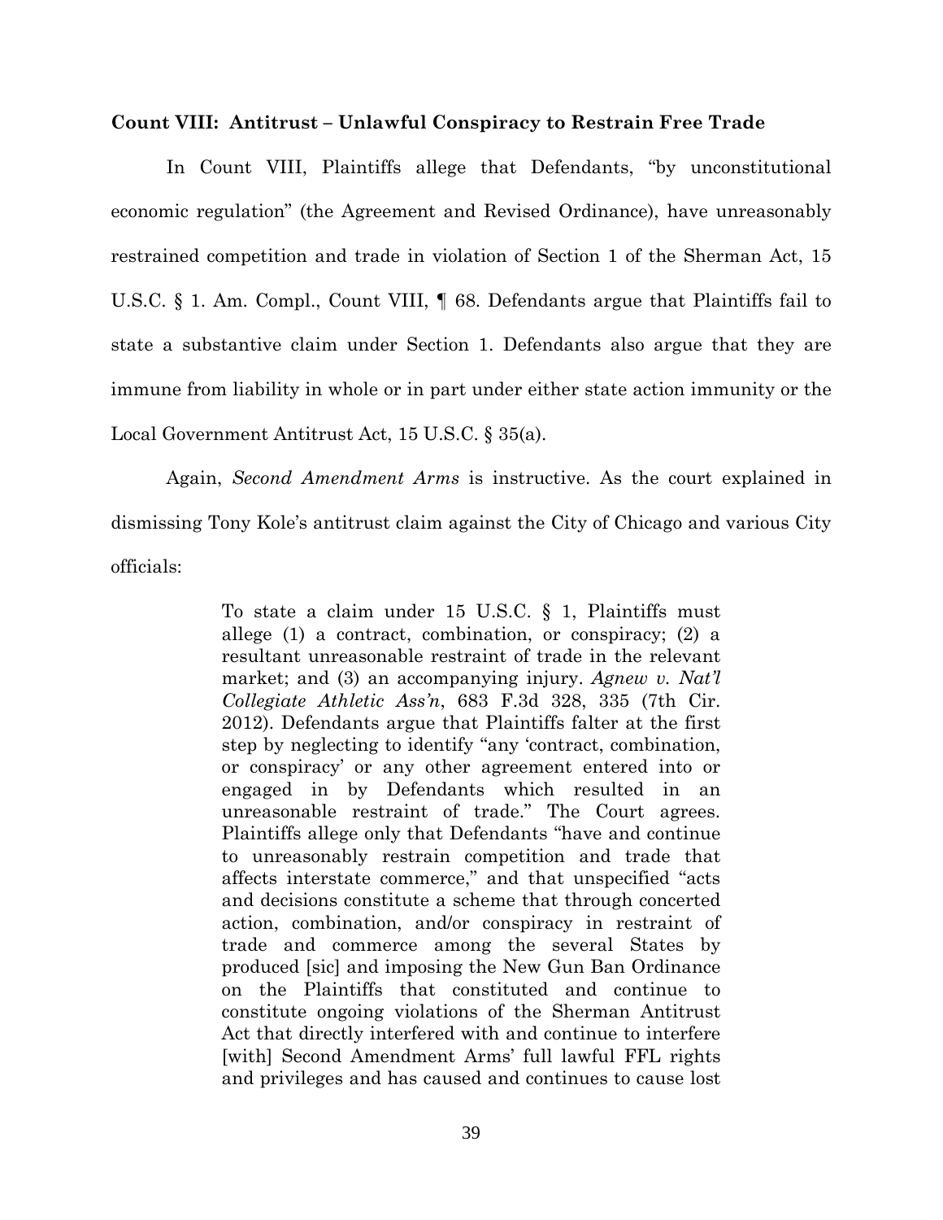**Count VIII: Antitrust – Unlawful Conspiracy to Restrain Free Trade**

In Count VIII, Plaintiffs allege that Defendants, "by unconstitutional economic regulation" (the Agreement and Revised Ordinance), have unreasonably restrained competition and trade in violation of Section 1 of the Sherman Act, 15 U.S.C. § 1. Am. Compl., Count VIII, ¶ 68. Defendants argue that Plaintiffs fail to state a substantive claim under Section 1. Defendants also argue that they are immune from liability in whole or in part under either state action immunity or the Local Government Antitrust Act, 15 U.S.C. § 35(a).

Again, *Second Amendment Arms* is instructive. As the court explained in dismissing Tony Kole's antitrust claim against the City of Chicago and various City officials:

> To state a claim under 15 U.S.C. § 1, Plaintiffs must allege (1) a contract, combination, or conspiracy; (2) a resultant unreasonable restraint of trade in the relevant market; and (3) an accompanying injury. *Agnew v. Nat'l Collegiate Athletic Ass'n*, 683 F.3d 328, 335 (7th Cir. 2012). Defendants argue that Plaintiffs falter at the first step by neglecting to identify "any 'contract, combination, or conspiracy' or any other agreement entered into or engaged in by Defendants which resulted in an unreasonable restraint of trade." The Court agrees. Plaintiffs allege only that Defendants "have and continue to unreasonably restrain competition and trade that affects interstate commerce," and that unspecified "acts and decisions constitute a scheme that through concerted action, combination, and/or conspiracy in restraint of trade and commerce among the several States by produced [sic] and imposing the New Gun Ban Ordinance on the Plaintiffs that constituted and continue to constitute ongoing violations of the Sherman Antitrust Act that directly interfered with and continue to interfere [with] Second Amendment Arms' full lawful FFL rights and privileges and has caused and continues to cause lost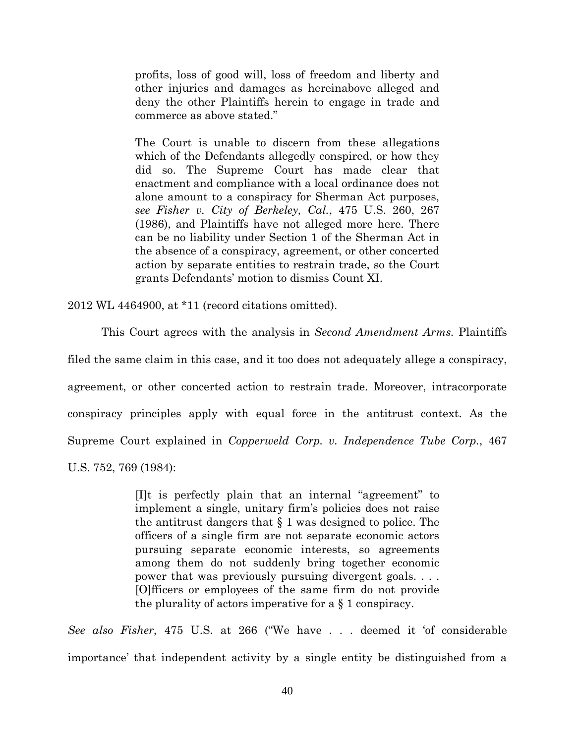> profits, loss of good will, loss of freedom and liberty and other injuries and damages as hereinabove alleged and deny the other Plaintiffs herein to engage in trade and commerce as above stated."
>
> The Court is unable to discern from these allegations which of the Defendants allegedly conspired, or how they did so. The Supreme Court has made clear that enactment and compliance with a local ordinance does not alone amount to a conspiracy for Sherman Act purposes, *see Fisher v. City of Berkeley, Cal.*, 475 U.S. 260, 267 (1986), and Plaintiffs have not alleged more here. There can be no liability under Section 1 of the Sherman Act in the absence of a conspiracy, agreement, or other concerted action by separate entities to restrain trade, so the Court grants Defendants' motion to dismiss Count XI.

2012 WL 4464900, at *11 (record citations omitted).

This Court agrees with the analysis in *Second Amendment Arms.* Plaintiffs filed the same claim in this case, and it too does not adequately allege a conspiracy, agreement, or other concerted action to restrain trade. Moreover, intracorporate conspiracy principles apply with equal force in the antitrust context. As the Supreme Court explained in *Copperweld Corp. v. Independence Tube Corp.*, 467 U.S. 752, 769 (1984):

> [I]t is perfectly plain that an internal "agreement" to implement a single, unitary firm's policies does not raise the antitrust dangers that § 1 was designed to police. The officers of a single firm are not separate economic actors pursuing separate economic interests, so agreements among them do not suddenly bring together economic power that was previously pursuing divergent goals. . . . [O]fficers or employees of the same firm do not provide the plurality of actors imperative for a § 1 conspiracy.

*See also Fisher*, 475 U.S. at 266 ("We have . . . deemed it 'of considerable importance' that independent activity by a single entity be distinguished from a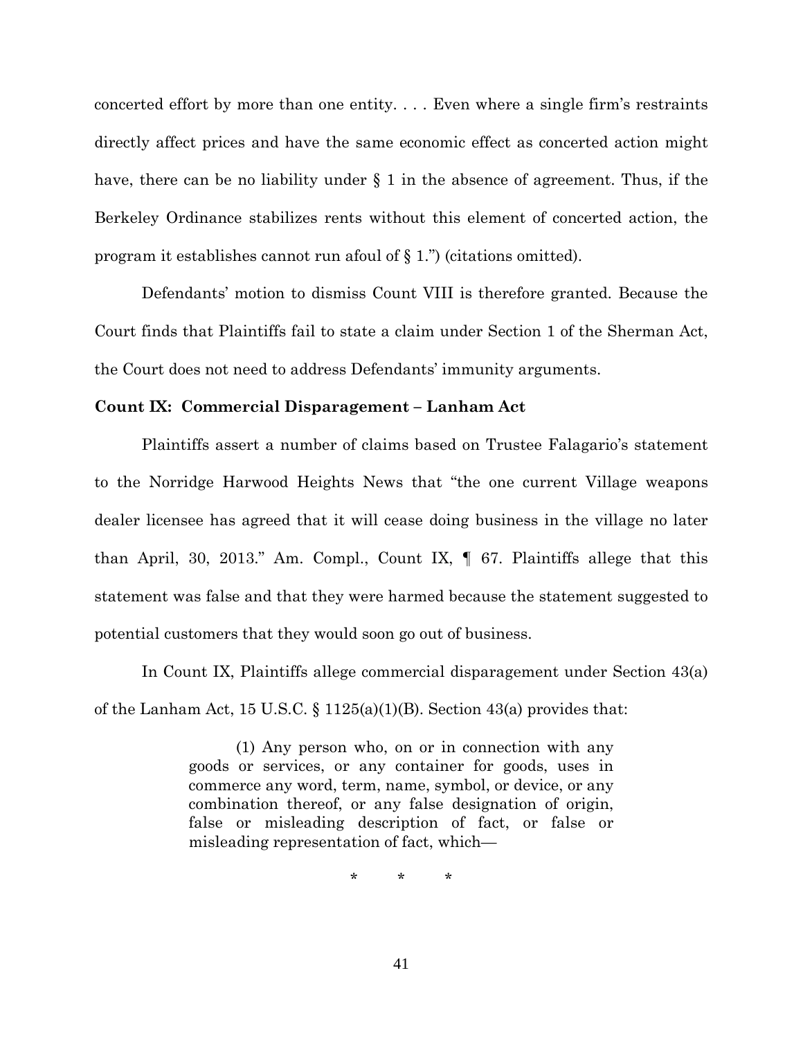concerted effort by more than one entity. . . . Even where a single firm's restraints directly affect prices and have the same economic effect as concerted action might have, there can be no liability under § 1 in the absence of agreement. Thus, if the Berkeley Ordinance stabilizes rents without this element of concerted action, the program it establishes cannot run afoul of § 1.") (citations omitted).

Defendants' motion to dismiss Count VIII is therefore granted. Because the Court finds that Plaintiffs fail to state a claim under Section 1 of the Sherman Act, the Court does not need to address Defendants' immunity arguments.

**Count IX: Commercial Disparagement – Lanham Act**

Plaintiffs assert a number of claims based on Trustee Falagario's statement to the Norridge Harwood Heights News that "the one current Village weapons dealer licensee has agreed that it will cease doing business in the village no later than April, 30, 2013." Am. Compl., Count IX, ¶ 67. Plaintiffs allege that this statement was false and that they were harmed because the statement suggested to potential customers that they would soon go out of business.

In Count IX, Plaintiffs allege commercial disparagement under Section 43(a) of the Lanham Act, 15 U.S.C. § 1125(a)(1)(B). Section 43(a) provides that:

> (1) Any person who, on or in connection with any goods or services, or any container for goods, uses in commerce any word, term, name, symbol, or device, or any combination thereof, or any false designation of origin, false or misleading description of fact, or false or misleading representation of fact, which—
>
> \* \* \*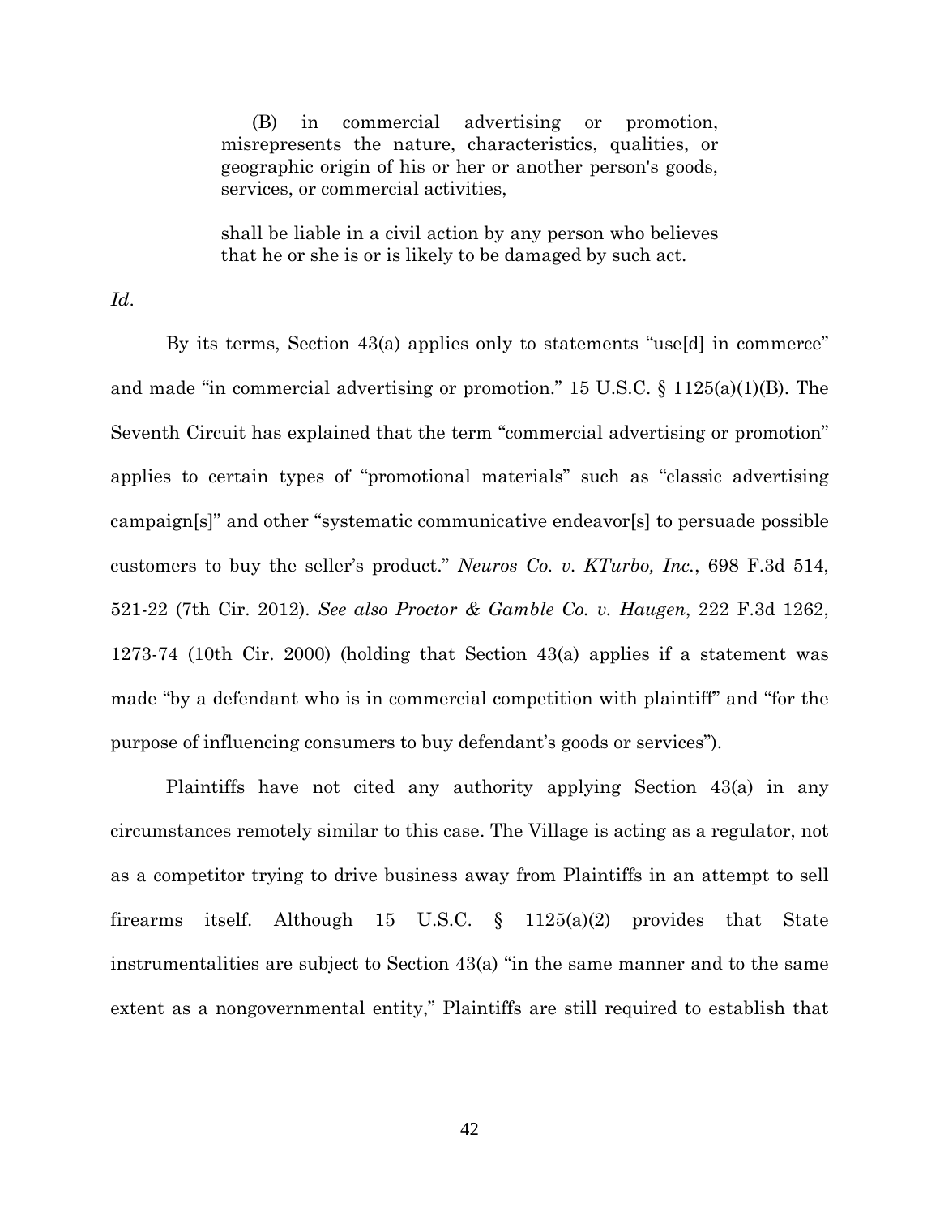> (B) in commercial advertising or promotion, misrepresents the nature, characteristics, qualities, or geographic origin of his or her or another person's goods, services, or commercial activities,
>
> shall be liable in a civil action by any person who believes that he or she is or is likely to be damaged by such act.

*Id*.

By its terms, Section 43(a) applies only to statements "use[d] in commerce" and made "in commercial advertising or promotion." 15 U.S.C. § 1125(a)(1)(B). The Seventh Circuit has explained that the term "commercial advertising or promotion" applies to certain types of "promotional materials" such as "classic advertising campaign[s]" and other "systematic communicative endeavor[s] to persuade possible customers to buy the seller's product." *Neuros Co. v. KTurbo, Inc.*, 698 F.3d 514, 521-22 (7th Cir. 2012). *See also Proctor & Gamble Co. v. Haugen*, 222 F.3d 1262, 1273-74 (10th Cir. 2000) (holding that Section 43(a) applies if a statement was made "by a defendant who is in commercial competition with plaintiff" and "for the purpose of influencing consumers to buy defendant's goods or services").

Plaintiffs have not cited any authority applying Section 43(a) in any circumstances remotely similar to this case. The Village is acting as a regulator, not as a competitor trying to drive business away from Plaintiffs in an attempt to sell firearms itself. Although 15 U.S.C. § 1125(a)(2) provides that State instrumentalities are subject to Section 43(a) "in the same manner and to the same extent as a nongovernmental entity," Plaintiffs are still required to establish that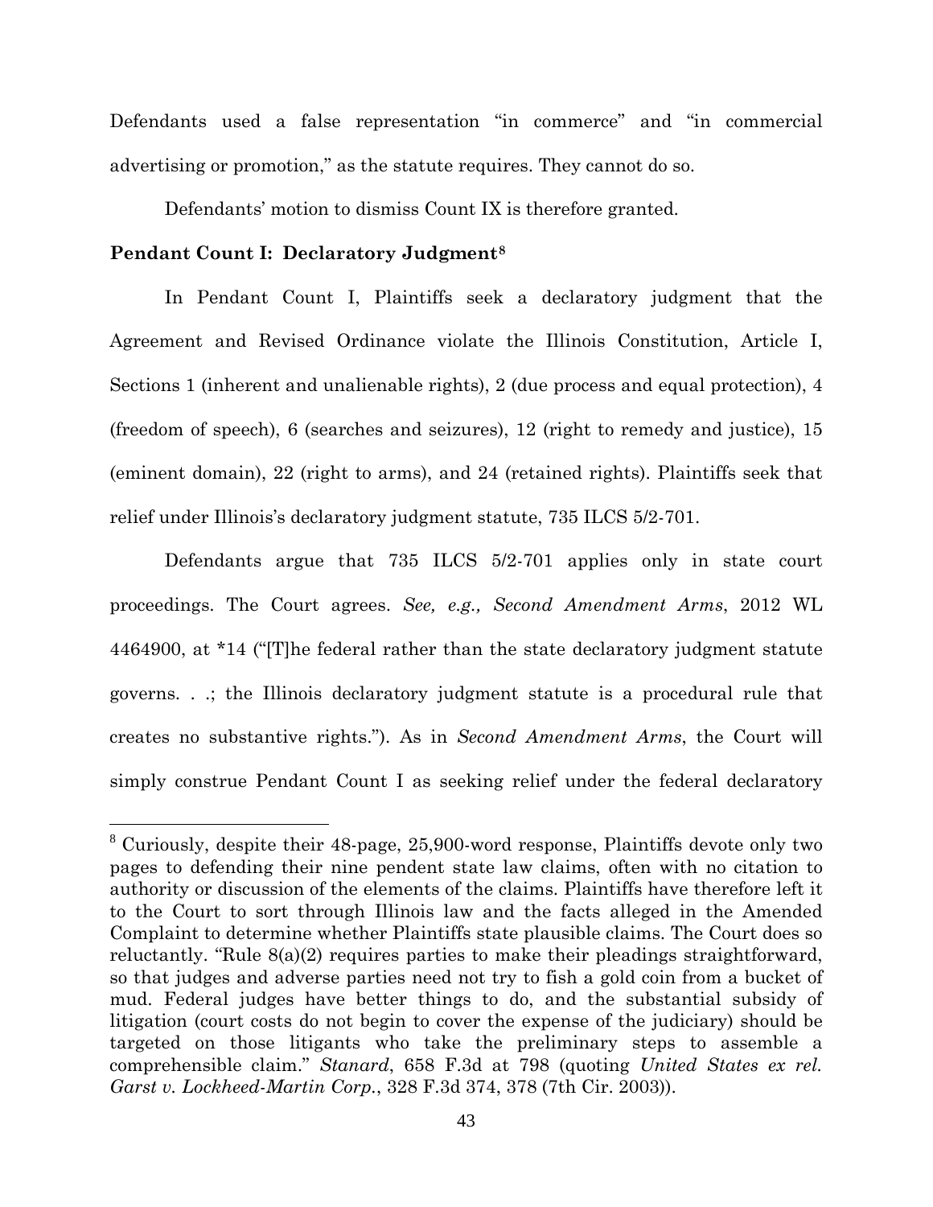Defendants used a false representation "in commerce" and "in commercial advertising or promotion," as the statute requires. They cannot do so.

Defendants' motion to dismiss Count IX is therefore granted.

**Pendant Count I: Declaratory Judgment**[8]

In Pendant Count I, Plaintiffs seek a declaratory judgment that the Agreement and Revised Ordinance violate the Illinois Constitution, Article I, Sections 1 (inherent and unalienable rights), 2 (due process and equal protection), 4 (freedom of speech), 6 (searches and seizures), 12 (right to remedy and justice), 15 (eminent domain), 22 (right to arms), and 24 (retained rights). Plaintiffs seek that relief under Illinois's declaratory judgment statute, 735 ILCS 5/2-701.

Defendants argue that 735 ILCS 5/2-701 applies only in state court proceedings. The Court agrees. *See, e.g., Second Amendment Arms*, 2012 WL 4464900, at *14 ("[T]he federal rather than the state declaratory judgment statute governs. . .; the Illinois declaratory judgment statute is a procedural rule that creates no substantive rights."). As in *Second Amendment Arms*, the Court will simply construe Pendant Count I as seeking relief under the federal declaratory

---

[8] Curiously, despite their 48-page, 25,900-word response, Plaintiffs devote only two pages to defending their nine pendent state law claims, often with no citation to authority or discussion of the elements of the claims. Plaintiffs have therefore left it to the Court to sort through Illinois law and the facts alleged in the Amended Complaint to determine whether Plaintiffs state plausible claims. The Court does so reluctantly. "Rule 8(a)(2) requires parties to make their pleadings straightforward, so that judges and adverse parties need not try to fish a gold coin from a bucket of mud. Federal judges have better things to do, and the substantial subsidy of litigation (court costs do not begin to cover the expense of the judiciary) should be targeted on those litigants who take the preliminary steps to assemble a comprehensible claim." *Stanard*, 658 F.3d at 798 (quoting *United States ex rel. Garst v. Lockheed-Martin Corp.*, 328 F.3d 374, 378 (7th Cir. 2003)).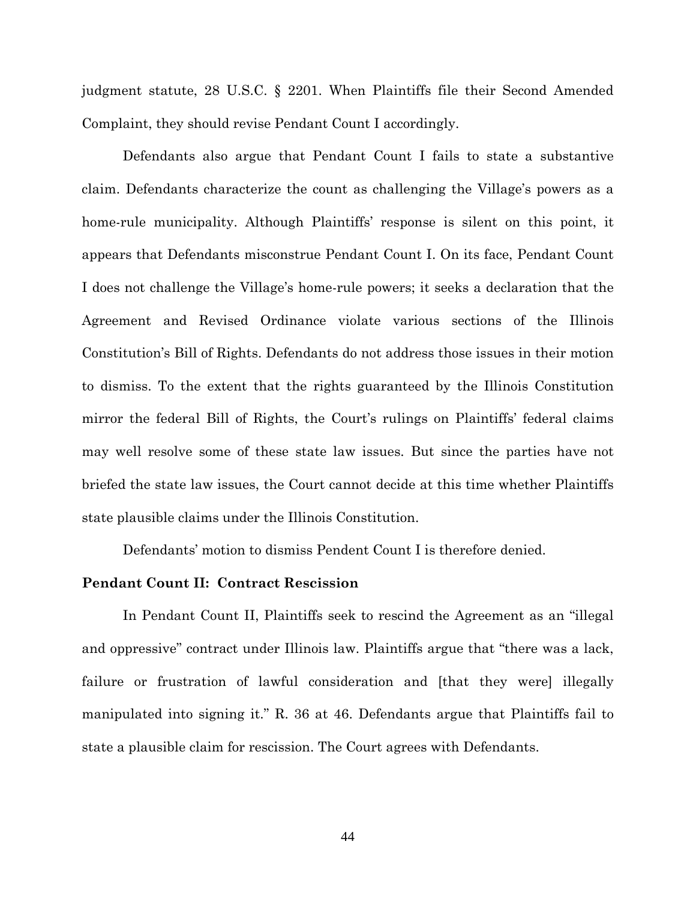judgment statute, 28 U.S.C. § 2201. When Plaintiffs file their Second Amended Complaint, they should revise Pendant Count I accordingly.

Defendants also argue that Pendant Count I fails to state a substantive claim. Defendants characterize the count as challenging the Village's powers as a home-rule municipality. Although Plaintiffs' response is silent on this point, it appears that Defendants misconstrue Pendant Count I. On its face, Pendant Count I does not challenge the Village's home-rule powers; it seeks a declaration that the Agreement and Revised Ordinance violate various sections of the Illinois Constitution's Bill of Rights. Defendants do not address those issues in their motion to dismiss. To the extent that the rights guaranteed by the Illinois Constitution mirror the federal Bill of Rights, the Court's rulings on Plaintiffs' federal claims may well resolve some of these state law issues. But since the parties have not briefed the state law issues, the Court cannot decide at this time whether Plaintiffs state plausible claims under the Illinois Constitution.

Defendants' motion to dismiss Pendent Count I is therefore denied.

**Pendant Count II: Contract Rescission**

In Pendant Count II, Plaintiffs seek to rescind the Agreement as an "illegal and oppressive" contract under Illinois law. Plaintiffs argue that "there was a lack, failure or frustration of lawful consideration and [that they were] illegally manipulated into signing it." R. 36 at 46. Defendants argue that Plaintiffs fail to state a plausible claim for rescission. The Court agrees with Defendants.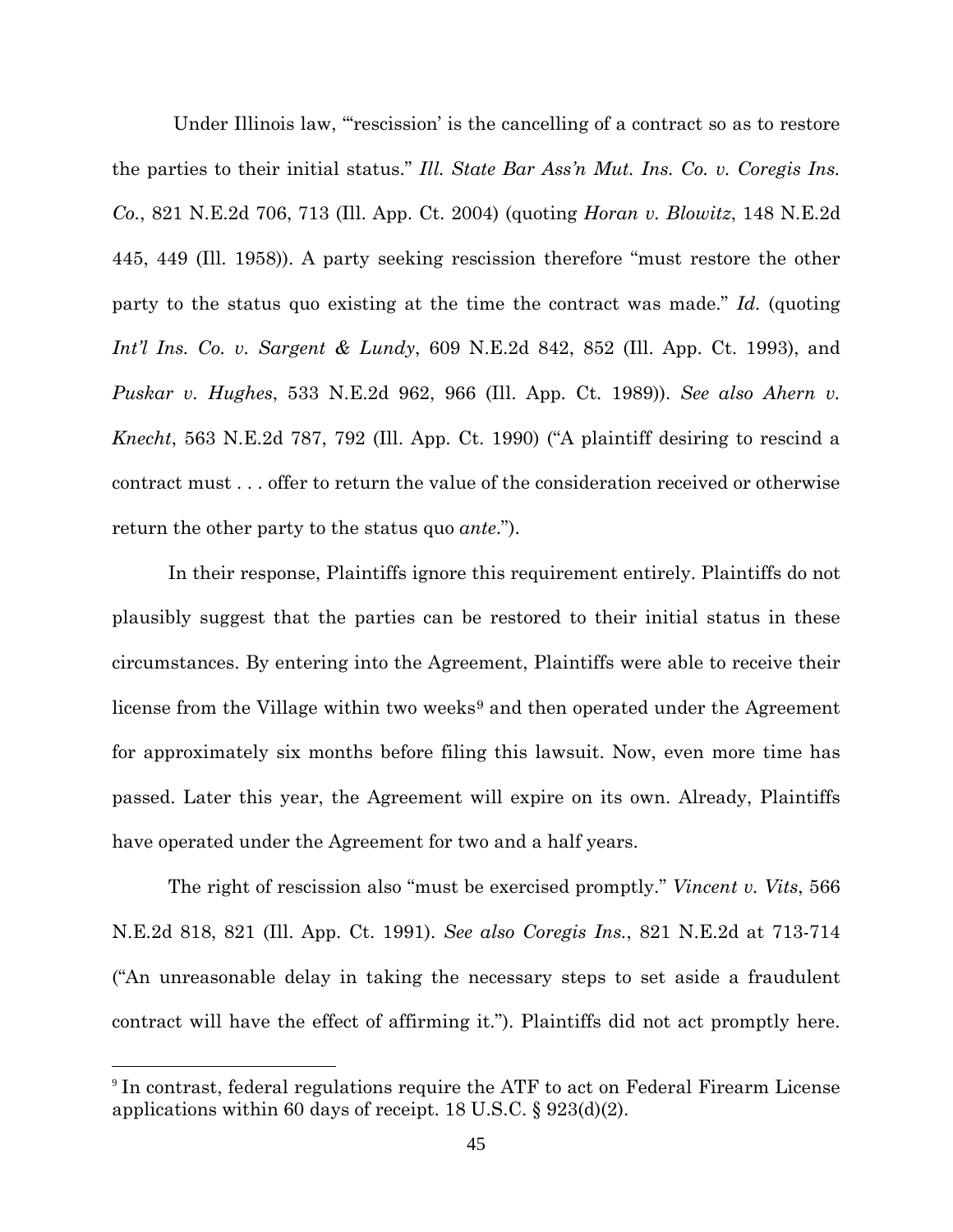Under Illinois law, "'rescission' is the cancelling of a contract so as to restore the parties to their initial status." *Ill. State Bar Ass'n Mut. Ins. Co. v. Coregis Ins. Co.*, 821 N.E.2d 706, 713 (Ill. App. Ct. 2004) (quoting *Horan v. Blowitz*, 148 N.E.2d 445, 449 (Ill. 1958)). A party seeking rescission therefore "must restore the other party to the status quo existing at the time the contract was made." *Id.* (quoting *Int'l Ins. Co. v. Sargent & Lundy*, 609 N.E.2d 842, 852 (Ill. App. Ct. 1993), and *Puskar v. Hughes*, 533 N.E.2d 962, 966 (Ill. App. Ct. 1989)). *See also Ahern v. Knecht*, 563 N.E.2d 787, 792 (Ill. App. Ct. 1990) ("A plaintiff desiring to rescind a contract must . . . offer to return the value of the consideration received or otherwise return the other party to the status quo *ante*.").

In their response, Plaintiffs ignore this requirement entirely. Plaintiffs do not plausibly suggest that the parties can be restored to their initial status in these circumstances. By entering into the Agreement, Plaintiffs were able to receive their license from the Village within two weeks[9] and then operated under the Agreement for approximately six months before filing this lawsuit. Now, even more time has passed. Later this year, the Agreement will expire on its own. Already, Plaintiffs have operated under the Agreement for two and a half years.

The right of rescission also "must be exercised promptly." *Vincent v. Vits*, 566 N.E.2d 818, 821 (Ill. App. Ct. 1991). *See also Coregis Ins.*, 821 N.E.2d at 713-714 ("An unreasonable delay in taking the necessary steps to set aside a fraudulent contract will have the effect of affirming it."). Plaintiffs did not act promptly here.

[9] In contrast, federal regulations require the ATF to act on Federal Firearm License applications within 60 days of receipt. 18 U.S.C. § 923(d)(2).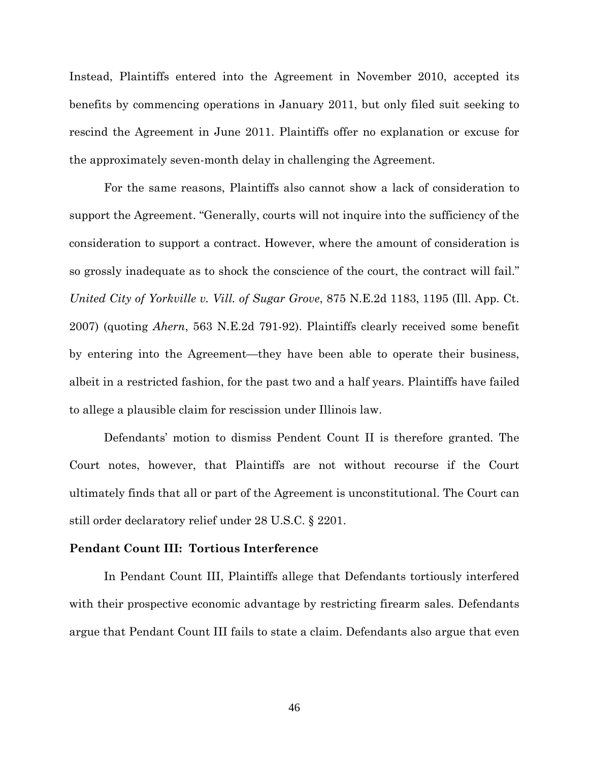Instead, Plaintiffs entered into the Agreement in November 2010, accepted its benefits by commencing operations in January 2011, but only filed suit seeking to rescind the Agreement in June 2011. Plaintiffs offer no explanation or excuse for the approximately seven-month delay in challenging the Agreement.

For the same reasons, Plaintiffs also cannot show a lack of consideration to support the Agreement. "Generally, courts will not inquire into the sufficiency of the consideration to support a contract. However, where the amount of consideration is so grossly inadequate as to shock the conscience of the court, the contract will fail." *United City of Yorkville v. Vill. of Sugar Grove*, 875 N.E.2d 1183, 1195 (Ill. App. Ct. 2007) (quoting *Ahern*, 563 N.E.2d 791-92). Plaintiffs clearly received some benefit by entering into the Agreement—they have been able to operate their business, albeit in a restricted fashion, for the past two and a half years. Plaintiffs have failed to allege a plausible claim for rescission under Illinois law.

Defendants' motion to dismiss Pendent Count II is therefore granted. The Court notes, however, that Plaintiffs are not without recourse if the Court ultimately finds that all or part of the Agreement is unconstitutional. The Court can still order declaratory relief under 28 U.S.C. § 2201.

**Pendant Count III: Tortious Interference**

In Pendant Count III, Plaintiffs allege that Defendants tortiously interfered with their prospective economic advantage by restricting firearm sales. Defendants argue that Pendant Count III fails to state a claim. Defendants also argue that even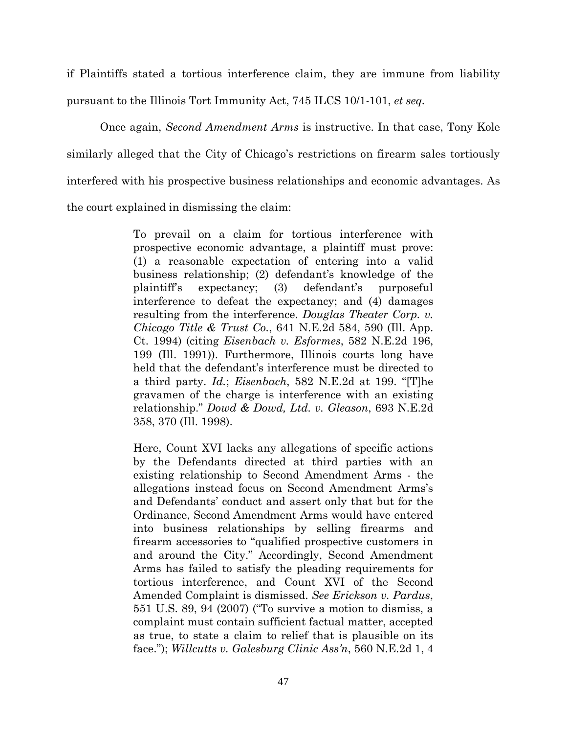if Plaintiffs stated a tortious interference claim, they are immune from liability pursuant to the Illinois Tort Immunity Act, 745 ILCS 10/1-101, *et seq*.

Once again, *Second Amendment Arms* is instructive. In that case, Tony Kole similarly alleged that the City of Chicago's restrictions on firearm sales tortiously interfered with his prospective business relationships and economic advantages. As the court explained in dismissing the claim:

> To prevail on a claim for tortious interference with prospective economic advantage, a plaintiff must prove: (1) a reasonable expectation of entering into a valid business relationship; (2) defendant's knowledge of the plaintiff's expectancy; (3) defendant's purposeful interference to defeat the expectancy; and (4) damages resulting from the interference. *Douglas Theater Corp. v. Chicago Title & Trust Co.*, 641 N.E.2d 584, 590 (Ill. App. Ct. 1994) (citing *Eisenbach v. Esformes*, 582 N.E.2d 196, 199 (Ill. 1991)). Furthermore, Illinois courts long have held that the defendant's interference must be directed to a third party. *Id.*; *Eisenbach*, 582 N.E.2d at 199. "[T]he gravamen of the charge is interference with an existing relationship." *Dowd & Dowd, Ltd. v. Gleason*, 693 N.E.2d 358, 370 (Ill. 1998).
>
> Here, Count XVI lacks any allegations of specific actions by the Defendants directed at third parties with an existing relationship to Second Amendment Arms - the allegations instead focus on Second Amendment Arms's and Defendants' conduct and assert only that but for the Ordinance, Second Amendment Arms would have entered into business relationships by selling firearms and firearm accessories to "qualified prospective customers in and around the City." Accordingly, Second Amendment Arms has failed to satisfy the pleading requirements for tortious interference, and Count XVI of the Second Amended Complaint is dismissed. *See Erickson v. Pardus*, 551 U.S. 89, 94 (2007) ("To survive a motion to dismiss, a complaint must contain sufficient factual matter, accepted as true, to state a claim to relief that is plausible on its face."); *Willcutts v. Galesburg Clinic Ass'n*, 560 N.E.2d 1, 4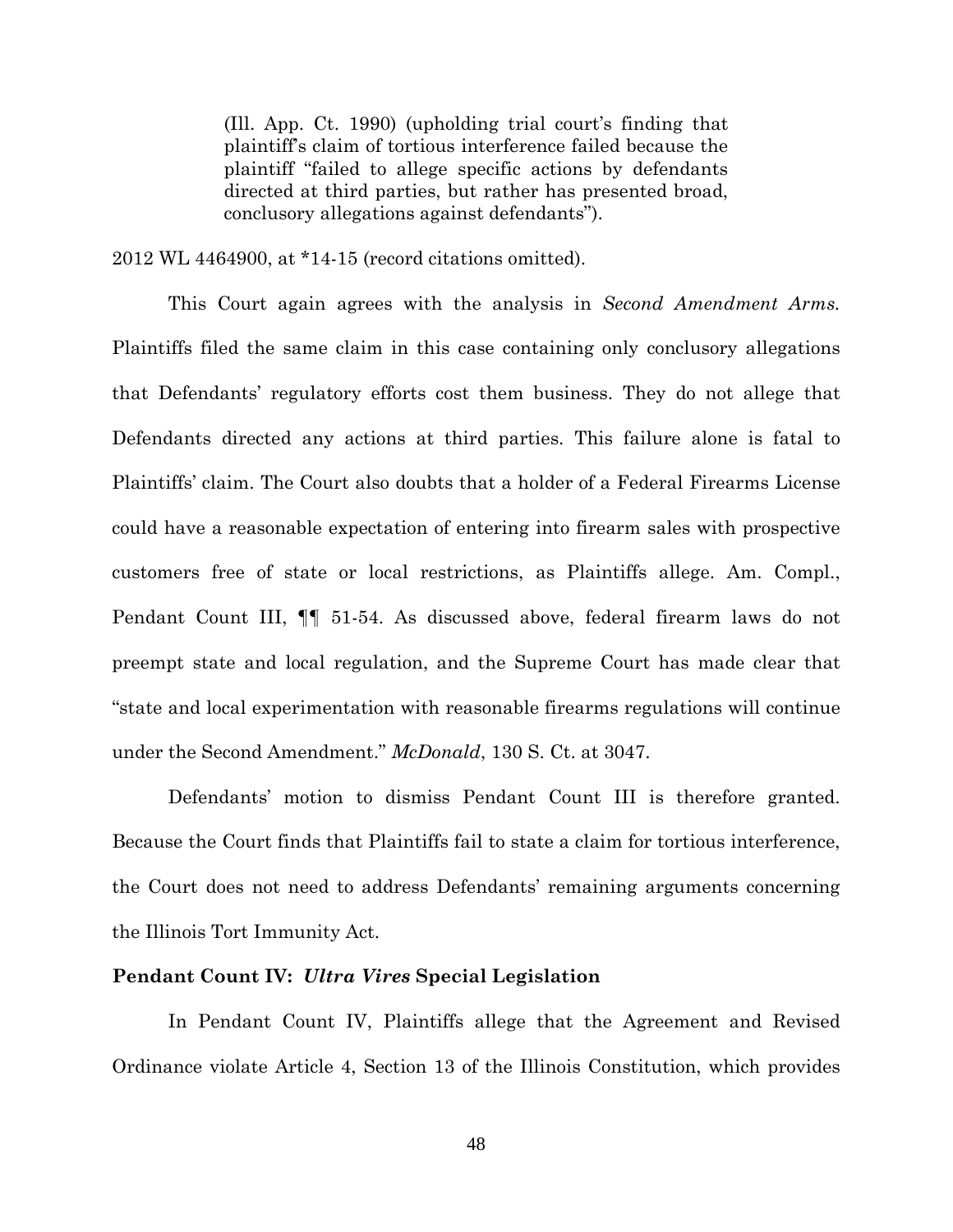> (Ill. App. Ct. 1990) (upholding trial court's finding that plaintiff's claim of tortious interference failed because the plaintiff "failed to allege specific actions by defendants directed at third parties, but rather has presented broad, conclusory allegations against defendants").

2012 WL 4464900, at *14-15 (record citations omitted).

This Court again agrees with the analysis in *Second Amendment Arms*. Plaintiffs filed the same claim in this case containing only conclusory allegations that Defendants' regulatory efforts cost them business. They do not allege that Defendants directed any actions at third parties. This failure alone is fatal to Plaintiffs' claim. The Court also doubts that a holder of a Federal Firearms License could have a reasonable expectation of entering into firearm sales with prospective customers free of state or local restrictions, as Plaintiffs allege. Am. Compl., Pendant Count III, ¶¶ 51-54. As discussed above, federal firearm laws do not preempt state and local regulation, and the Supreme Court has made clear that "state and local experimentation with reasonable firearms regulations will continue under the Second Amendment." *McDonald*, 130 S. Ct. at 3047.

Defendants' motion to dismiss Pendant Count III is therefore granted. Because the Court finds that Plaintiffs fail to state a claim for tortious interference, the Court does not need to address Defendants' remaining arguments concerning the Illinois Tort Immunity Act.

**Pendant Count IV: *Ultra Vires* Special Legislation**

In Pendant Count IV, Plaintiffs allege that the Agreement and Revised Ordinance violate Article 4, Section 13 of the Illinois Constitution, which provides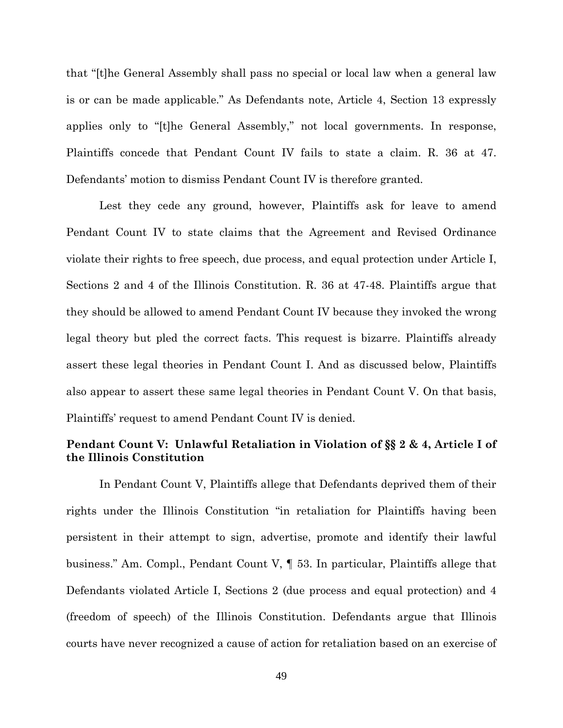that "[t]he General Assembly shall pass no special or local law when a general law is or can be made applicable." As Defendants note, Article 4, Section 13 expressly applies only to "[t]he General Assembly," not local governments. In response, Plaintiffs concede that Pendant Count IV fails to state a claim. R. 36 at 47. Defendants' motion to dismiss Pendant Count IV is therefore granted.

Lest they cede any ground, however, Plaintiffs ask for leave to amend Pendant Count IV to state claims that the Agreement and Revised Ordinance violate their rights to free speech, due process, and equal protection under Article I, Sections 2 and 4 of the Illinois Constitution. R. 36 at 47-48. Plaintiffs argue that they should be allowed to amend Pendant Count IV because they invoked the wrong legal theory but pled the correct facts. This request is bizarre. Plaintiffs already assert these legal theories in Pendant Count I. And as discussed below, Plaintiffs also appear to assert these same legal theories in Pendant Count V. On that basis, Plaintiffs' request to amend Pendant Count IV is denied.

**Pendant Count V: Unlawful Retaliation in Violation of §§ 2 & 4, Article I of the Illinois Constitution**

In Pendant Count V, Plaintiffs allege that Defendants deprived them of their rights under the Illinois Constitution "in retaliation for Plaintiffs having been persistent in their attempt to sign, advertise, promote and identify their lawful business." Am. Compl., Pendant Count V, ¶ 53. In particular, Plaintiffs allege that Defendants violated Article I, Sections 2 (due process and equal protection) and 4 (freedom of speech) of the Illinois Constitution. Defendants argue that Illinois courts have never recognized a cause of action for retaliation based on an exercise of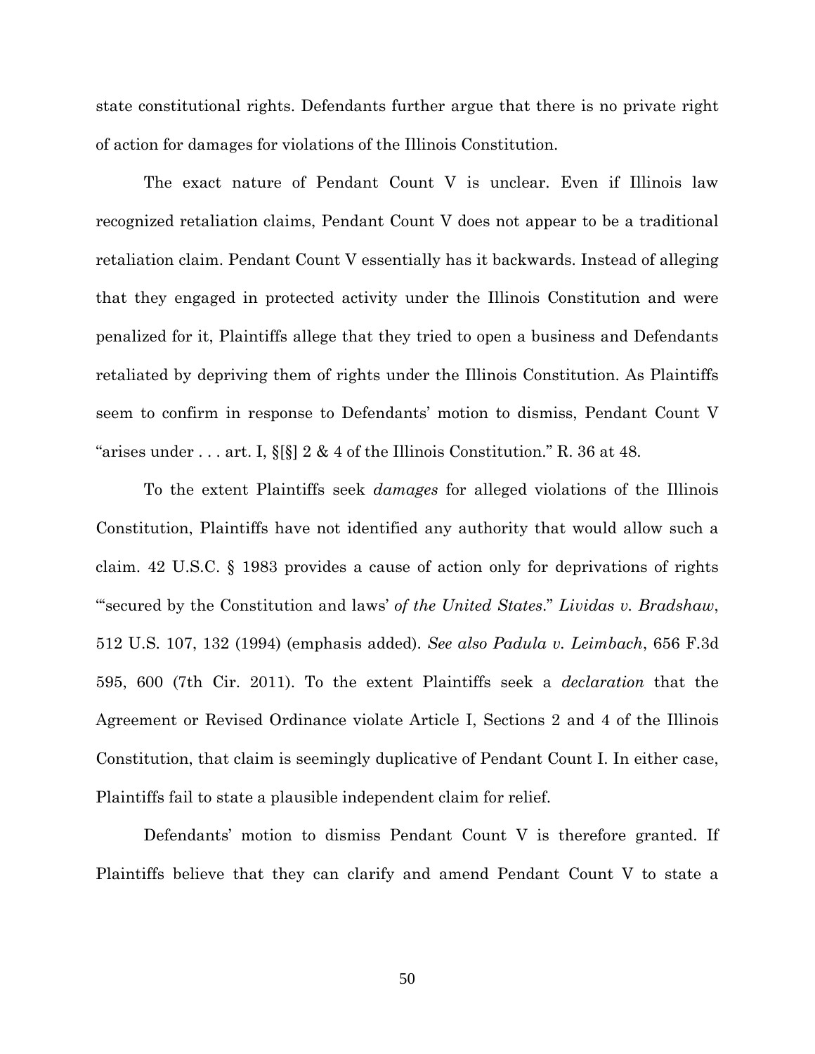state constitutional rights. Defendants further argue that there is no private right of action for damages for violations of the Illinois Constitution.

The exact nature of Pendant Count V is unclear. Even if Illinois law recognized retaliation claims, Pendant Count V does not appear to be a traditional retaliation claim. Pendant Count V essentially has it backwards. Instead of alleging that they engaged in protected activity under the Illinois Constitution and were penalized for it, Plaintiffs allege that they tried to open a business and Defendants retaliated by depriving them of rights under the Illinois Constitution. As Plaintiffs seem to confirm in response to Defendants' motion to dismiss, Pendant Count V "arises under . . . art. I, §[§] 2 & 4 of the Illinois Constitution." R. 36 at 48.

To the extent Plaintiffs seek *damages* for alleged violations of the Illinois Constitution, Plaintiffs have not identified any authority that would allow such a claim. 42 U.S.C. § 1983 provides a cause of action only for deprivations of rights "'secured by the Constitution and laws' *of the United States*." *Lividas v. Bradshaw*, 512 U.S. 107, 132 (1994) (emphasis added). *See also Padula v. Leimbach*, 656 F.3d 595, 600 (7th Cir. 2011). To the extent Plaintiffs seek a *declaration* that the Agreement or Revised Ordinance violate Article I, Sections 2 and 4 of the Illinois Constitution, that claim is seemingly duplicative of Pendant Count I. In either case, Plaintiffs fail to state a plausible independent claim for relief.

Defendants' motion to dismiss Pendant Count V is therefore granted. If Plaintiffs believe that they can clarify and amend Pendant Count V to state a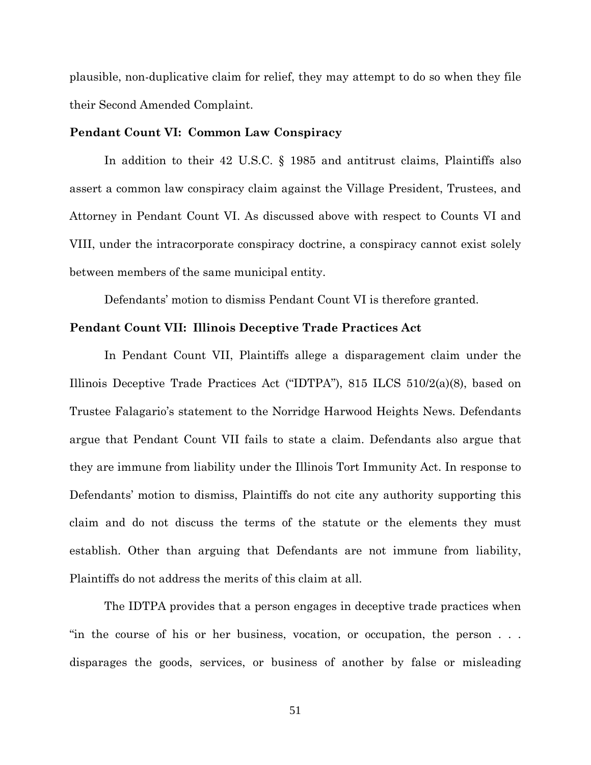plausible, non-duplicative claim for relief, they may attempt to do so when they file their Second Amended Complaint.

**Pendant Count VI: Common Law Conspiracy**

In addition to their 42 U.S.C. § 1985 and antitrust claims, Plaintiffs also assert a common law conspiracy claim against the Village President, Trustees, and Attorney in Pendant Count VI. As discussed above with respect to Counts VI and VIII, under the intracorporate conspiracy doctrine, a conspiracy cannot exist solely between members of the same municipal entity.

Defendants' motion to dismiss Pendant Count VI is therefore granted.

**Pendant Count VII: Illinois Deceptive Trade Practices Act**

In Pendant Count VII, Plaintiffs allege a disparagement claim under the Illinois Deceptive Trade Practices Act ("IDTPA"), 815 ILCS 510/2(a)(8), based on Trustee Falagario's statement to the Norridge Harwood Heights News. Defendants argue that Pendant Count VII fails to state a claim. Defendants also argue that they are immune from liability under the Illinois Tort Immunity Act. In response to Defendants' motion to dismiss, Plaintiffs do not cite any authority supporting this claim and do not discuss the terms of the statute or the elements they must establish. Other than arguing that Defendants are not immune from liability, Plaintiffs do not address the merits of this claim at all.

The IDTPA provides that a person engages in deceptive trade practices when "in the course of his or her business, vocation, or occupation, the person . . . disparages the goods, services, or business of another by false or misleading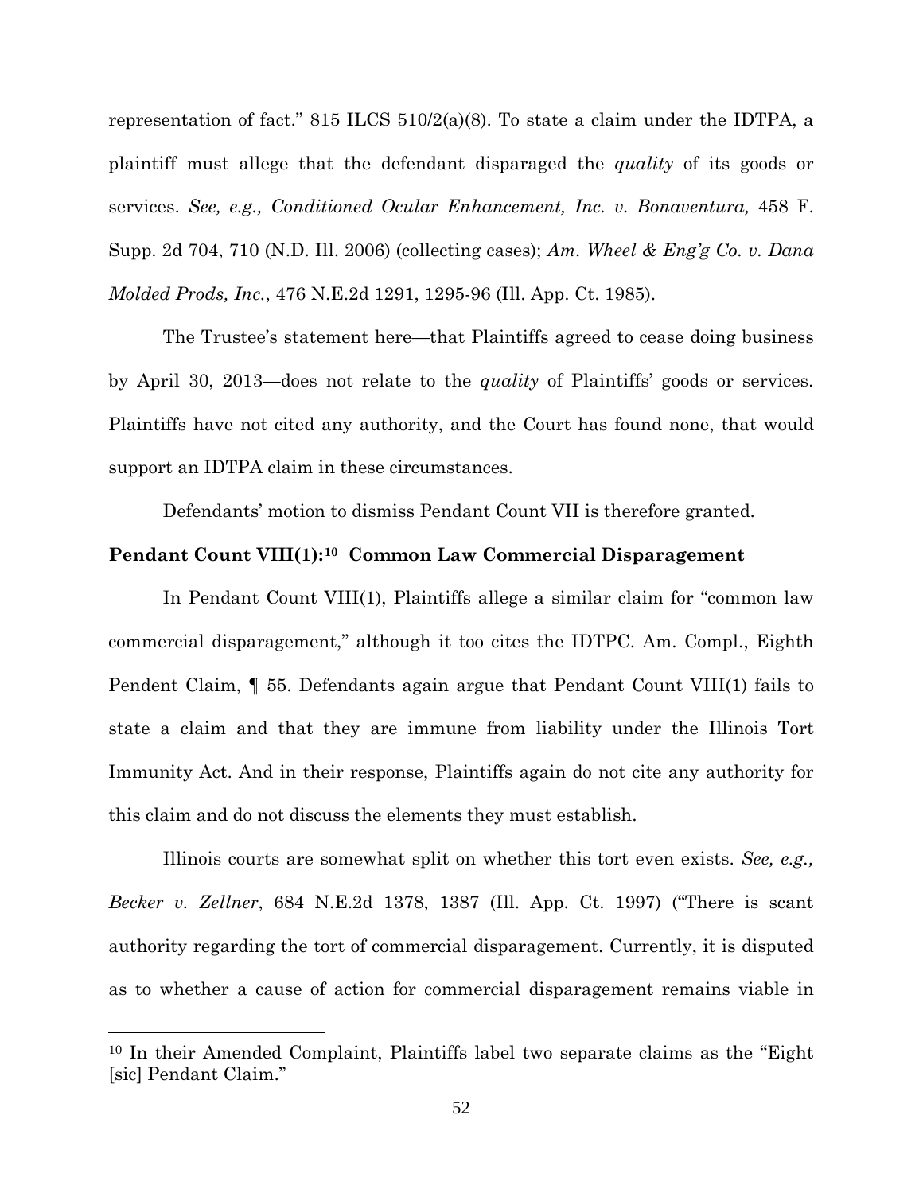representation of fact." 815 ILCS 510/2(a)(8). To state a claim under the IDTPA, a plaintiff must allege that the defendant disparaged the *quality* of its goods or services. *See, e.g., Conditioned Ocular Enhancement, Inc. v. Bonaventura,* 458 F. Supp. 2d 704, 710 (N.D. Ill. 2006) (collecting cases); *Am. Wheel & Eng'g Co. v. Dana Molded Prods, Inc.*, 476 N.E.2d 1291, 1295-96 (Ill. App. Ct. 1985).

The Trustee's statement here—that Plaintiffs agreed to cease doing business by April 30, 2013—does not relate to the *quality* of Plaintiffs' goods or services. Plaintiffs have not cited any authority, and the Court has found none, that would support an IDTPA claim in these circumstances.

Defendants' motion to dismiss Pendant Count VII is therefore granted.

**Pendant Count VIII(1):[10] Common Law Commercial Disparagement**

In Pendant Count VIII(1), Plaintiffs allege a similar claim for "common law commercial disparagement," although it too cites the IDTPC. Am. Compl., Eighth Pendent Claim, ¶ 55. Defendants again argue that Pendant Count VIII(1) fails to state a claim and that they are immune from liability under the Illinois Tort Immunity Act. And in their response, Plaintiffs again do not cite any authority for this claim and do not discuss the elements they must establish.

Illinois courts are somewhat split on whether this tort even exists. *See, e.g., Becker v. Zellner*, 684 N.E.2d 1378, 1387 (Ill. App. Ct. 1997) ("There is scant authority regarding the tort of commercial disparagement. Currently, it is disputed as to whether a cause of action for commercial disparagement remains viable in

[10] In their Amended Complaint, Plaintiffs label two separate claims as the "Eight [sic] Pendant Claim."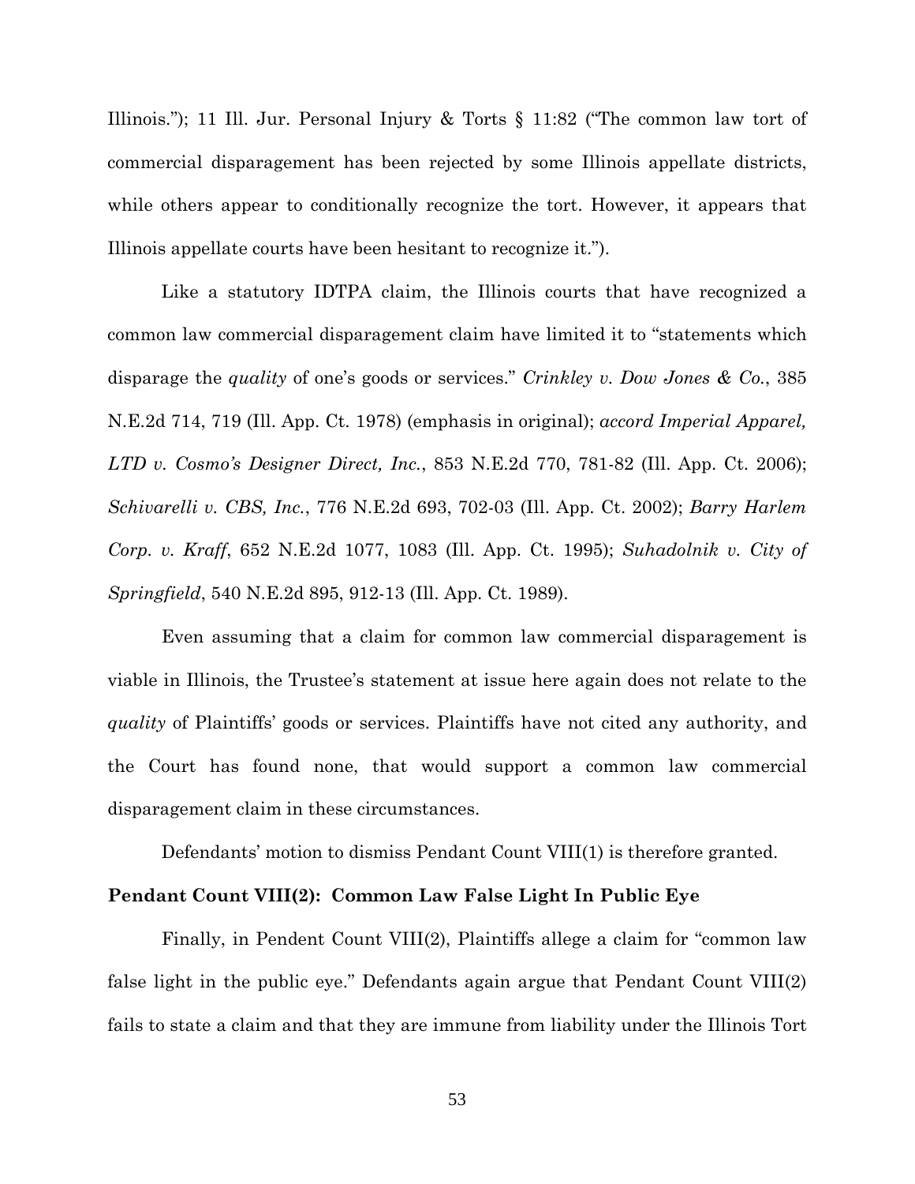Illinois."); 11 Ill. Jur. Personal Injury & Torts § 11:82 ("The common law tort of commercial disparagement has been rejected by some Illinois appellate districts, while others appear to conditionally recognize the tort. However, it appears that Illinois appellate courts have been hesitant to recognize it.").

Like a statutory IDTPA claim, the Illinois courts that have recognized a common law commercial disparagement claim have limited it to "statements which disparage the *quality* of one's goods or services." *Crinkley v. Dow Jones & Co.*, 385 N.E.2d 714, 719 (Ill. App. Ct. 1978) (emphasis in original); *accord Imperial Apparel, LTD v. Cosmo's Designer Direct, Inc.*, 853 N.E.2d 770, 781-82 (Ill. App. Ct. 2006); *Schivarelli v. CBS, Inc.*, 776 N.E.2d 693, 702-03 (Ill. App. Ct. 2002); *Barry Harlem Corp. v. Kraff*, 652 N.E.2d 1077, 1083 (Ill. App. Ct. 1995); *Suhadolnik v. City of Springfield*, 540 N.E.2d 895, 912-13 (Ill. App. Ct. 1989).

Even assuming that a claim for common law commercial disparagement is viable in Illinois, the Trustee's statement at issue here again does not relate to the *quality* of Plaintiffs' goods or services. Plaintiffs have not cited any authority, and the Court has found none, that would support a common law commercial disparagement claim in these circumstances.

Defendants' motion to dismiss Pendant Count VIII(1) is therefore granted.

**Pendant Count VIII(2): Common Law False Light In Public Eye**

Finally, in Pendent Count VIII(2), Plaintiffs allege a claim for "common law false light in the public eye." Defendants again argue that Pendant Count VIII(2) fails to state a claim and that they are immune from liability under the Illinois Tort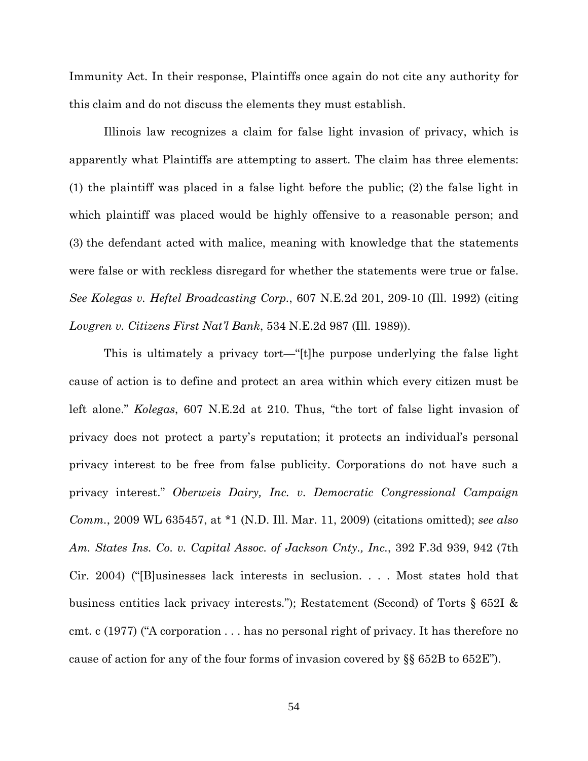Immunity Act. In their response, Plaintiffs once again do not cite any authority for this claim and do not discuss the elements they must establish.

Illinois law recognizes a claim for false light invasion of privacy, which is apparently what Plaintiffs are attempting to assert. The claim has three elements: (1) the plaintiff was placed in a false light before the public; (2) the false light in which plaintiff was placed would be highly offensive to a reasonable person; and (3) the defendant acted with malice, meaning with knowledge that the statements were false or with reckless disregard for whether the statements were true or false. *See Kolegas v. Heftel Broadcasting Corp.*, 607 N.E.2d 201, 209-10 (Ill. 1992) (citing *Lovgren v. Citizens First Nat'l Bank*, 534 N.E.2d 987 (Ill. 1989)).

This is ultimately a privacy tort—"[t]he purpose underlying the false light cause of action is to define and protect an area within which every citizen must be left alone." *Kolegas*, 607 N.E.2d at 210. Thus, "the tort of false light invasion of privacy does not protect a party's reputation; it protects an individual's personal privacy interest to be free from false publicity. Corporations do not have such a privacy interest." *Oberweis Dairy, Inc. v. Democratic Congressional Campaign Comm.*, 2009 WL 635457, at *1 (N.D. Ill. Mar. 11, 2009) (citations omitted); *see also Am. States Ins. Co. v. Capital Assoc. of Jackson Cnty., Inc.*, 392 F.3d 939, 942 (7th Cir. 2004) ("[B]usinesses lack interests in seclusion. . . . Most states hold that business entities lack privacy interests."); Restatement (Second) of Torts § 652I & cmt. c (1977) ("A corporation . . . has no personal right of privacy. It has therefore no cause of action for any of the four forms of invasion covered by §§ 652B to 652E").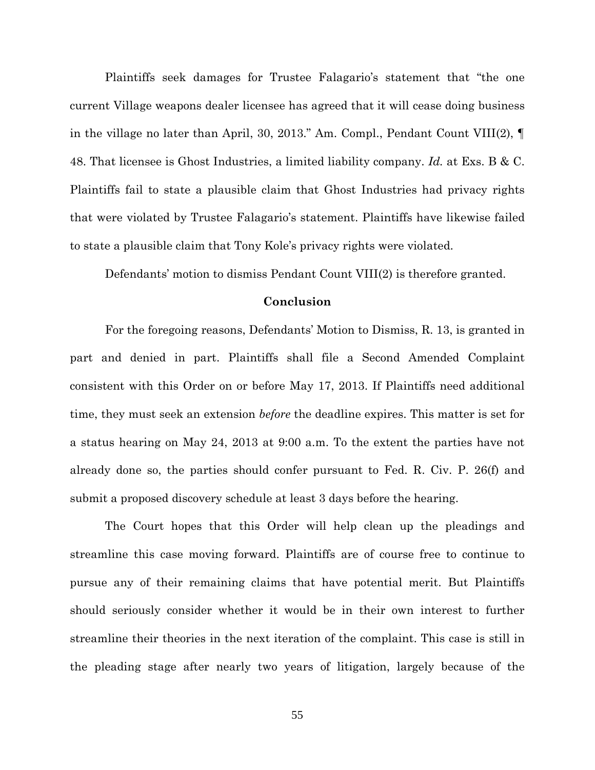Plaintiffs seek damages for Trustee Falagario's statement that "the one current Village weapons dealer licensee has agreed that it will cease doing business in the village no later than April, 30, 2013." Am. Compl., Pendant Count VIII(2), ¶ 48. That licensee is Ghost Industries, a limited liability company. *Id.* at Exs. B & C. Plaintiffs fail to state a plausible claim that Ghost Industries had privacy rights that were violated by Trustee Falagario's statement. Plaintiffs have likewise failed to state a plausible claim that Tony Kole's privacy rights were violated.

Defendants' motion to dismiss Pendant Count VIII(2) is therefore granted.

**Conclusion**

For the foregoing reasons, Defendants' Motion to Dismiss, R. 13, is granted in part and denied in part. Plaintiffs shall file a Second Amended Complaint consistent with this Order on or before May 17, 2013. If Plaintiffs need additional time, they must seek an extension *before* the deadline expires. This matter is set for a status hearing on May 24, 2013 at 9:00 a.m. To the extent the parties have not already done so, the parties should confer pursuant to Fed. R. Civ. P. 26(f) and submit a proposed discovery schedule at least 3 days before the hearing.

The Court hopes that this Order will help clean up the pleadings and streamline this case moving forward. Plaintiffs are of course free to continue to pursue any of their remaining claims that have potential merit. But Plaintiffs should seriously consider whether it would be in their own interest to further streamline their theories in the next iteration of the complaint. This case is still in the pleading stage after nearly two years of litigation, largely because of the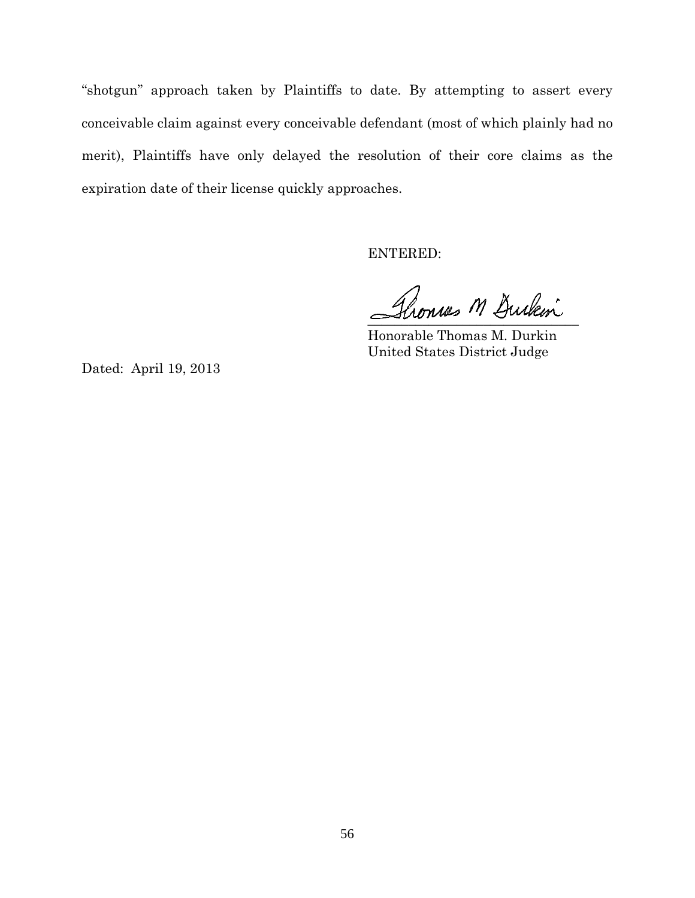"shotgun" approach taken by Plaintiffs to date. By attempting to assert every conceivable claim against every conceivable defendant (most of which plainly had no merit), Plaintiffs have only delayed the resolution of their core claims as the expiration date of their license quickly approaches.

ENTERED:

Thomas M Durkin

Honorable Thomas M. Durkin
United States District Judge

Dated: April 19, 2013